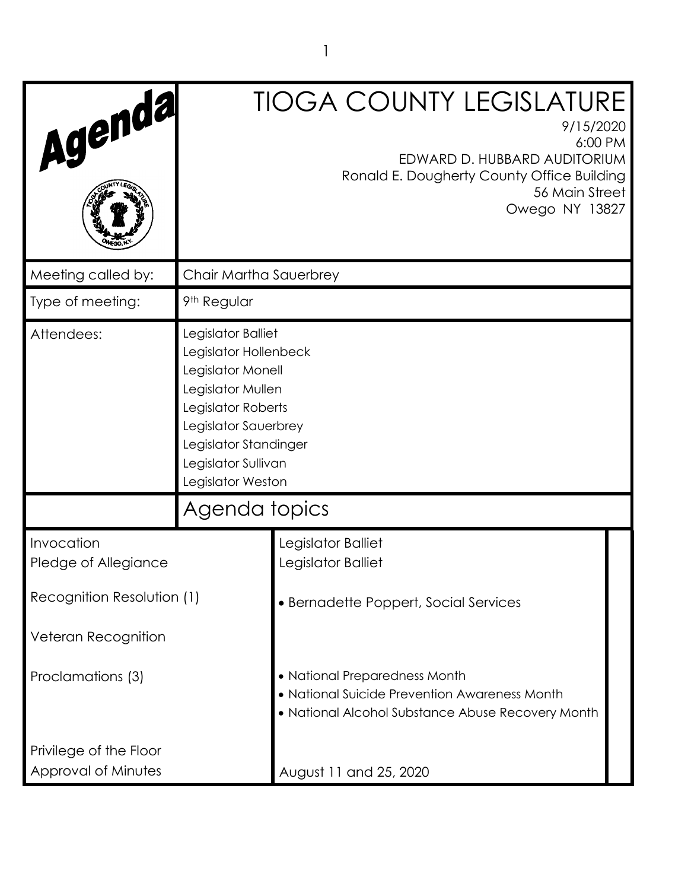# Agenda

# TIOGA COUNTY LEGISLATURE

9/15/2020
6:00 PM
EDWARD D. HUBBARD AUDITORIUM
Ronald E. Dougherty County Office Building
56 Main Street
Owego NY 13827

| | |
|---|---|
| Meeting called by: | Chair Martha Sauerbrey |
| Type of meeting: | 9th Regular |
| Attendees: | Legislator Balliet<br>Legislator Hollenbeck<br>Legislator Monell<br>Legislator Mullen<br>Legislator Roberts<br>Legislator Sauerbrey<br>Legislator Standinger<br>Legislator Sullivan<br>Legislator Weston |

## Agenda topics

| | |
|---|---|
| Invocation | Legislator Balliet |
| Pledge of Allegiance | Legislator Balliet |
| Recognition Resolution (1) | • Bernadette Poppert, Social Services |
| Veteran Recognition | |
| Proclamations (3) | • National Preparedness Month<br>• National Suicide Prevention Awareness Month<br>• National Alcohol Substance Abuse Recovery Month |
| Privilege of the Floor | |
| Approval of Minutes | August 11 and 25, 2020 |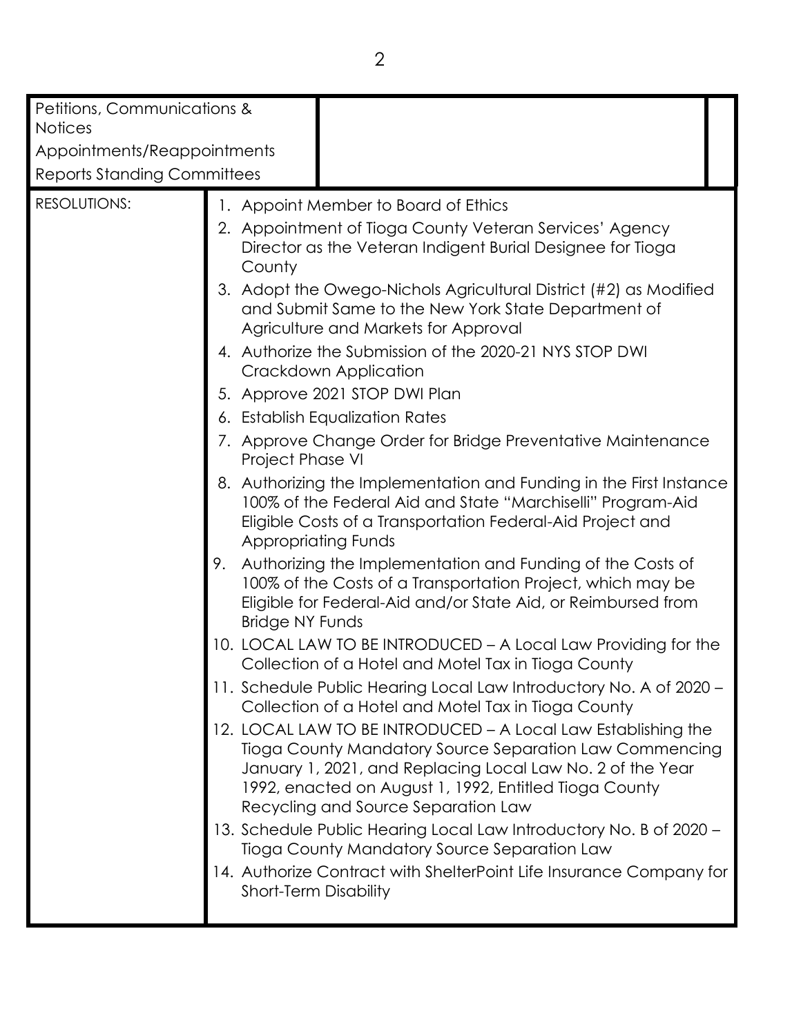| Petitions, Communications & Notices<br>Appointments/Reappointments<br>Reports Standing Committees | | |
|---|---|---|
| RESOLUTIONS: | 1. Appoint Member to Board of Ethics<br>2. Appointment of Tioga County Veteran Services' Agency Director as the Veteran Indigent Burial Designee for Tioga County<br>3. Adopt the Owego-Nichols Agricultural District (#2) as Modified and Submit Same to the New York State Department of Agriculture and Markets for Approval<br>4. Authorize the Submission of the 2020-21 NYS STOP DWI Crackdown Application<br>5. Approve 2021 STOP DWI Plan<br>6. Establish Equalization Rates<br>7. Approve Change Order for Bridge Preventative Maintenance Project Phase VI<br>8. Authorizing the Implementation and Funding in the First Instance 100% of the Federal Aid and State "Marchiselli" Program-Aid Eligible Costs of a Transportation Federal-Aid Project and Appropriating Funds<br>9. Authorizing the Implementation and Funding of the Costs of 100% of the Costs of a Transportation Project, which may be Eligible for Federal-Aid and/or State Aid, or Reimbursed from Bridge NY Funds<br>10. LOCAL LAW TO BE INTRODUCED – A Local Law Providing for the Collection of a Hotel and Motel Tax in Tioga County<br>11. Schedule Public Hearing Local Law Introductory No. A of 2020 – Collection of a Hotel and Motel Tax in Tioga County<br>12. LOCAL LAW TO BE INTRODUCED – A Local Law Establishing the Tioga County Mandatory Source Separation Law Commencing January 1, 2021, and Replacing Local Law No. 2 of the Year 1992, enacted on August 1, 1992, Entitled Tioga County Recycling and Source Separation Law<br>13. Schedule Public Hearing Local Law Introductory No. B of 2020 – Tioga County Mandatory Source Separation Law<br>14. Authorize Contract with ShelterPoint Life Insurance Company for Short-Term Disability | |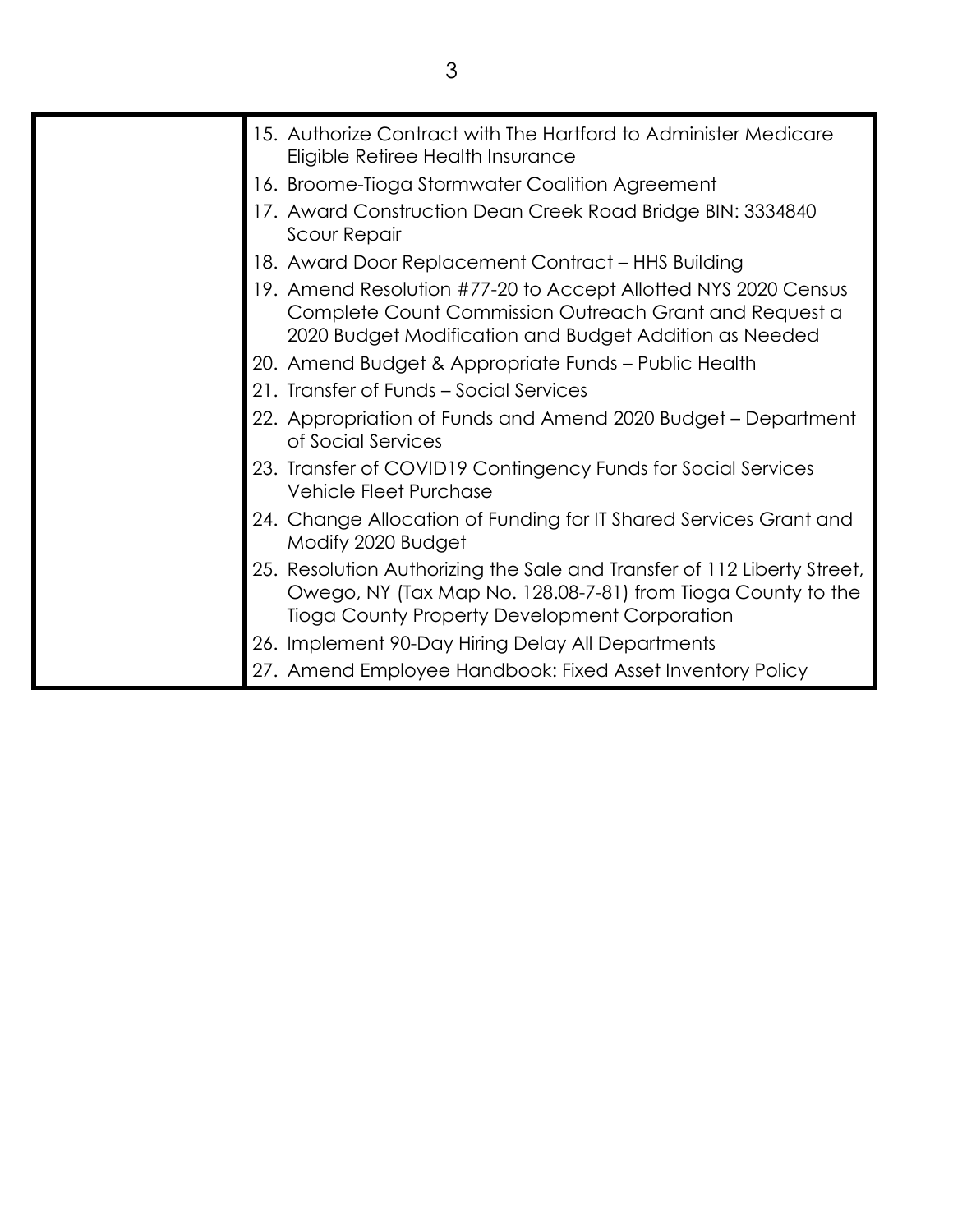| | |
|---|---|
| | 15. Authorize Contract with The Hartford to Administer Medicare Eligible Retiree Health Insurance<br>16. Broome-Tioga Stormwater Coalition Agreement<br>17. Award Construction Dean Creek Road Bridge BIN: 3334840 Scour Repair<br>18. Award Door Replacement Contract – HHS Building<br>19. Amend Resolution #77-20 to Accept Allotted NYS 2020 Census Complete Count Commission Outreach Grant and Request a 2020 Budget Modification and Budget Addition as Needed<br>20. Amend Budget & Appropriate Funds – Public Health<br>21. Transfer of Funds – Social Services<br>22. Appropriation of Funds and Amend 2020 Budget – Department of Social Services<br>23. Transfer of COVID19 Contingency Funds for Social Services Vehicle Fleet Purchase<br>24. Change Allocation of Funding for IT Shared Services Grant and Modify 2020 Budget<br>25. Resolution Authorizing the Sale and Transfer of 112 Liberty Street, Owego, NY (Tax Map No. 128.08-7-81) from Tioga County to the Tioga County Property Development Corporation<br>26. Implement 90-Day Hiring Delay All Departments<br>27. Amend Employee Handbook: Fixed Asset Inventory Policy |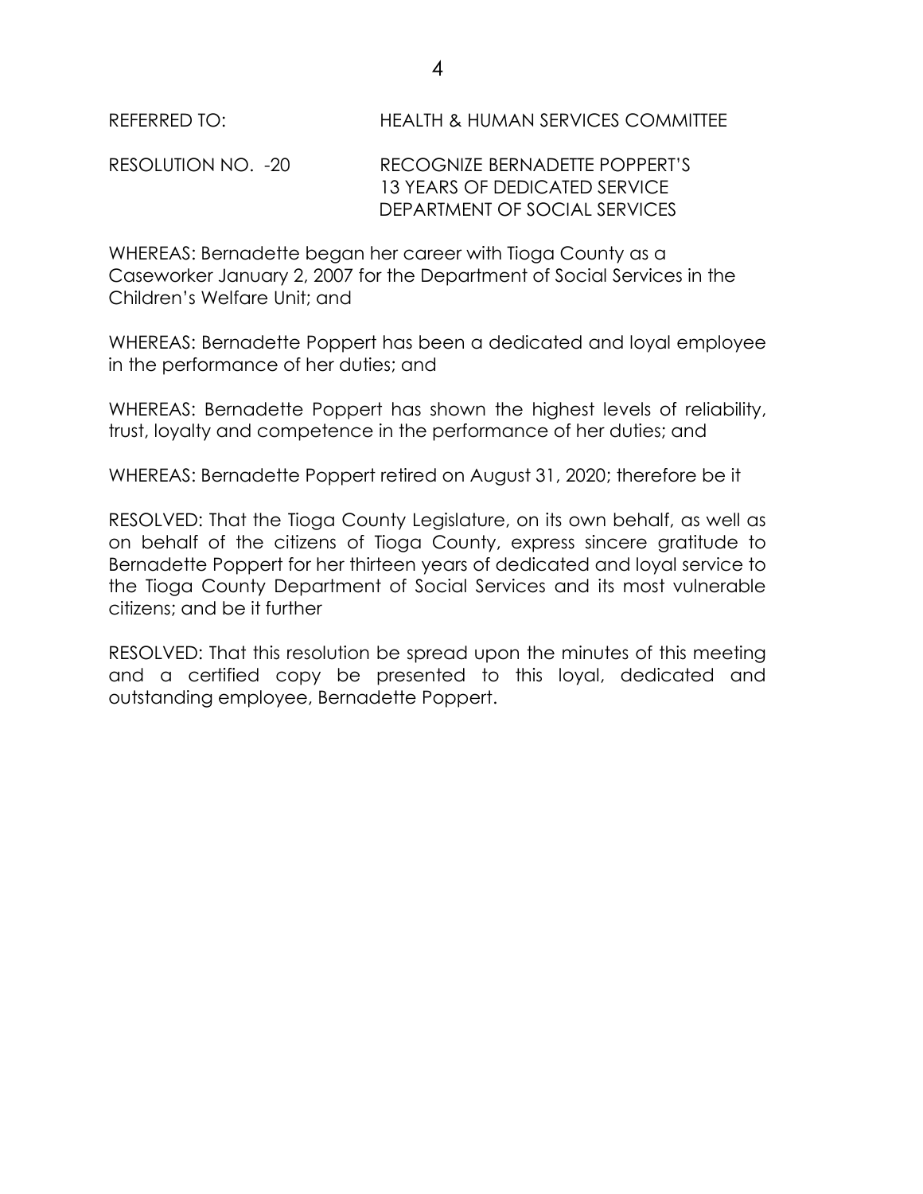REFERRED TO: HEALTH & HUMAN SERVICES COMMITTEE

RESOLUTION NO. -20 RECOGNIZE BERNADETTE POPPERT'S 13 YEARS OF DEDICATED SERVICE DEPARTMENT OF SOCIAL SERVICES

WHEREAS: Bernadette began her career with Tioga County as a Caseworker January 2, 2007 for the Department of Social Services in the Children's Welfare Unit; and

WHEREAS: Bernadette Poppert has been a dedicated and loyal employee in the performance of her duties; and

WHEREAS: Bernadette Poppert has shown the highest levels of reliability, trust, loyalty and competence in the performance of her duties; and

WHEREAS: Bernadette Poppert retired on August 31, 2020; therefore be it

RESOLVED: That the Tioga County Legislature, on its own behalf, as well as on behalf of the citizens of Tioga County, express sincere gratitude to Bernadette Poppert for her thirteen years of dedicated and loyal service to the Tioga County Department of Social Services and its most vulnerable citizens; and be it further

RESOLVED: That this resolution be spread upon the minutes of this meeting and a certified copy be presented to this loyal, dedicated and outstanding employee, Bernadette Poppert.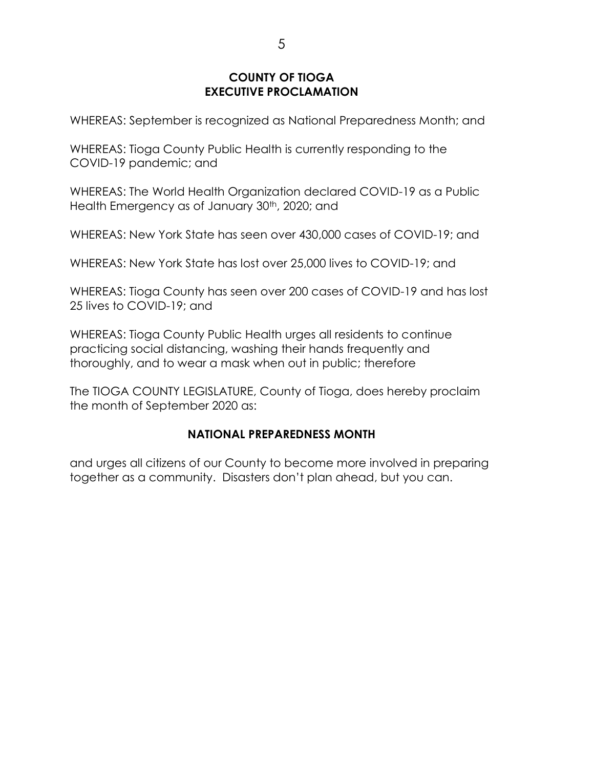**COUNTY OF TIOGA**
**EXECUTIVE PROCLAMATION**

WHEREAS: September is recognized as National Preparedness Month; and

WHEREAS: Tioga County Public Health is currently responding to the COVID-19 pandemic; and

WHEREAS: The World Health Organization declared COVID-19 as a Public Health Emergency as of January 30th, 2020; and

WHEREAS: New York State has seen over 430,000 cases of COVID-19; and

WHEREAS: New York State has lost over 25,000 lives to COVID-19; and

WHEREAS: Tioga County has seen over 200 cases of COVID-19 and has lost 25 lives to COVID-19; and

WHEREAS: Tioga County Public Health urges all residents to continue practicing social distancing, washing their hands frequently and thoroughly, and to wear a mask when out in public; therefore

The TIOGA COUNTY LEGISLATURE, County of Tioga, does hereby proclaim the month of September 2020 as:

**NATIONAL PREPAREDNESS MONTH**

and urges all citizens of our County to become more involved in preparing together as a community. Disasters don't plan ahead, but you can.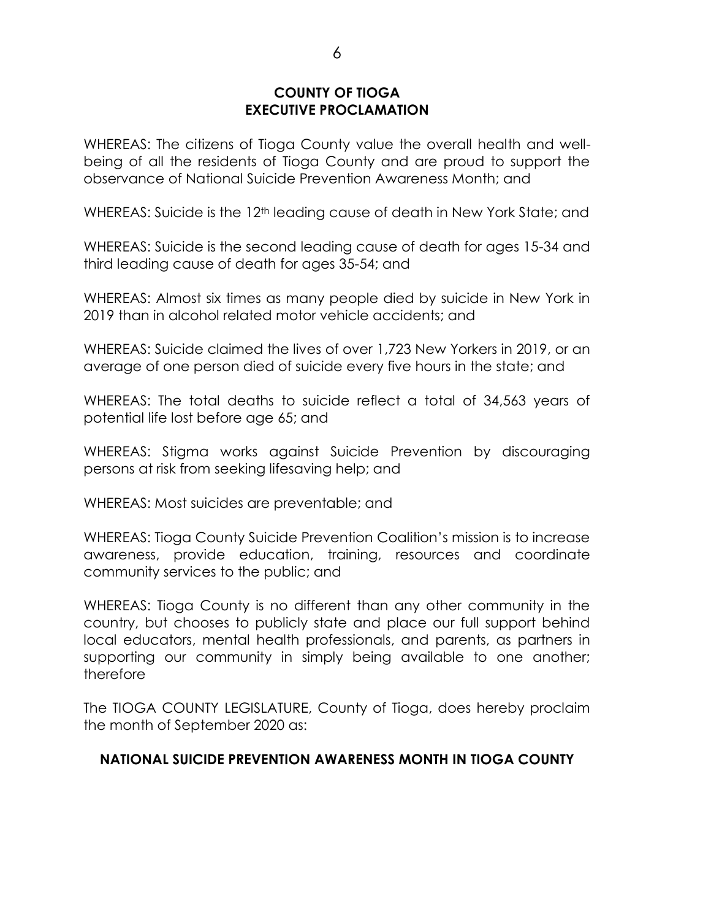**COUNTY OF TIOGA**
**EXECUTIVE PROCLAMATION**

WHEREAS: The citizens of Tioga County value the overall health and well-being of all the residents of Tioga County and are proud to support the observance of National Suicide Prevention Awareness Month; and

WHEREAS: Suicide is the 12th leading cause of death in New York State; and

WHEREAS: Suicide is the second leading cause of death for ages 15-34 and third leading cause of death for ages 35-54; and

WHEREAS: Almost six times as many people died by suicide in New York in 2019 than in alcohol related motor vehicle accidents; and

WHEREAS: Suicide claimed the lives of over 1,723 New Yorkers in 2019, or an average of one person died of suicide every five hours in the state; and

WHEREAS: The total deaths to suicide reflect a total of 34,563 years of potential life lost before age 65; and

WHEREAS: Stigma works against Suicide Prevention by discouraging persons at risk from seeking lifesaving help; and

WHEREAS: Most suicides are preventable; and

WHEREAS: Tioga County Suicide Prevention Coalition's mission is to increase awareness, provide education, training, resources and coordinate community services to the public; and

WHEREAS: Tioga County is no different than any other community in the country, but chooses to publicly state and place our full support behind local educators, mental health professionals, and parents, as partners in supporting our community in simply being available to one another; therefore

The TIOGA COUNTY LEGISLATURE, County of Tioga, does hereby proclaim the month of September 2020 as:

**NATIONAL SUICIDE PREVENTION AWARENESS MONTH IN TIOGA COUNTY**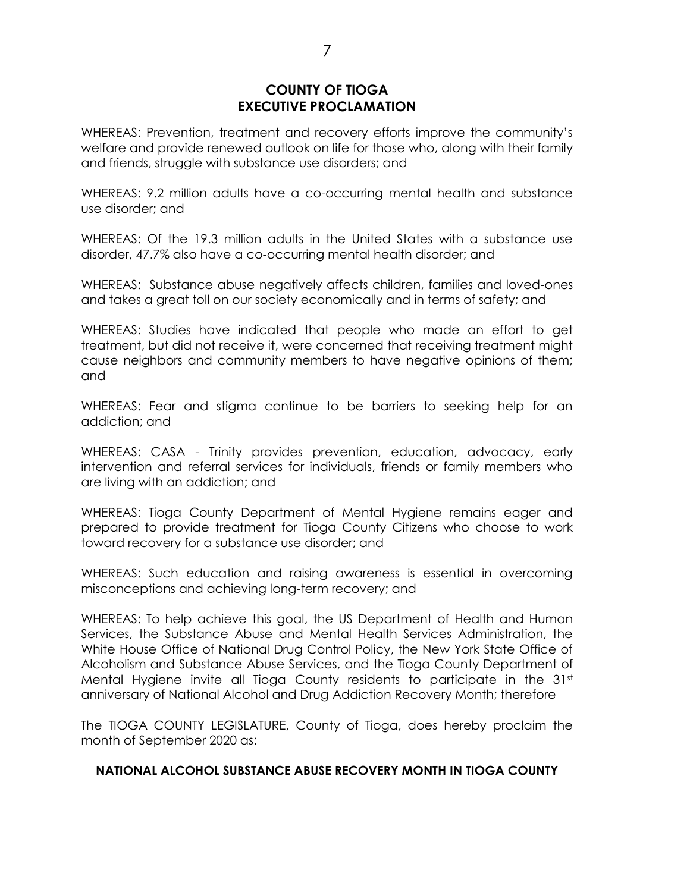# COUNTY OF TIOGA
# EXECUTIVE PROCLAMATION

WHEREAS: Prevention, treatment and recovery efforts improve the community's welfare and provide renewed outlook on life for those who, along with their family and friends, struggle with substance use disorders; and

WHEREAS: 9.2 million adults have a co-occurring mental health and substance use disorder; and

WHEREAS: Of the 19.3 million adults in the United States with a substance use disorder, 47.7% also have a co-occurring mental health disorder; and

WHEREAS: Substance abuse negatively affects children, families and loved-ones and takes a great toll on our society economically and in terms of safety; and

WHEREAS: Studies have indicated that people who made an effort to get treatment, but did not receive it, were concerned that receiving treatment might cause neighbors and community members to have negative opinions of them; and

WHEREAS: Fear and stigma continue to be barriers to seeking help for an addiction; and

WHEREAS: CASA - Trinity provides prevention, education, advocacy, early intervention and referral services for individuals, friends or family members who are living with an addiction; and

WHEREAS: Tioga County Department of Mental Hygiene remains eager and prepared to provide treatment for Tioga County Citizens who choose to work toward recovery for a substance use disorder; and

WHEREAS: Such education and raising awareness is essential in overcoming misconceptions and achieving long-term recovery; and

WHEREAS: To help achieve this goal, the US Department of Health and Human Services, the Substance Abuse and Mental Health Services Administration, the White House Office of National Drug Control Policy, the New York State Office of Alcoholism and Substance Abuse Services, and the Tioga County Department of Mental Hygiene invite all Tioga County residents to participate in the 31st anniversary of National Alcohol and Drug Addiction Recovery Month; therefore

The TIOGA COUNTY LEGISLATURE, County of Tioga, does hereby proclaim the month of September 2020 as:

**NATIONAL ALCOHOL SUBSTANCE ABUSE RECOVERY MONTH IN TIOGA COUNTY**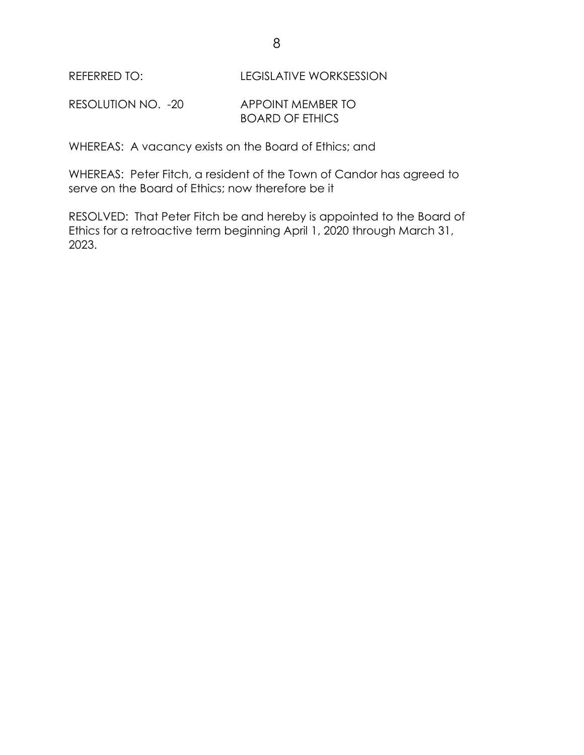REFERRED TO: LEGISLATIVE WORKSESSION

RESOLUTION NO. -20 APPOINT MEMBER TO BOARD OF ETHICS

WHEREAS: A vacancy exists on the Board of Ethics; and

WHEREAS: Peter Fitch, a resident of the Town of Candor has agreed to serve on the Board of Ethics; now therefore be it

RESOLVED: That Peter Fitch be and hereby is appointed to the Board of Ethics for a retroactive term beginning April 1, 2020 through March 31, 2023.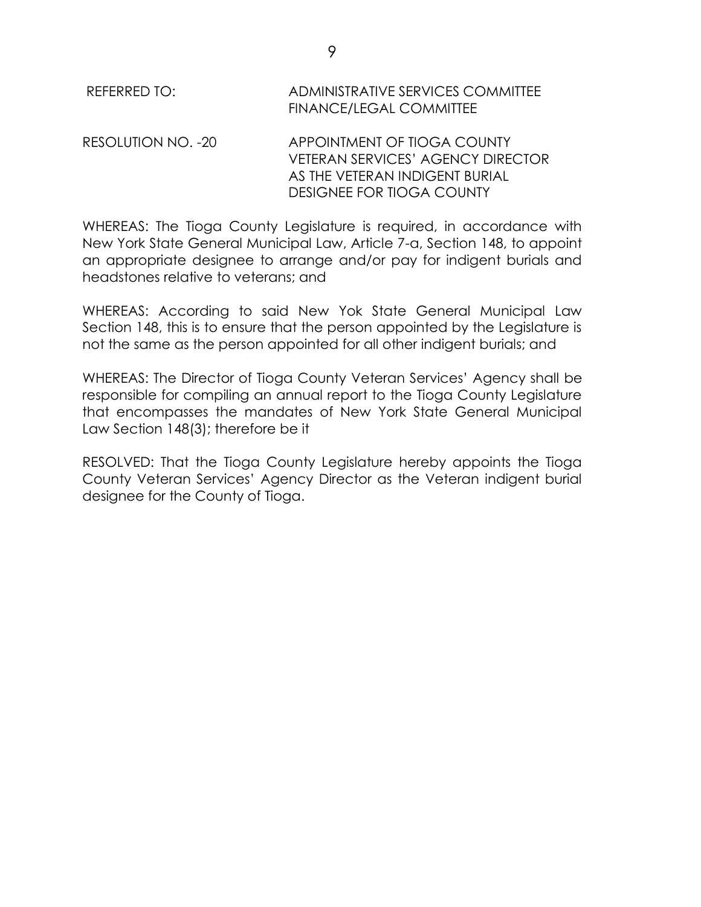REFERRED TO: ADMINISTRATIVE SERVICES COMMITTEE
FINANCE/LEGAL COMMITTEE

RESOLUTION NO. -20 APPOINTMENT OF TIOGA COUNTY VETERAN SERVICES' AGENCY DIRECTOR AS THE VETERAN INDIGENT BURIAL DESIGNEE FOR TIOGA COUNTY

WHEREAS: The Tioga County Legislature is required, in accordance with New York State General Municipal Law, Article 7-a, Section 148, to appoint an appropriate designee to arrange and/or pay for indigent burials and headstones relative to veterans; and

WHEREAS: According to said New Yok State General Municipal Law Section 148, this is to ensure that the person appointed by the Legislature is not the same as the person appointed for all other indigent burials; and

WHEREAS: The Director of Tioga County Veteran Services' Agency shall be responsible for compiling an annual report to the Tioga County Legislature that encompasses the mandates of New York State General Municipal Law Section 148(3); therefore be it

RESOLVED: That the Tioga County Legislature hereby appoints the Tioga County Veteran Services' Agency Director as the Veteran indigent burial designee for the County of Tioga.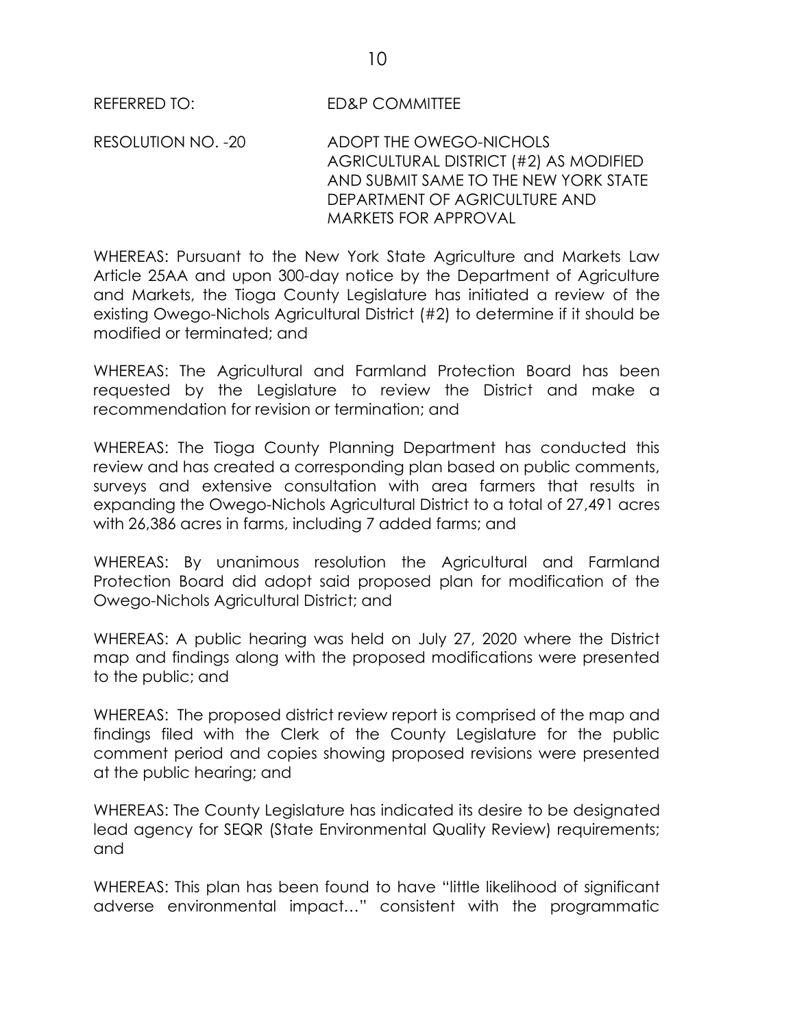REFERRED TO: ED&P COMMITTEE

RESOLUTION NO. -20 ADOPT THE OWEGO-NICHOLS AGRICULTURAL DISTRICT (#2) AS MODIFIED AND SUBMIT SAME TO THE NEW YORK STATE DEPARTMENT OF AGRICULTURE AND MARKETS FOR APPROVAL

WHEREAS: Pursuant to the New York State Agriculture and Markets Law Article 25AA and upon 300-day notice by the Department of Agriculture and Markets, the Tioga County Legislature has initiated a review of the existing Owego-Nichols Agricultural District (#2) to determine if it should be modified or terminated; and

WHEREAS: The Agricultural and Farmland Protection Board has been requested by the Legislature to review the District and make a recommendation for revision or termination; and

WHEREAS: The Tioga County Planning Department has conducted this review and has created a corresponding plan based on public comments, surveys and extensive consultation with area farmers that results in expanding the Owego-Nichols Agricultural District to a total of 27,491 acres with 26,386 acres in farms, including 7 added farms; and

WHEREAS: By unanimous resolution the Agricultural and Farmland Protection Board did adopt said proposed plan for modification of the Owego-Nichols Agricultural District; and

WHEREAS: A public hearing was held on July 27, 2020 where the District map and findings along with the proposed modifications were presented to the public; and

WHEREAS: The proposed district review report is comprised of the map and findings filed with the Clerk of the County Legislature for the public comment period and copies showing proposed revisions were presented at the public hearing; and

WHEREAS: The County Legislature has indicated its desire to be designated lead agency for SEQR (State Environmental Quality Review) requirements; and

WHEREAS: This plan has been found to have "little likelihood of significant adverse environmental impact…" consistent with the programmatic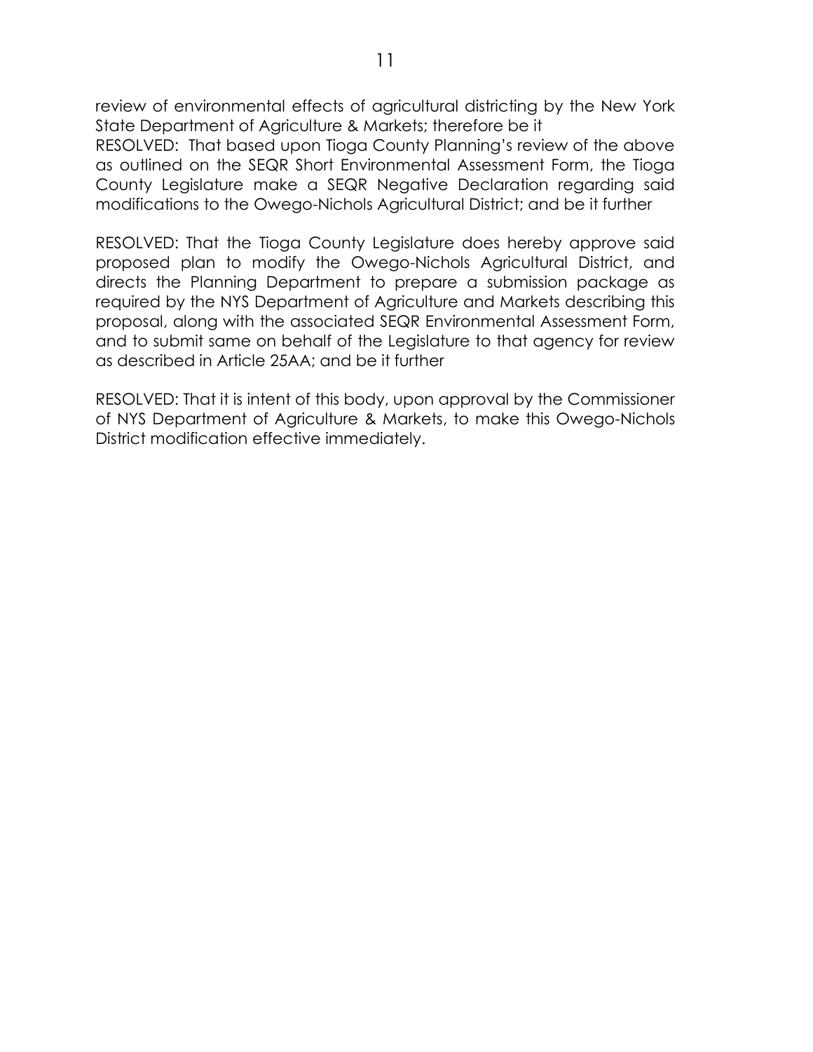review of environmental effects of agricultural districting by the New York State Department of Agriculture & Markets; therefore be it
RESOLVED: That based upon Tioga County Planning's review of the above as outlined on the SEQR Short Environmental Assessment Form, the Tioga County Legislature make a SEQR Negative Declaration regarding said modifications to the Owego-Nichols Agricultural District; and be it further

RESOLVED: That the Tioga County Legislature does hereby approve said proposed plan to modify the Owego-Nichols Agricultural District, and directs the Planning Department to prepare a submission package as required by the NYS Department of Agriculture and Markets describing this proposal, along with the associated SEQR Environmental Assessment Form, and to submit same on behalf of the Legislature to that agency for review as described in Article 25AA; and be it further

RESOLVED: That it is intent of this body, upon approval by the Commissioner of NYS Department of Agriculture & Markets, to make this Owego-Nichols District modification effective immediately.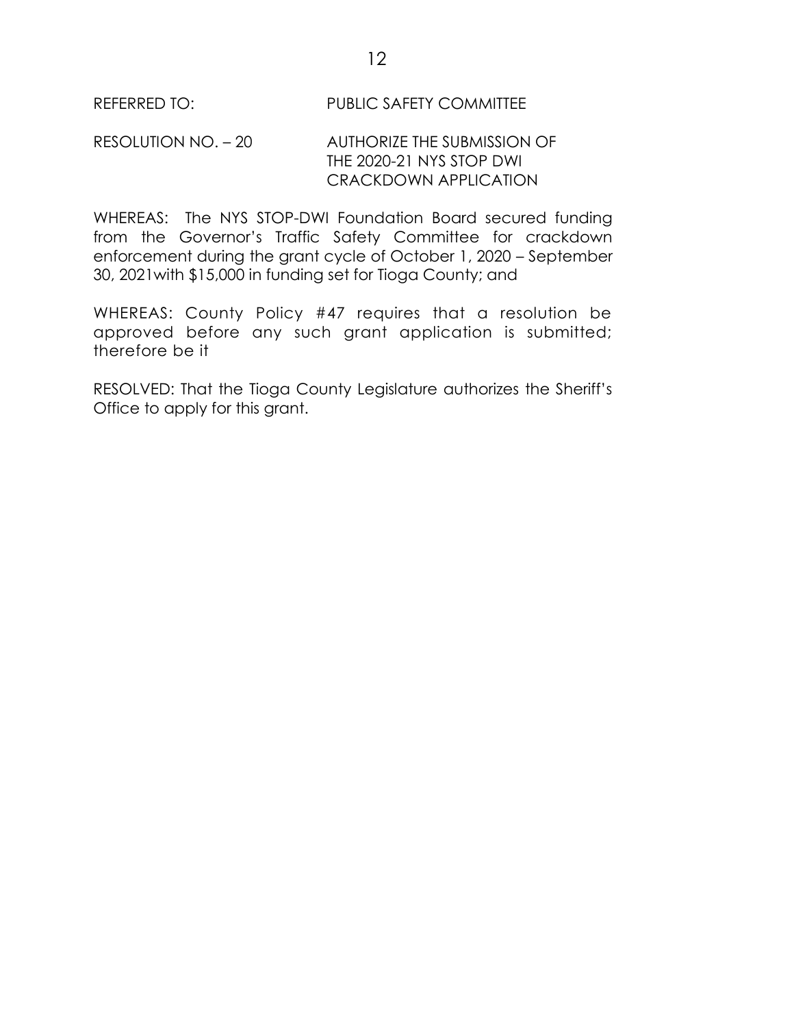REFERRED TO: PUBLIC SAFETY COMMITTEE

RESOLUTION NO. – 20 AUTHORIZE THE SUBMISSION OF THE 2020-21 NYS STOP DWI CRACKDOWN APPLICATION

WHEREAS: The NYS STOP-DWI Foundation Board secured funding from the Governor's Traffic Safety Committee for crackdown enforcement during the grant cycle of October 1, 2020 – September 30, 2021with $15,000 in funding set for Tioga County; and

WHEREAS: County Policy #47 requires that a resolution be approved before any such grant application is submitted; therefore be it

RESOLVED: That the Tioga County Legislature authorizes the Sheriff's Office to apply for this grant.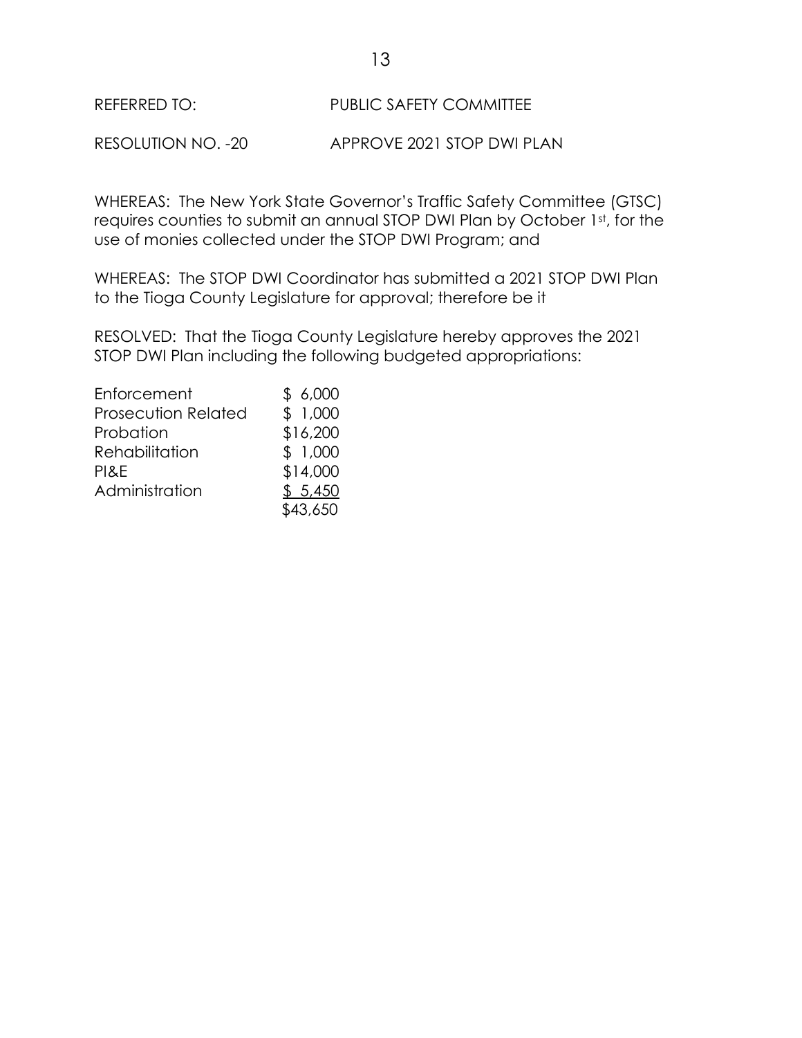REFERRED TO: PUBLIC SAFETY COMMITTEE

RESOLUTION NO. -20 APPROVE 2021 STOP DWI PLAN

WHEREAS: The New York State Governor's Traffic Safety Committee (GTSC) requires counties to submit an annual STOP DWI Plan by October 1st, for the use of monies collected under the STOP DWI Program; and

WHEREAS: The STOP DWI Coordinator has submitted a 2021 STOP DWI Plan to the Tioga County Legislature for approval; therefore be it

RESOLVED: That the Tioga County Legislature hereby approves the 2021 STOP DWI Plan including the following budgeted appropriations:

| | |
|---|---|
| Enforcement | $ 6,000 |
| Prosecution Related | $ 1,000 |
| Probation | $16,200 |
| Rehabilitation | $ 1,000 |
| PI&E | $14,000 |
| Administration | $ 5,450 |
| | $43,650 |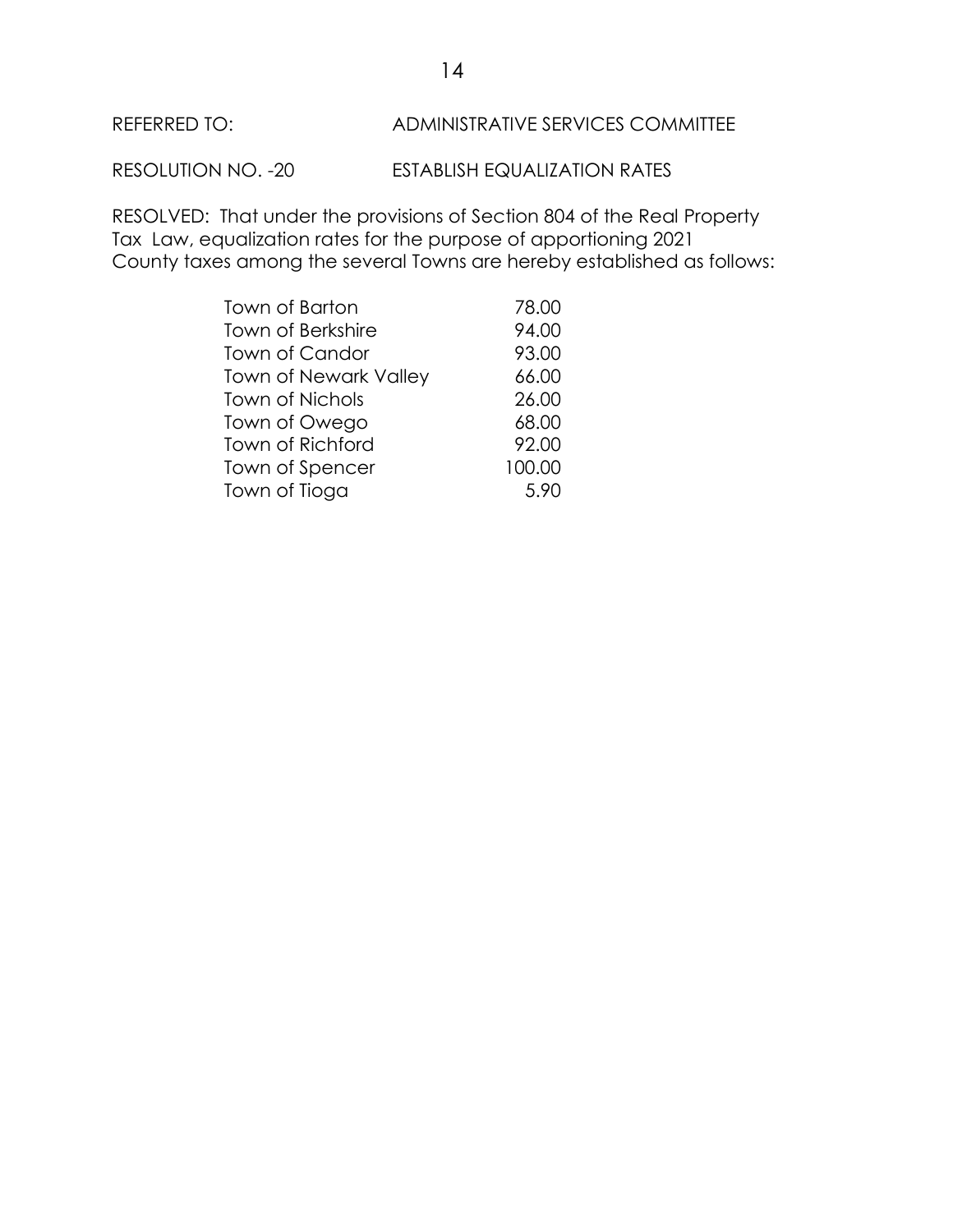REFERRED TO: ADMINISTRATIVE SERVICES COMMITTEE

RESOLUTION NO. -20 ESTABLISH EQUALIZATION RATES

RESOLVED: That under the provisions of Section 804 of the Real Property Tax Law, equalization rates for the purpose of apportioning 2021 County taxes among the several Towns are hereby established as follows:

| | |
|---|---|
| Town of Barton | 78.00 |
| Town of Berkshire | 94.00 |
| Town of Candor | 93.00 |
| Town of Newark Valley | 66.00 |
| Town of Nichols | 26.00 |
| Town of Owego | 68.00 |
| Town of Richford | 92.00 |
| Town of Spencer | 100.00 |
| Town of Tioga | 5.90 |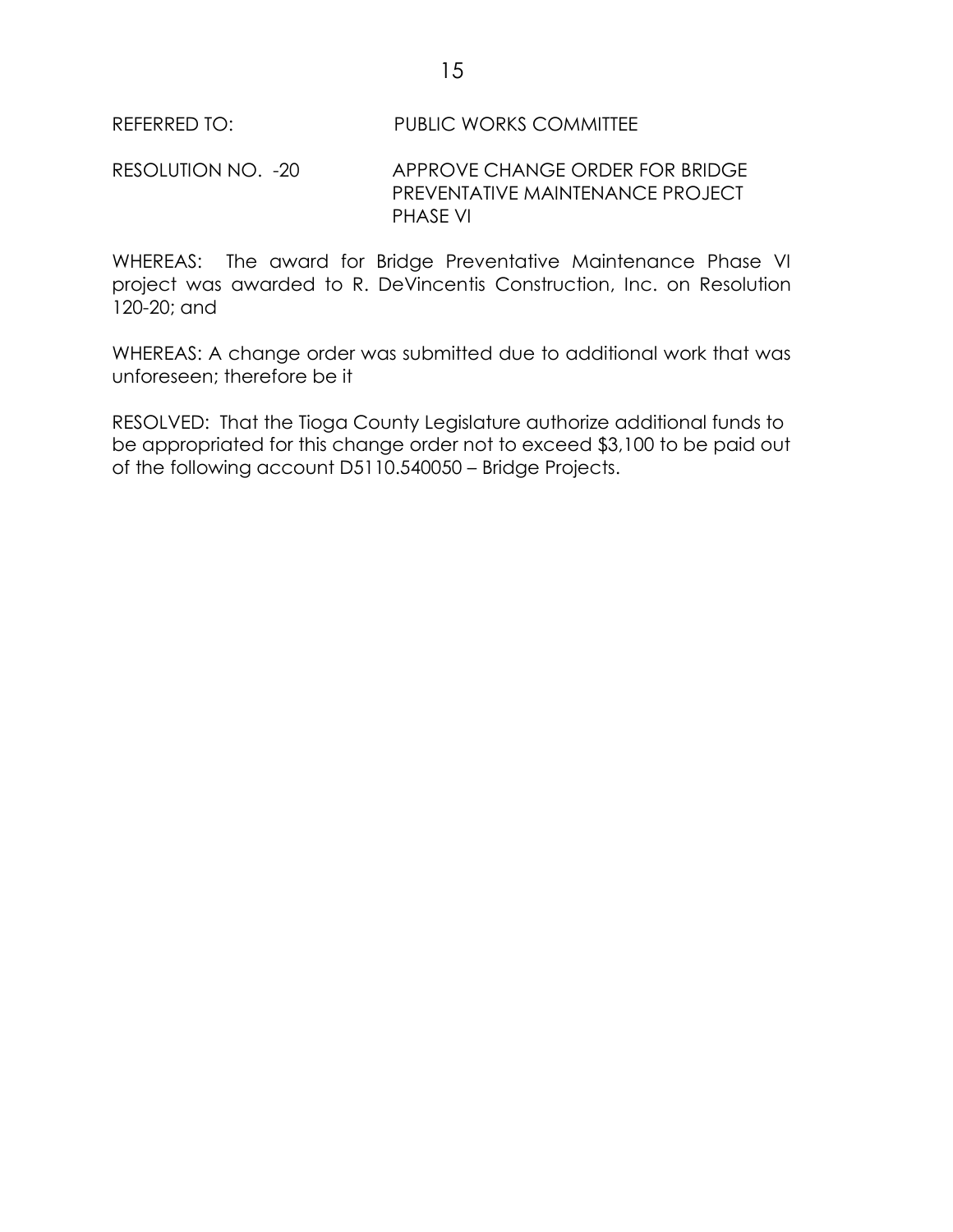REFERRED TO: PUBLIC WORKS COMMITTEE

RESOLUTION NO. -20 APPROVE CHANGE ORDER FOR BRIDGE PREVENTATIVE MAINTENANCE PROJECT PHASE VI

WHEREAS: The award for Bridge Preventative Maintenance Phase VI project was awarded to R. DeVincentis Construction, Inc. on Resolution 120-20; and

WHEREAS: A change order was submitted due to additional work that was unforeseen; therefore be it

RESOLVED: That the Tioga County Legislature authorize additional funds to be appropriated for this change order not to exceed $3,100 to be paid out of the following account D5110.540050 – Bridge Projects.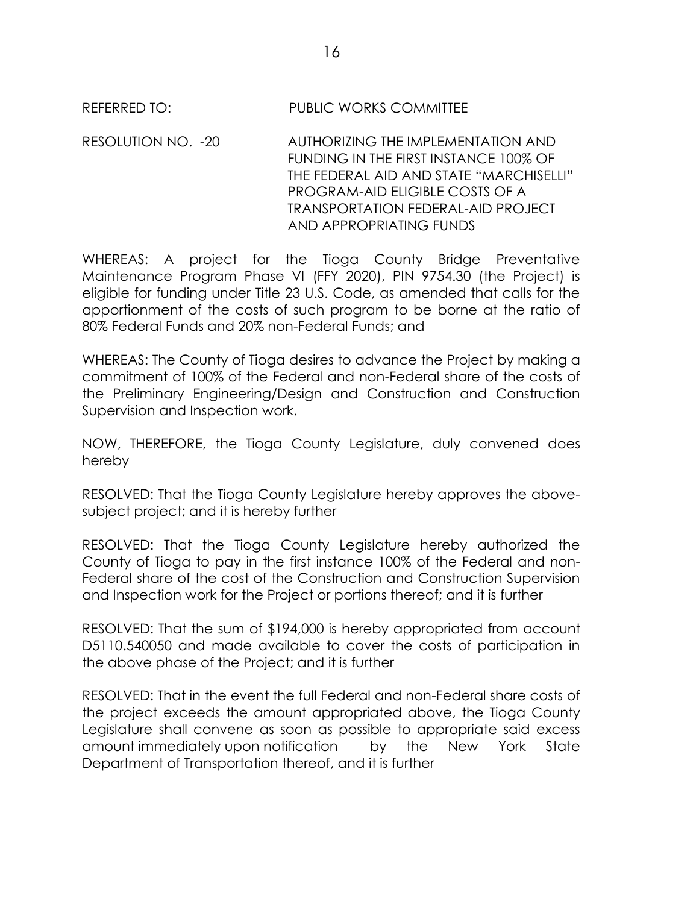REFERRED TO: PUBLIC WORKS COMMITTEE

RESOLUTION NO. -20 AUTHORIZING THE IMPLEMENTATION AND FUNDING IN THE FIRST INSTANCE 100% OF THE FEDERAL AID AND STATE "MARCHISELLI" PROGRAM-AID ELIGIBLE COSTS OF A TRANSPORTATION FEDERAL-AID PROJECT AND APPROPRIATING FUNDS

WHEREAS: A project for the Tioga County Bridge Preventative Maintenance Program Phase VI (FFY 2020), PIN 9754.30 (the Project) is eligible for funding under Title 23 U.S. Code, as amended that calls for the apportionment of the costs of such program to be borne at the ratio of 80% Federal Funds and 20% non-Federal Funds; and

WHEREAS: The County of Tioga desires to advance the Project by making a commitment of 100% of the Federal and non-Federal share of the costs of the Preliminary Engineering/Design and Construction and Construction Supervision and Inspection work.

NOW, THEREFORE, the Tioga County Legislature, duly convened does hereby

RESOLVED: That the Tioga County Legislature hereby approves the above-subject project; and it is hereby further

RESOLVED: That the Tioga County Legislature hereby authorized the County of Tioga to pay in the first instance 100% of the Federal and non-Federal share of the cost of the Construction and Construction Supervision and Inspection work for the Project or portions thereof; and it is further

RESOLVED: That the sum of $194,000 is hereby appropriated from account D5110.540050 and made available to cover the costs of participation in the above phase of the Project; and it is further

RESOLVED: That in the event the full Federal and non-Federal share costs of the project exceeds the amount appropriated above, the Tioga County Legislature shall convene as soon as possible to appropriate said excess amount immediately upon notification by the New York State Department of Transportation thereof, and it is further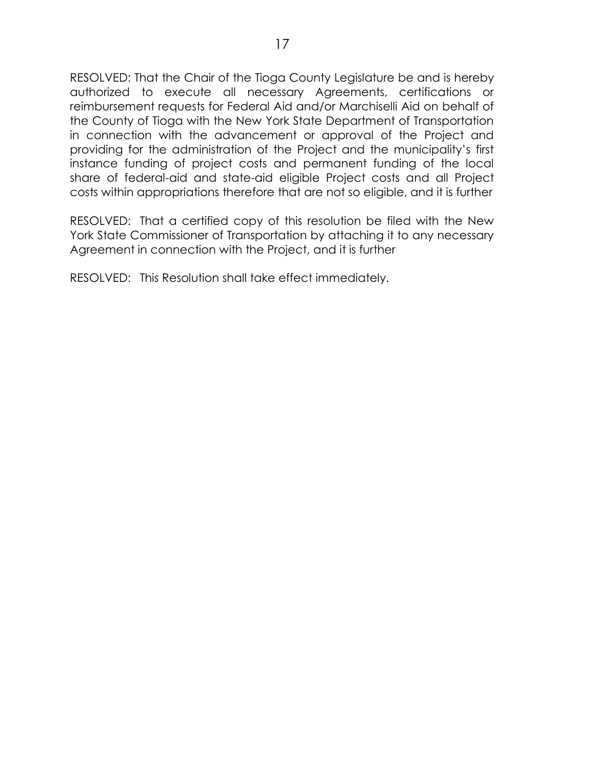RESOLVED: That the Chair of the Tioga County Legislature be and is hereby authorized to execute all necessary Agreements, certifications or reimbursement requests for Federal Aid and/or Marchiselli Aid on behalf of the County of Tioga with the New York State Department of Transportation in connection with the advancement or approval of the Project and providing for the administration of the Project and the municipality's first instance funding of project costs and permanent funding of the local share of federal-aid and state-aid eligible Project costs and all Project costs within appropriations therefore that are not so eligible, and it is further

RESOLVED: That a certified copy of this resolution be filed with the New York State Commissioner of Transportation by attaching it to any necessary Agreement in connection with the Project, and it is further

RESOLVED: This Resolution shall take effect immediately.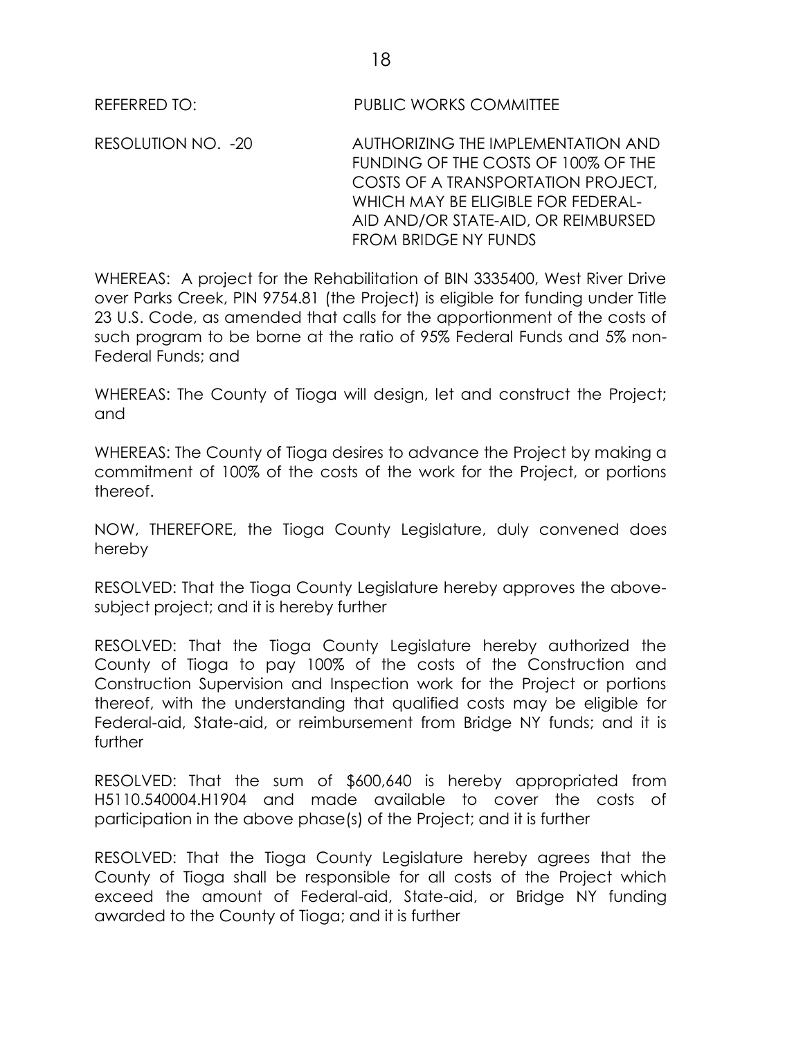REFERRED TO: PUBLIC WORKS COMMITTEE

RESOLUTION NO. -20 AUTHORIZING THE IMPLEMENTATION AND FUNDING OF THE COSTS OF 100% OF THE COSTS OF A TRANSPORTATION PROJECT, WHICH MAY BE ELIGIBLE FOR FEDERAL-AID AND/OR STATE-AID, OR REIMBURSED FROM BRIDGE NY FUNDS

WHEREAS: A project for the Rehabilitation of BIN 3335400, West River Drive over Parks Creek, PIN 9754.81 (the Project) is eligible for funding under Title 23 U.S. Code, as amended that calls for the apportionment of the costs of such program to be borne at the ratio of 95% Federal Funds and 5% non-Federal Funds; and

WHEREAS: The County of Tioga will design, let and construct the Project; and

WHEREAS: The County of Tioga desires to advance the Project by making a commitment of 100% of the costs of the work for the Project, or portions thereof.

NOW, THEREFORE, the Tioga County Legislature, duly convened does hereby

RESOLVED: That the Tioga County Legislature hereby approves the above-subject project; and it is hereby further

RESOLVED: That the Tioga County Legislature hereby authorized the County of Tioga to pay 100% of the costs of the Construction and Construction Supervision and Inspection work for the Project or portions thereof, with the understanding that qualified costs may be eligible for Federal-aid, State-aid, or reimbursement from Bridge NY funds; and it is further

RESOLVED: That the sum of $600,640 is hereby appropriated from H5110.540004.H1904 and made available to cover the costs of participation in the above phase(s) of the Project; and it is further

RESOLVED: That the Tioga County Legislature hereby agrees that the County of Tioga shall be responsible for all costs of the Project which exceed the amount of Federal-aid, State-aid, or Bridge NY funding awarded to the County of Tioga; and it is further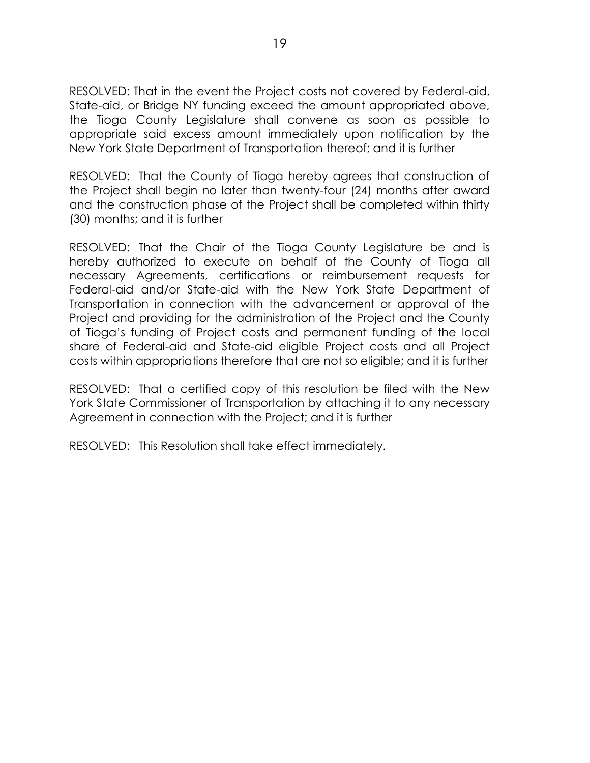RESOLVED: That in the event the Project costs not covered by Federal-aid, State-aid, or Bridge NY funding exceed the amount appropriated above, the Tioga County Legislature shall convene as soon as possible to appropriate said excess amount immediately upon notification by the New York State Department of Transportation thereof; and it is further

RESOLVED: That the County of Tioga hereby agrees that construction of the Project shall begin no later than twenty-four (24) months after award and the construction phase of the Project shall be completed within thirty (30) months; and it is further

RESOLVED: That the Chair of the Tioga County Legislature be and is hereby authorized to execute on behalf of the County of Tioga all necessary Agreements, certifications or reimbursement requests for Federal-aid and/or State-aid with the New York State Department of Transportation in connection with the advancement or approval of the Project and providing for the administration of the Project and the County of Tioga's funding of Project costs and permanent funding of the local share of Federal-aid and State-aid eligible Project costs and all Project costs within appropriations therefore that are not so eligible; and it is further

RESOLVED: That a certified copy of this resolution be filed with the New York State Commissioner of Transportation by attaching it to any necessary Agreement in connection with the Project; and it is further

RESOLVED: This Resolution shall take effect immediately.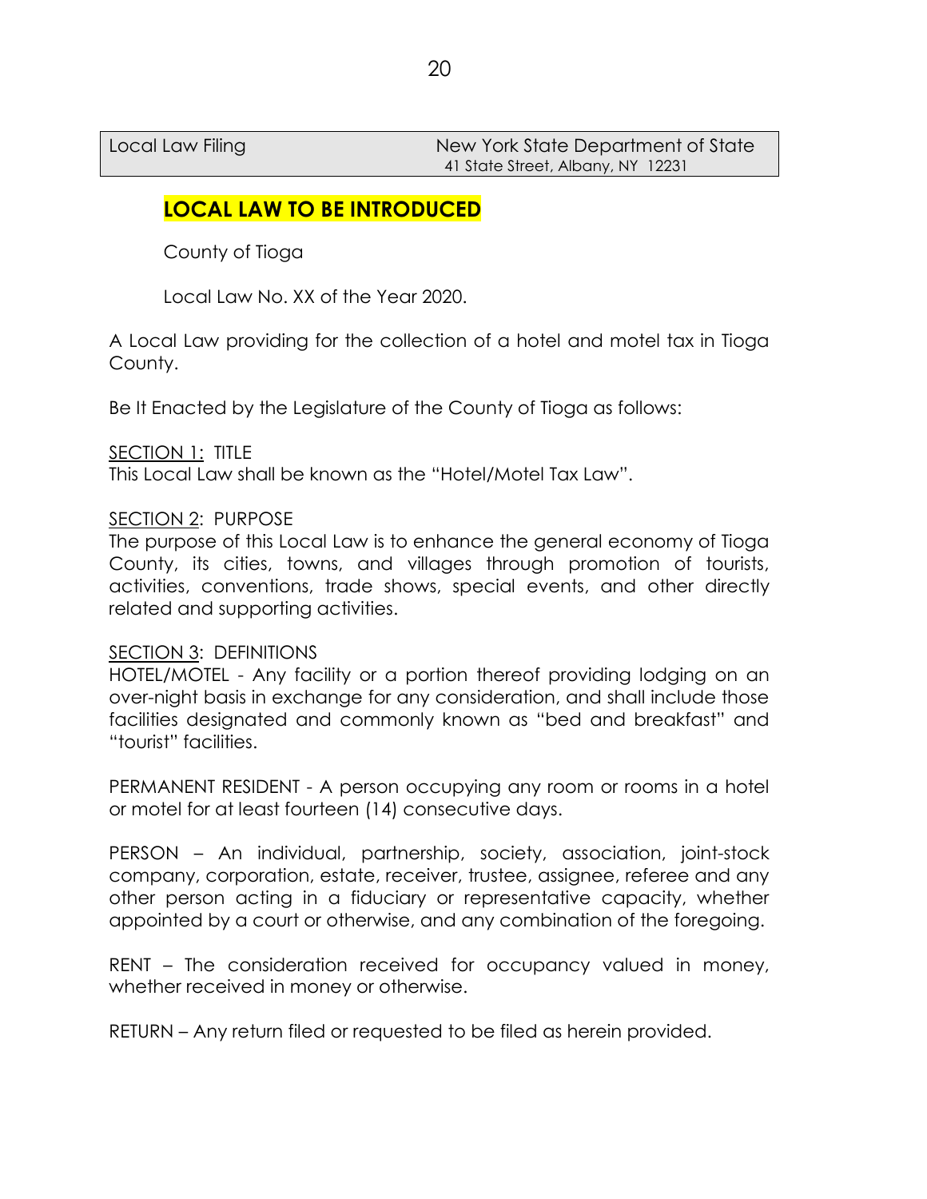| Local Law Filing | New York State Department of State<br>41 State Street, Albany, NY 12231 |
|---|---|

**LOCAL LAW TO BE INTRODUCED**

County of Tioga

Local Law No. XX of the Year 2020.

A Local Law providing for the collection of a hotel and motel tax in Tioga County.

Be It Enacted by the Legislature of the County of Tioga as follows:

<u>SECTION 1:</u> TITLE
This Local Law shall be known as the "Hotel/Motel Tax Law".

<u>SECTION 2</u>: PURPOSE
The purpose of this Local Law is to enhance the general economy of Tioga County, its cities, towns, and villages through promotion of tourists, activities, conventions, trade shows, special events, and other directly related and supporting activities.

<u>SECTION 3</u>: DEFINITIONS
HOTEL/MOTEL - Any facility or a portion thereof providing lodging on an over-night basis in exchange for any consideration, and shall include those facilities designated and commonly known as "bed and breakfast" and "tourist" facilities.

PERMANENT RESIDENT - A person occupying any room or rooms in a hotel or motel for at least fourteen (14) consecutive days.

PERSON – An individual, partnership, society, association, joint-stock company, corporation, estate, receiver, trustee, assignee, referee and any other person acting in a fiduciary or representative capacity, whether appointed by a court or otherwise, and any combination of the foregoing.

RENT – The consideration received for occupancy valued in money, whether received in money or otherwise.

RETURN – Any return filed or requested to be filed as herein provided.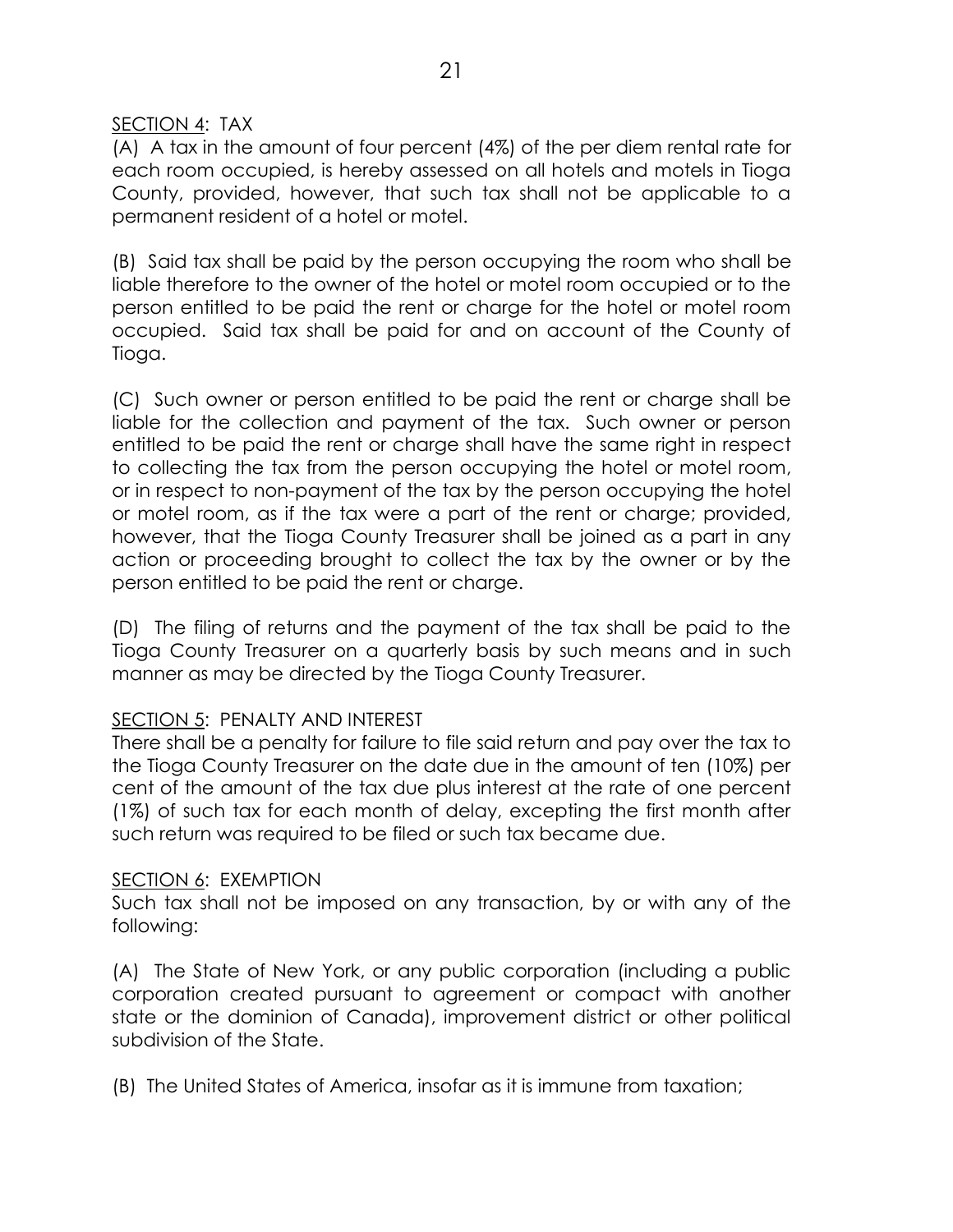<u>SECTION 4</u>: TAX

(A) A tax in the amount of four percent (4%) of the per diem rental rate for each room occupied, is hereby assessed on all hotels and motels in Tioga County, provided, however, that such tax shall not be applicable to a permanent resident of a hotel or motel.

(B) Said tax shall be paid by the person occupying the room who shall be liable therefore to the owner of the hotel or motel room occupied or to the person entitled to be paid the rent or charge for the hotel or motel room occupied. Said tax shall be paid for and on account of the County of Tioga.

(C) Such owner or person entitled to be paid the rent or charge shall be liable for the collection and payment of the tax. Such owner or person entitled to be paid the rent or charge shall have the same right in respect to collecting the tax from the person occupying the hotel or motel room, or in respect to non-payment of the tax by the person occupying the hotel or motel room, as if the tax were a part of the rent or charge; provided, however, that the Tioga County Treasurer shall be joined as a part in any action or proceeding brought to collect the tax by the owner or by the person entitled to be paid the rent or charge.

(D) The filing of returns and the payment of the tax shall be paid to the Tioga County Treasurer on a quarterly basis by such means and in such manner as may be directed by the Tioga County Treasurer.

<u>SECTION 5</u>: PENALTY AND INTEREST

There shall be a penalty for failure to file said return and pay over the tax to the Tioga County Treasurer on the date due in the amount of ten (10%) per cent of the amount of the tax due plus interest at the rate of one percent (1%) of such tax for each month of delay, excepting the first month after such return was required to be filed or such tax became due.

<u>SECTION 6</u>: EXEMPTION

Such tax shall not be imposed on any transaction, by or with any of the following:

(A) The State of New York, or any public corporation (including a public corporation created pursuant to agreement or compact with another state or the dominion of Canada), improvement district or other political subdivision of the State.

(B) The United States of America, insofar as it is immune from taxation;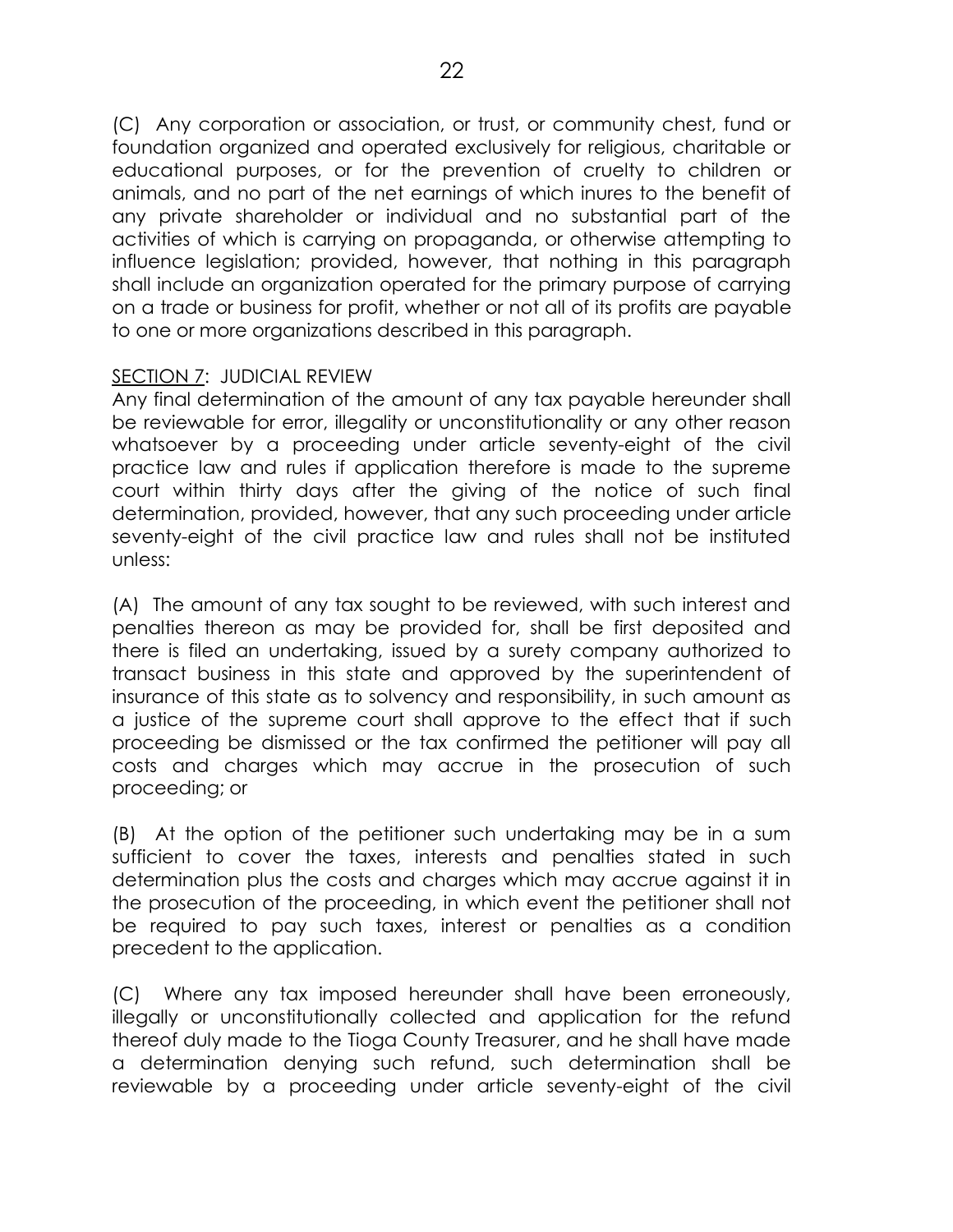(C) Any corporation or association, or trust, or community chest, fund or foundation organized and operated exclusively for religious, charitable or educational purposes, or for the prevention of cruelty to children or animals, and no part of the net earnings of which inures to the benefit of any private shareholder or individual and no substantial part of the activities of which is carrying on propaganda, or otherwise attempting to influence legislation; provided, however, that nothing in this paragraph shall include an organization operated for the primary purpose of carrying on a trade or business for profit, whether or not all of its profits are payable to one or more organizations described in this paragraph.

SECTION 7: JUDICIAL REVIEW

Any final determination of the amount of any tax payable hereunder shall be reviewable for error, illegality or unconstitutionality or any other reason whatsoever by a proceeding under article seventy-eight of the civil practice law and rules if application therefore is made to the supreme court within thirty days after the giving of the notice of such final determination, provided, however, that any such proceeding under article seventy-eight of the civil practice law and rules shall not be instituted unless:

(A) The amount of any tax sought to be reviewed, with such interest and penalties thereon as may be provided for, shall be first deposited and there is filed an undertaking, issued by a surety company authorized to transact business in this state and approved by the superintendent of insurance of this state as to solvency and responsibility, in such amount as a justice of the supreme court shall approve to the effect that if such proceeding be dismissed or the tax confirmed the petitioner will pay all costs and charges which may accrue in the prosecution of such proceeding; or

(B) At the option of the petitioner such undertaking may be in a sum sufficient to cover the taxes, interests and penalties stated in such determination plus the costs and charges which may accrue against it in the prosecution of the proceeding, in which event the petitioner shall not be required to pay such taxes, interest or penalties as a condition precedent to the application.

(C) Where any tax imposed hereunder shall have been erroneously, illegally or unconstitutionally collected and application for the refund thereof duly made to the Tioga County Treasurer, and he shall have made a determination denying such refund, such determination shall be reviewable by a proceeding under article seventy-eight of the civil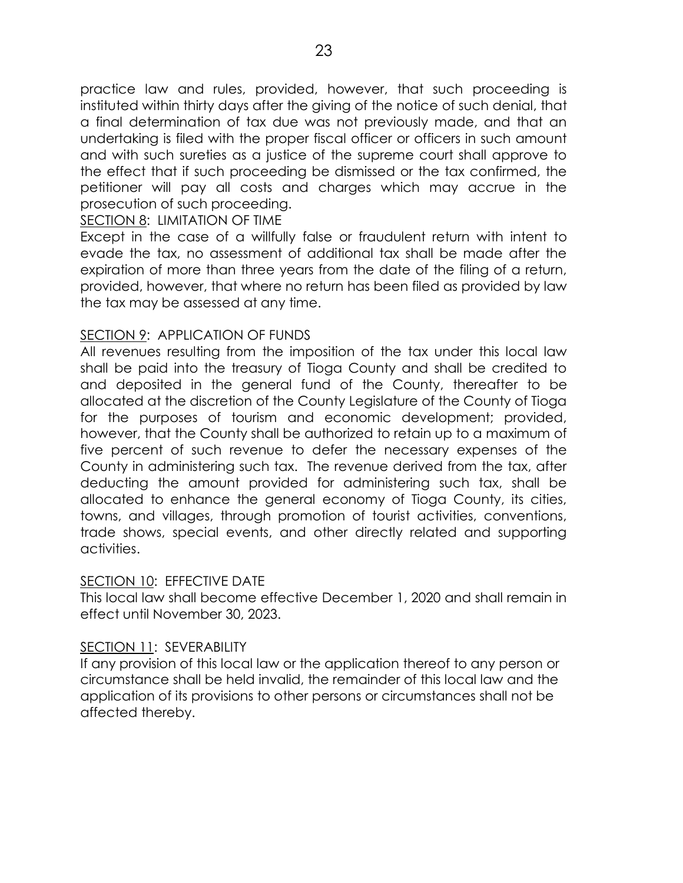practice law and rules, provided, however, that such proceeding is instituted within thirty days after the giving of the notice of such denial, that a final determination of tax due was not previously made, and that an undertaking is filed with the proper fiscal officer or officers in such amount and with such sureties as a justice of the supreme court shall approve to the effect that if such proceeding be dismissed or the tax confirmed, the petitioner will pay all costs and charges which may accrue in the prosecution of such proceeding.

SECTION 8: LIMITATION OF TIME

Except in the case of a willfully false or fraudulent return with intent to evade the tax, no assessment of additional tax shall be made after the expiration of more than three years from the date of the filing of a return, provided, however, that where no return has been filed as provided by law the tax may be assessed at any time.

SECTION 9: APPLICATION OF FUNDS

All revenues resulting from the imposition of the tax under this local law shall be paid into the treasury of Tioga County and shall be credited to and deposited in the general fund of the County, thereafter to be allocated at the discretion of the County Legislature of the County of Tioga for the purposes of tourism and economic development; provided, however, that the County shall be authorized to retain up to a maximum of five percent of such revenue to defer the necessary expenses of the County in administering such tax. The revenue derived from the tax, after deducting the amount provided for administering such tax, shall be allocated to enhance the general economy of Tioga County, its cities, towns, and villages, through promotion of tourist activities, conventions, trade shows, special events, and other directly related and supporting activities.

SECTION 10: EFFECTIVE DATE

This local law shall become effective December 1, 2020 and shall remain in effect until November 30, 2023.

SECTION 11: SEVERABILITY

If any provision of this local law or the application thereof to any person or circumstance shall be held invalid, the remainder of this local law and the application of its provisions to other persons or circumstances shall not be affected thereby.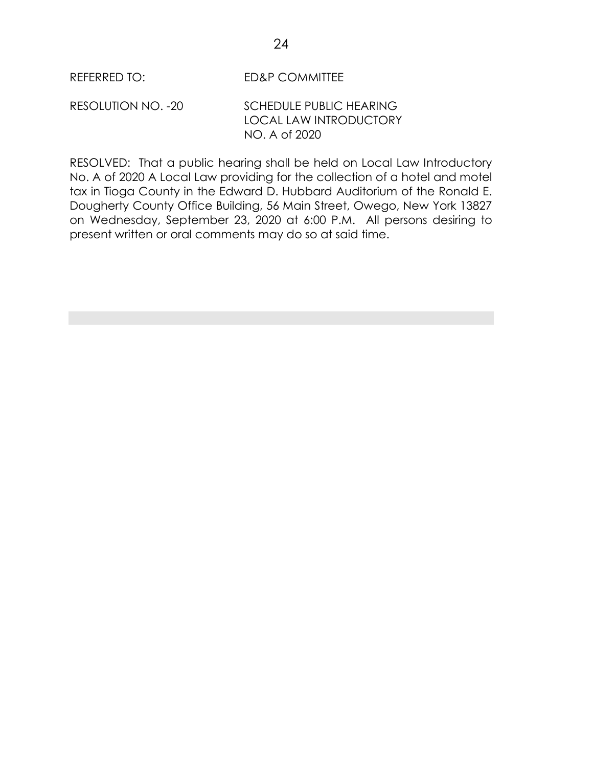REFERRED TO: ED&P COMMITTEE

RESOLUTION NO. -20 SCHEDULE PUBLIC HEARING LOCAL LAW INTRODUCTORY NO. A of 2020

RESOLVED: That a public hearing shall be held on Local Law Introductory No. A of 2020 A Local Law providing for the collection of a hotel and motel tax in Tioga County in the Edward D. Hubbard Auditorium of the Ronald E. Dougherty County Office Building, 56 Main Street, Owego, New York 13827 on Wednesday, September 23, 2020 at 6:00 P.M. All persons desiring to present written or oral comments may do so at said time.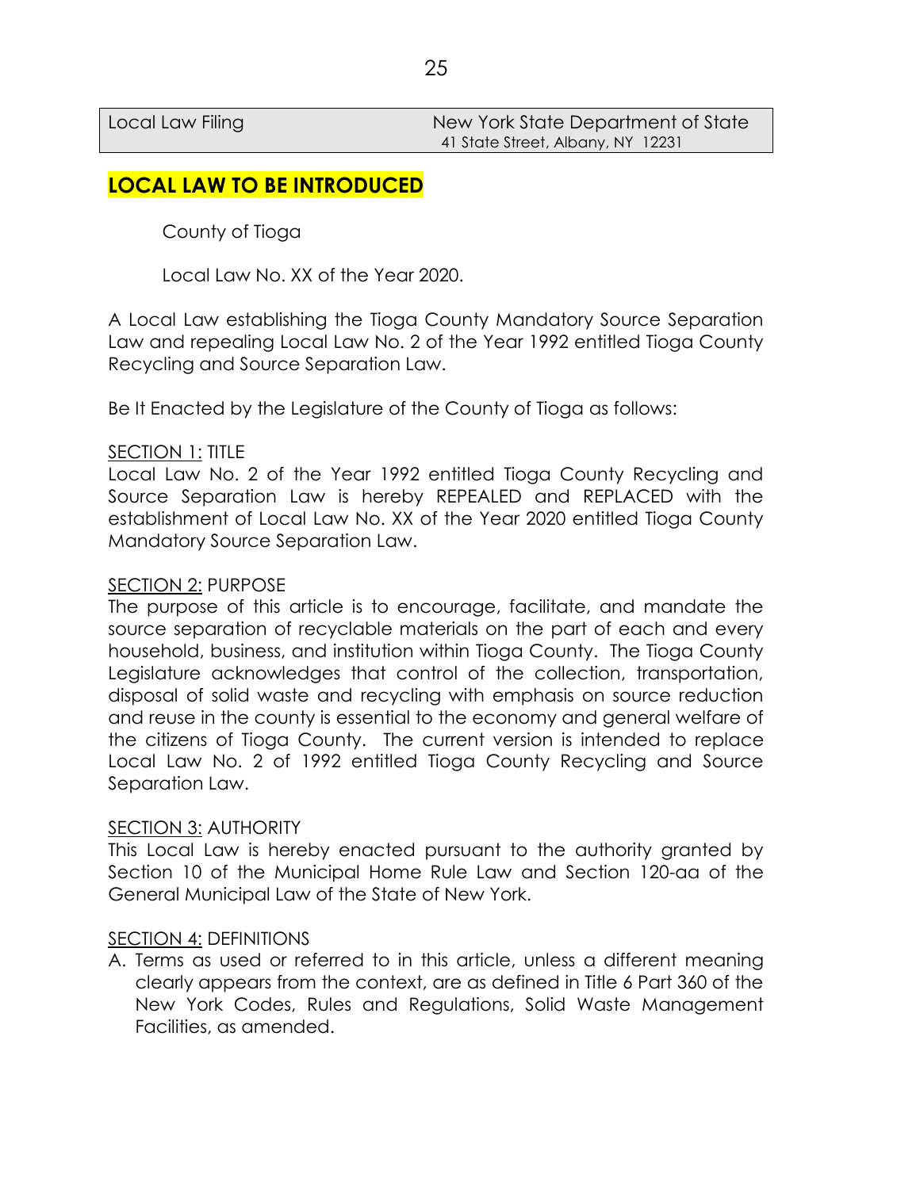Local Law Filing | New York State Department of State, 41 State Street, Albany, NY 12231

## LOCAL LAW TO BE INTRODUCED

County of Tioga

Local Law No. XX of the Year 2020.

A Local Law establishing the Tioga County Mandatory Source Separation Law and repealing Local Law No. 2 of the Year 1992 entitled Tioga County Recycling and Source Separation Law.

Be It Enacted by the Legislature of the County of Tioga as follows:

SECTION 1: TITLE
Local Law No. 2 of the Year 1992 entitled Tioga County Recycling and Source Separation Law is hereby REPEALED and REPLACED with the establishment of Local Law No. XX of the Year 2020 entitled Tioga County Mandatory Source Separation Law.

SECTION 2: PURPOSE
The purpose of this article is to encourage, facilitate, and mandate the source separation of recyclable materials on the part of each and every household, business, and institution within Tioga County. The Tioga County Legislature acknowledges that control of the collection, transportation, disposal of solid waste and recycling with emphasis on source reduction and reuse in the county is essential to the economy and general welfare of the citizens of Tioga County. The current version is intended to replace Local Law No. 2 of 1992 entitled Tioga County Recycling and Source Separation Law.

SECTION 3: AUTHORITY
This Local Law is hereby enacted pursuant to the authority granted by Section 10 of the Municipal Home Rule Law and Section 120-aa of the General Municipal Law of the State of New York.

SECTION 4: DEFINITIONS

A. Terms as used or referred to in this article, unless a different meaning clearly appears from the context, are as defined in Title 6 Part 360 of the New York Codes, Rules and Regulations, Solid Waste Management Facilities, as amended.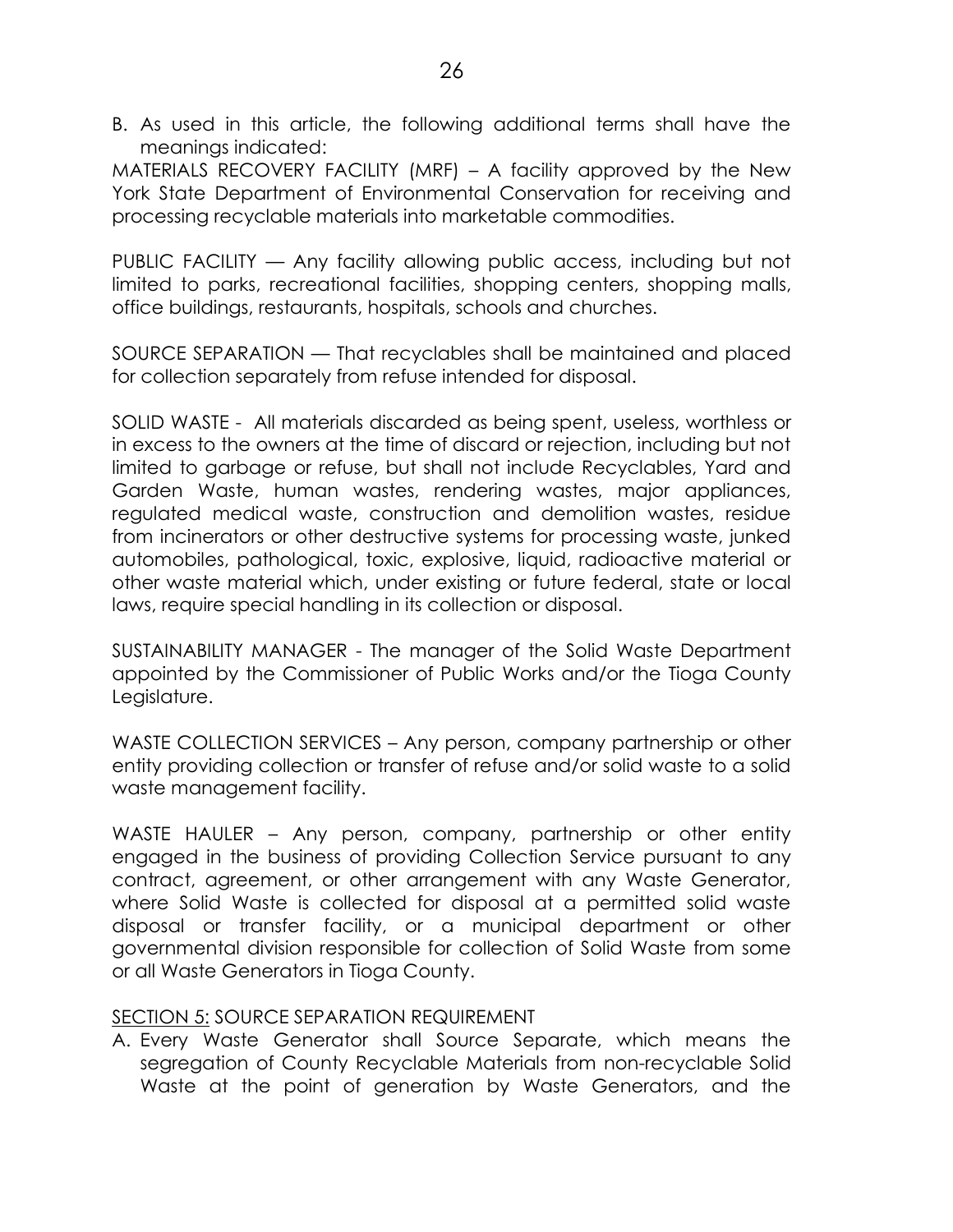B. As used in this article, the following additional terms shall have the meanings indicated:

MATERIALS RECOVERY FACILITY (MRF) – A facility approved by the New York State Department of Environmental Conservation for receiving and processing recyclable materials into marketable commodities.

PUBLIC FACILITY — Any facility allowing public access, including but not limited to parks, recreational facilities, shopping centers, shopping malls, office buildings, restaurants, hospitals, schools and churches.

SOURCE SEPARATION — That recyclables shall be maintained and placed for collection separately from refuse intended for disposal.

SOLID WASTE - All materials discarded as being spent, useless, worthless or in excess to the owners at the time of discard or rejection, including but not limited to garbage or refuse, but shall not include Recyclables, Yard and Garden Waste, human wastes, rendering wastes, major appliances, regulated medical waste, construction and demolition wastes, residue from incinerators or other destructive systems for processing waste, junked automobiles, pathological, toxic, explosive, liquid, radioactive material or other waste material which, under existing or future federal, state or local laws, require special handling in its collection or disposal.

SUSTAINABILITY MANAGER - The manager of the Solid Waste Department appointed by the Commissioner of Public Works and/or the Tioga County Legislature.

WASTE COLLECTION SERVICES – Any person, company partnership or other entity providing collection or transfer of refuse and/or solid waste to a solid waste management facility.

WASTE HAULER – Any person, company, partnership or other entity engaged in the business of providing Collection Service pursuant to any contract, agreement, or other arrangement with any Waste Generator, where Solid Waste is collected for disposal at a permitted solid waste disposal or transfer facility, or a municipal department or other governmental division responsible for collection of Solid Waste from some or all Waste Generators in Tioga County.

SECTION 5: SOURCE SEPARATION REQUIREMENT

A. Every Waste Generator shall Source Separate, which means the segregation of County Recyclable Materials from non-recyclable Solid Waste at the point of generation by Waste Generators, and the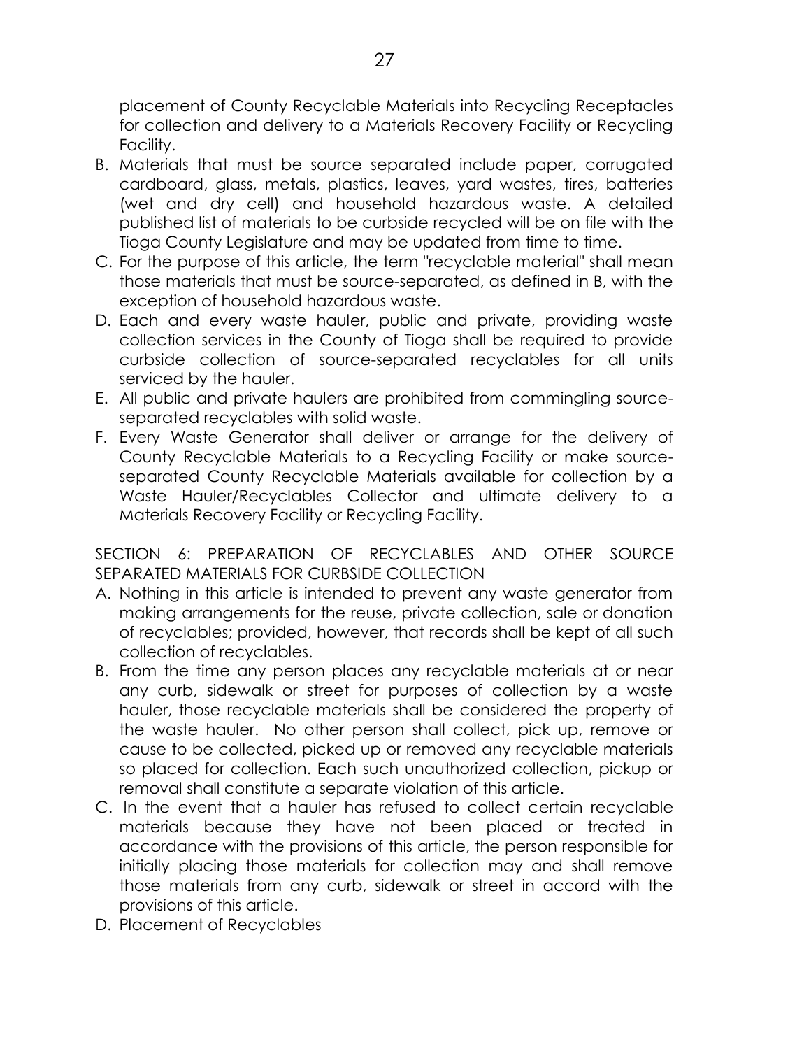placement of County Recyclable Materials into Recycling Receptacles for collection and delivery to a Materials Recovery Facility or Recycling Facility.

B. Materials that must be source separated include paper, corrugated cardboard, glass, metals, plastics, leaves, yard wastes, tires, batteries (wet and dry cell) and household hazardous waste. A detailed published list of materials to be curbside recycled will be on file with the Tioga County Legislature and may be updated from time to time.
C. For the purpose of this article, the term "recyclable material" shall mean those materials that must be source-separated, as defined in B, with the exception of household hazardous waste.
D. Each and every waste hauler, public and private, providing waste collection services in the County of Tioga shall be required to provide curbside collection of source-separated recyclables for all units serviced by the hauler.
E. All public and private haulers are prohibited from commingling source-separated recyclables with solid waste.
F. Every Waste Generator shall deliver or arrange for the delivery of County Recyclable Materials to a Recycling Facility or make source-separated County Recyclable Materials available for collection by a Waste Hauler/Recyclables Collector and ultimate delivery to a Materials Recovery Facility or Recycling Facility.

<u>SECTION 6:</u> PREPARATION OF RECYCLABLES AND OTHER SOURCE SEPARATED MATERIALS FOR CURBSIDE COLLECTION

A. Nothing in this article is intended to prevent any waste generator from making arrangements for the reuse, private collection, sale or donation of recyclables; provided, however, that records shall be kept of all such collection of recyclables.
B. From the time any person places any recyclable materials at or near any curb, sidewalk or street for purposes of collection by a waste hauler, those recyclable materials shall be considered the property of the waste hauler. No other person shall collect, pick up, remove or cause to be collected, picked up or removed any recyclable materials so placed for collection. Each such unauthorized collection, pickup or removal shall constitute a separate violation of this article.
C. In the event that a hauler has refused to collect certain recyclable materials because they have not been placed or treated in accordance with the provisions of this article, the person responsible for initially placing those materials for collection may and shall remove those materials from any curb, sidewalk or street in accord with the provisions of this article.
D. Placement of Recyclables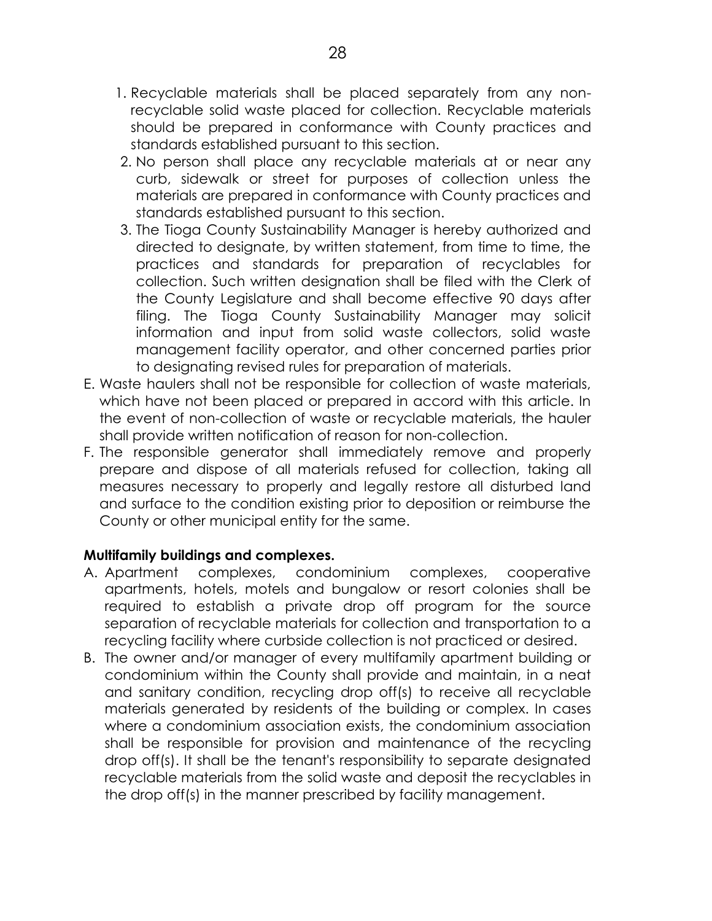1. Recyclable materials shall be placed separately from any non-recyclable solid waste placed for collection. Recyclable materials should be prepared in conformance with County practices and standards established pursuant to this section.
2. No person shall place any recyclable materials at or near any curb, sidewalk or street for purposes of collection unless the materials are prepared in conformance with County practices and standards established pursuant to this section.
3. The Tioga County Sustainability Manager is hereby authorized and directed to designate, by written statement, from time to time, the practices and standards for preparation of recyclables for collection. Such written designation shall be filed with the Clerk of the County Legislature and shall become effective 90 days after filing. The Tioga County Sustainability Manager may solicit information and input from solid waste collectors, solid waste management facility operator, and other concerned parties prior to designating revised rules for preparation of materials.

E. Waste haulers shall not be responsible for collection of waste materials, which have not been placed or prepared in accord with this article. In the event of non-collection of waste or recyclable materials, the hauler shall provide written notification of reason for non-collection.

F. The responsible generator shall immediately remove and properly prepare and dispose of all materials refused for collection, taking all measures necessary to properly and legally restore all disturbed land and surface to the condition existing prior to deposition or reimburse the County or other municipal entity for the same.

**Multifamily buildings and complexes.**

A. Apartment complexes, condominium complexes, cooperative apartments, hotels, motels and bungalow or resort colonies shall be required to establish a private drop off program for the source separation of recyclable materials for collection and transportation to a recycling facility where curbside collection is not practiced or desired.

B. The owner and/or manager of every multifamily apartment building or condominium within the County shall provide and maintain, in a neat and sanitary condition, recycling drop off(s) to receive all recyclable materials generated by residents of the building or complex. In cases where a condominium association exists, the condominium association shall be responsible for provision and maintenance of the recycling drop off(s). It shall be the tenant's responsibility to separate designated recyclable materials from the solid waste and deposit the recyclables in the drop off(s) in the manner prescribed by facility management.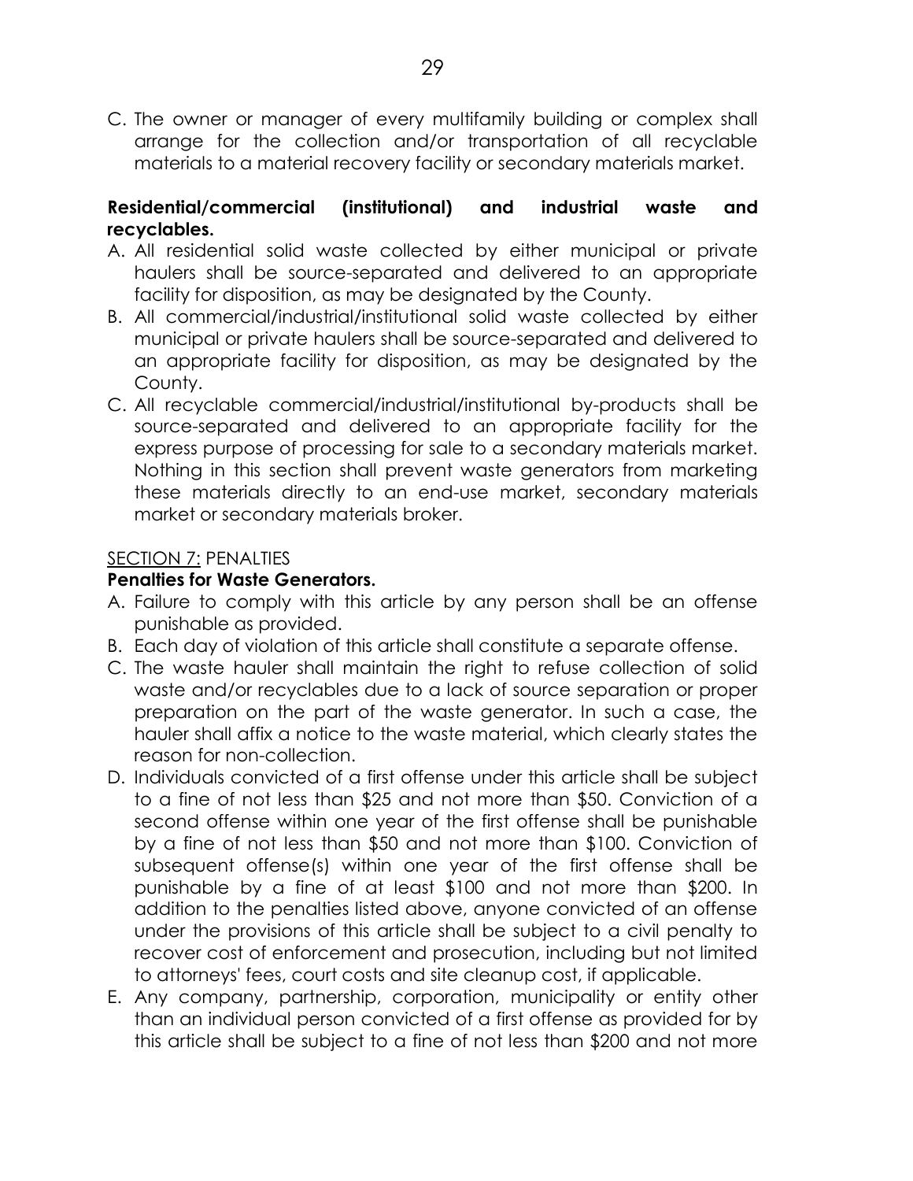C. The owner or manager of every multifamily building or complex shall arrange for the collection and/or transportation of all recyclable materials to a material recovery facility or secondary materials market.

**Residential/commercial (institutional) and industrial waste and recyclables.**

A. All residential solid waste collected by either municipal or private haulers shall be source-separated and delivered to an appropriate facility for disposition, as may be designated by the County.
B. All commercial/industrial/institutional solid waste collected by either municipal or private haulers shall be source-separated and delivered to an appropriate facility for disposition, as may be designated by the County.
C. All recyclable commercial/industrial/institutional by-products shall be source-separated and delivered to an appropriate facility for the express purpose of processing for sale to a secondary materials market. Nothing in this section shall prevent waste generators from marketing these materials directly to an end-use market, secondary materials market or secondary materials broker.

SECTION 7: PENALTIES

**Penalties for Waste Generators.**

A. Failure to comply with this article by any person shall be an offense punishable as provided.
B. Each day of violation of this article shall constitute a separate offense.
C. The waste hauler shall maintain the right to refuse collection of solid waste and/or recyclables due to a lack of source separation or proper preparation on the part of the waste generator. In such a case, the hauler shall affix a notice to the waste material, which clearly states the reason for non-collection.
D. Individuals convicted of a first offense under this article shall be subject to a fine of not less than $25 and not more than $50. Conviction of a second offense within one year of the first offense shall be punishable by a fine of not less than $50 and not more than $100. Conviction of subsequent offense(s) within one year of the first offense shall be punishable by a fine of at least $100 and not more than $200. In addition to the penalties listed above, anyone convicted of an offense under the provisions of this article shall be subject to a civil penalty to recover cost of enforcement and prosecution, including but not limited to attorneys' fees, court costs and site cleanup cost, if applicable.
E. Any company, partnership, corporation, municipality or entity other than an individual person convicted of a first offense as provided for by this article shall be subject to a fine of not less than $200 and not more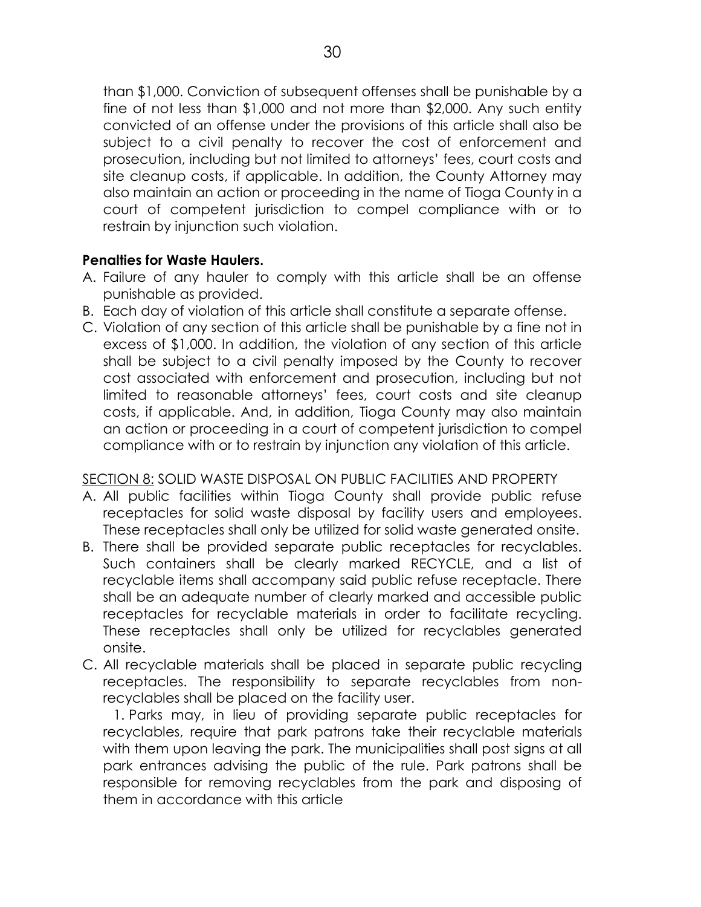than $1,000. Conviction of subsequent offenses shall be punishable by a fine of not less than $1,000 and not more than $2,000. Any such entity convicted of an offense under the provisions of this article shall also be subject to a civil penalty to recover the cost of enforcement and prosecution, including but not limited to attorneys' fees, court costs and site cleanup costs, if applicable. In addition, the County Attorney may also maintain an action or proceeding in the name of Tioga County in a court of competent jurisdiction to compel compliance with or to restrain by injunction such violation.

**Penalties for Waste Haulers.**

A. Failure of any hauler to comply with this article shall be an offense punishable as provided.
B. Each day of violation of this article shall constitute a separate offense.
C. Violation of any section of this article shall be punishable by a fine not in excess of $1,000. In addition, the violation of any section of this article shall be subject to a civil penalty imposed by the County to recover cost associated with enforcement and prosecution, including but not limited to reasonable attorneys' fees, court costs and site cleanup costs, if applicable. And, in addition, Tioga County may also maintain an action or proceeding in a court of competent jurisdiction to compel compliance with or to restrain by injunction any violation of this article.

<u>SECTION 8:</u> SOLID WASTE DISPOSAL ON PUBLIC FACILITIES AND PROPERTY

A. All public facilities within Tioga County shall provide public refuse receptacles for solid waste disposal by facility users and employees. These receptacles shall only be utilized for solid waste generated onsite.
B. There shall be provided separate public receptacles for recyclables. Such containers shall be clearly marked RECYCLE, and a list of recyclable items shall accompany said public refuse receptacle. There shall be an adequate number of clearly marked and accessible public receptacles for recyclable materials in order to facilitate recycling. These receptacles shall only be utilized for recyclables generated onsite.
C. All recyclable materials shall be placed in separate public recycling receptacles. The responsibility to separate recyclables from non-recyclables shall be placed on the facility user.

   1. Parks may, in lieu of providing separate public receptacles for recyclables, require that park patrons take their recyclable materials with them upon leaving the park. The municipalities shall post signs at all park entrances advising the public of the rule. Park patrons shall be responsible for removing recyclables from the park and disposing of them in accordance with this article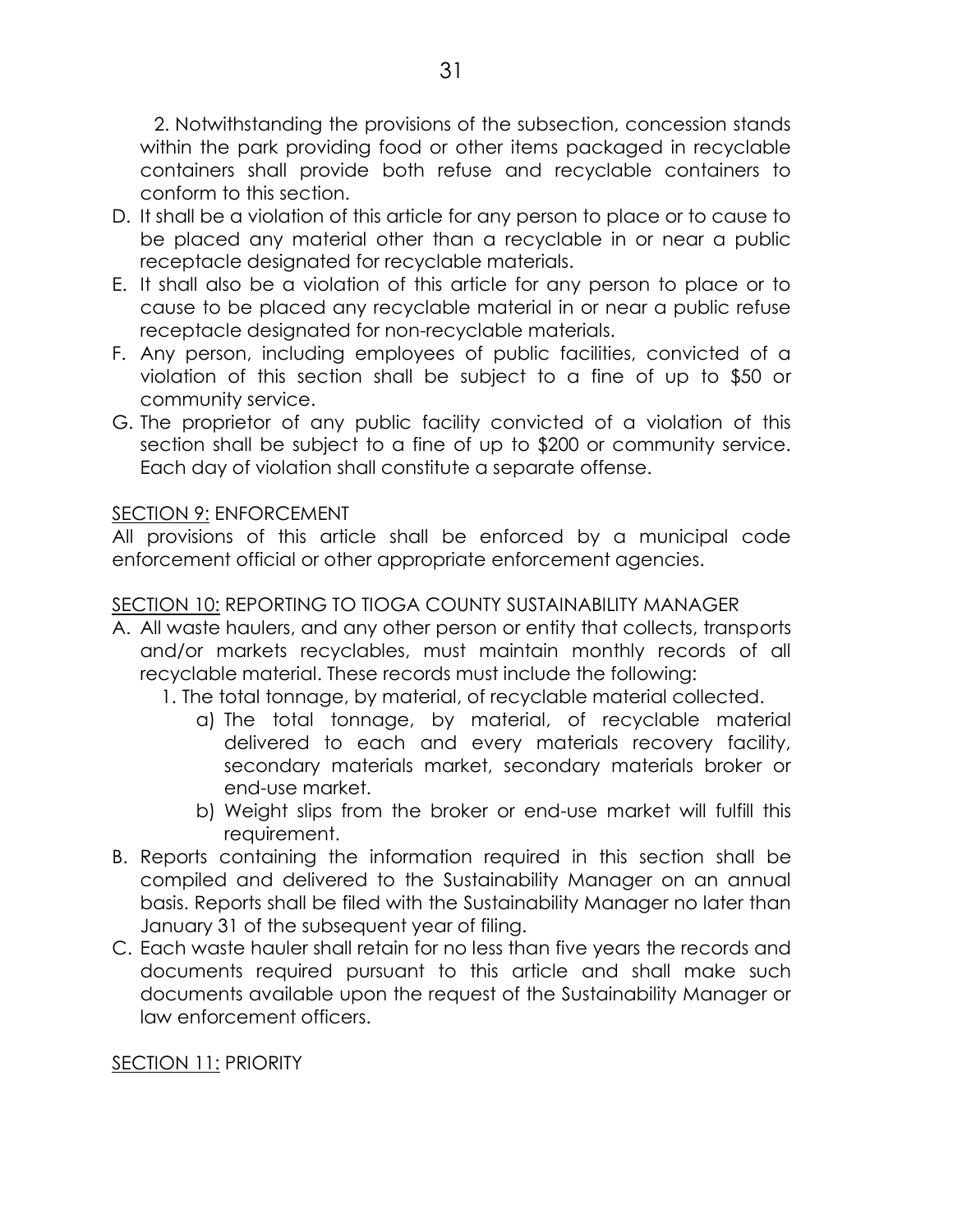2. Notwithstanding the provisions of the subsection, concession stands within the park providing food or other items packaged in recyclable containers shall provide both refuse and recyclable containers to conform to this section.

D. It shall be a violation of this article for any person to place or to cause to be placed any material other than a recyclable in or near a public receptacle designated for recyclable materials.
E. It shall also be a violation of this article for any person to place or to cause to be placed any recyclable material in or near a public refuse receptacle designated for non-recyclable materials.
F. Any person, including employees of public facilities, convicted of a violation of this section shall be subject to a fine of up to $50 or community service.
G. The proprietor of any public facility convicted of a violation of this section shall be subject to a fine of up to $200 or community service. Each day of violation shall constitute a separate offense.

<u>SECTION 9:</u> ENFORCEMENT

All provisions of this article shall be enforced by a municipal code enforcement official or other appropriate enforcement agencies.

<u>SECTION 10:</u> REPORTING TO TIOGA COUNTY SUSTAINABILITY MANAGER

A. All waste haulers, and any other person or entity that collects, transports and/or markets recyclables, must maintain monthly records of all recyclable material. These records must include the following:
   1. The total tonnage, by material, of recyclable material collected.
      a) The total tonnage, by material, of recyclable material delivered to each and every materials recovery facility, secondary materials market, secondary materials broker or end-use market.
      b) Weight slips from the broker or end-use market will fulfill this requirement.
B. Reports containing the information required in this section shall be compiled and delivered to the Sustainability Manager on an annual basis. Reports shall be filed with the Sustainability Manager no later than January 31 of the subsequent year of filing.
C. Each waste hauler shall retain for no less than five years the records and documents required pursuant to this article and shall make such documents available upon the request of the Sustainability Manager or law enforcement officers.

<u>SECTION 11:</u> PRIORITY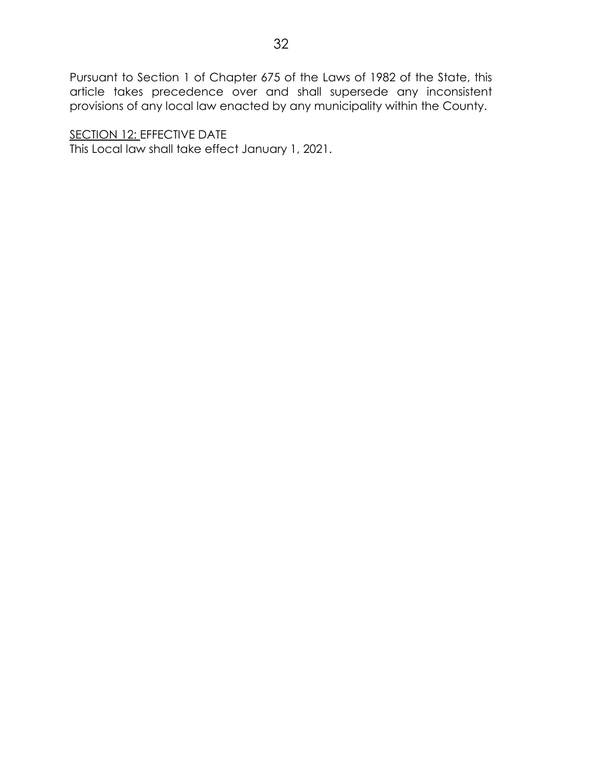Pursuant to Section 1 of Chapter 675 of the Laws of 1982 of the State, this article takes precedence over and shall supersede any inconsistent provisions of any local law enacted by any municipality within the County.

<u>SECTION 12:</u> EFFECTIVE DATE
This Local law shall take effect January 1, 2021.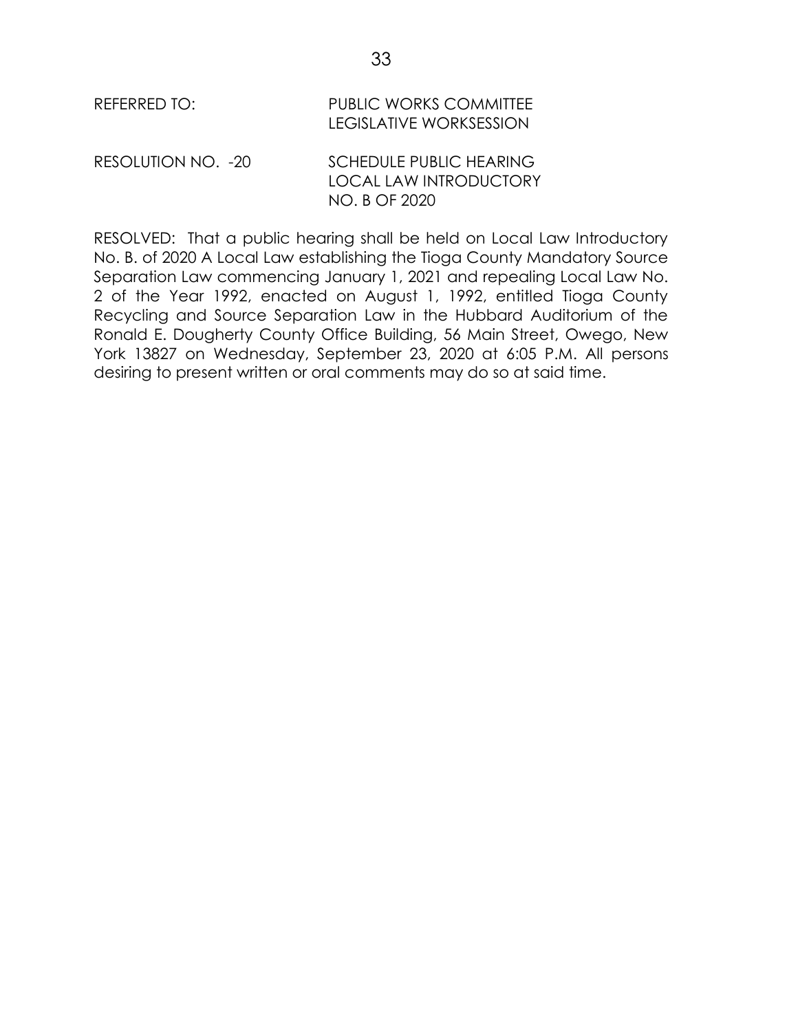REFERRED TO: PUBLIC WORKS COMMITTEE
LEGISLATIVE WORKSESSION

RESOLUTION NO. -20 SCHEDULE PUBLIC HEARING
LOCAL LAW INTRODUCTORY
NO. B OF 2020

RESOLVED: That a public hearing shall be held on Local Law Introductory No. B. of 2020 A Local Law establishing the Tioga County Mandatory Source Separation Law commencing January 1, 2021 and repealing Local Law No. 2 of the Year 1992, enacted on August 1, 1992, entitled Tioga County Recycling and Source Separation Law in the Hubbard Auditorium of the Ronald E. Dougherty County Office Building, 56 Main Street, Owego, New York 13827 on Wednesday, September 23, 2020 at 6:05 P.M. All persons desiring to present written or oral comments may do so at said time.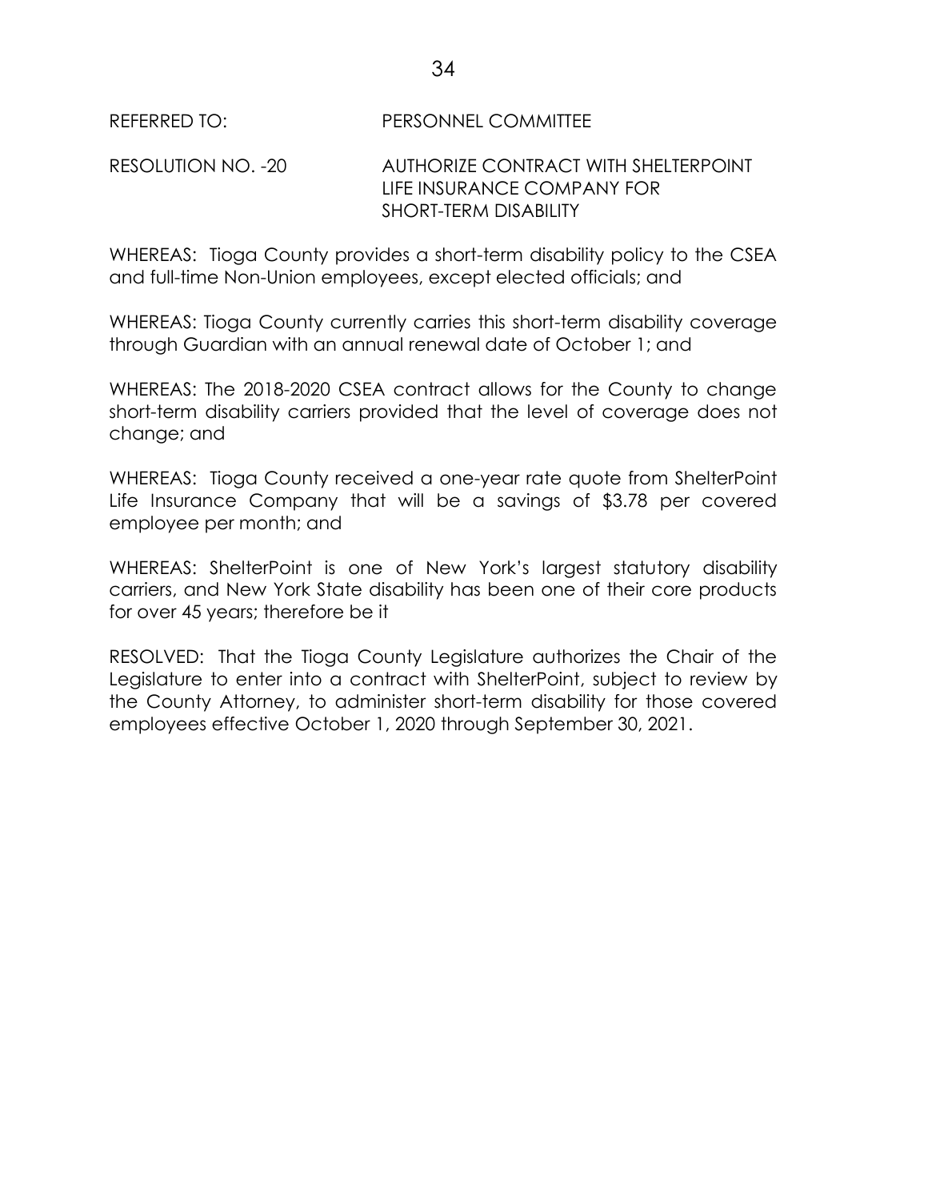REFERRED TO: PERSONNEL COMMITTEE

RESOLUTION NO. -20 AUTHORIZE CONTRACT WITH SHELTERPOINT LIFE INSURANCE COMPANY FOR SHORT-TERM DISABILITY

WHEREAS: Tioga County provides a short-term disability policy to the CSEA and full-time Non-Union employees, except elected officials; and

WHEREAS: Tioga County currently carries this short-term disability coverage through Guardian with an annual renewal date of October 1; and

WHEREAS: The 2018-2020 CSEA contract allows for the County to change short-term disability carriers provided that the level of coverage does not change; and

WHEREAS: Tioga County received a one-year rate quote from ShelterPoint Life Insurance Company that will be a savings of $3.78 per covered employee per month; and

WHEREAS: ShelterPoint is one of New York's largest statutory disability carriers, and New York State disability has been one of their core products for over 45 years; therefore be it

RESOLVED: That the Tioga County Legislature authorizes the Chair of the Legislature to enter into a contract with ShelterPoint, subject to review by the County Attorney, to administer short-term disability for those covered employees effective October 1, 2020 through September 30, 2021.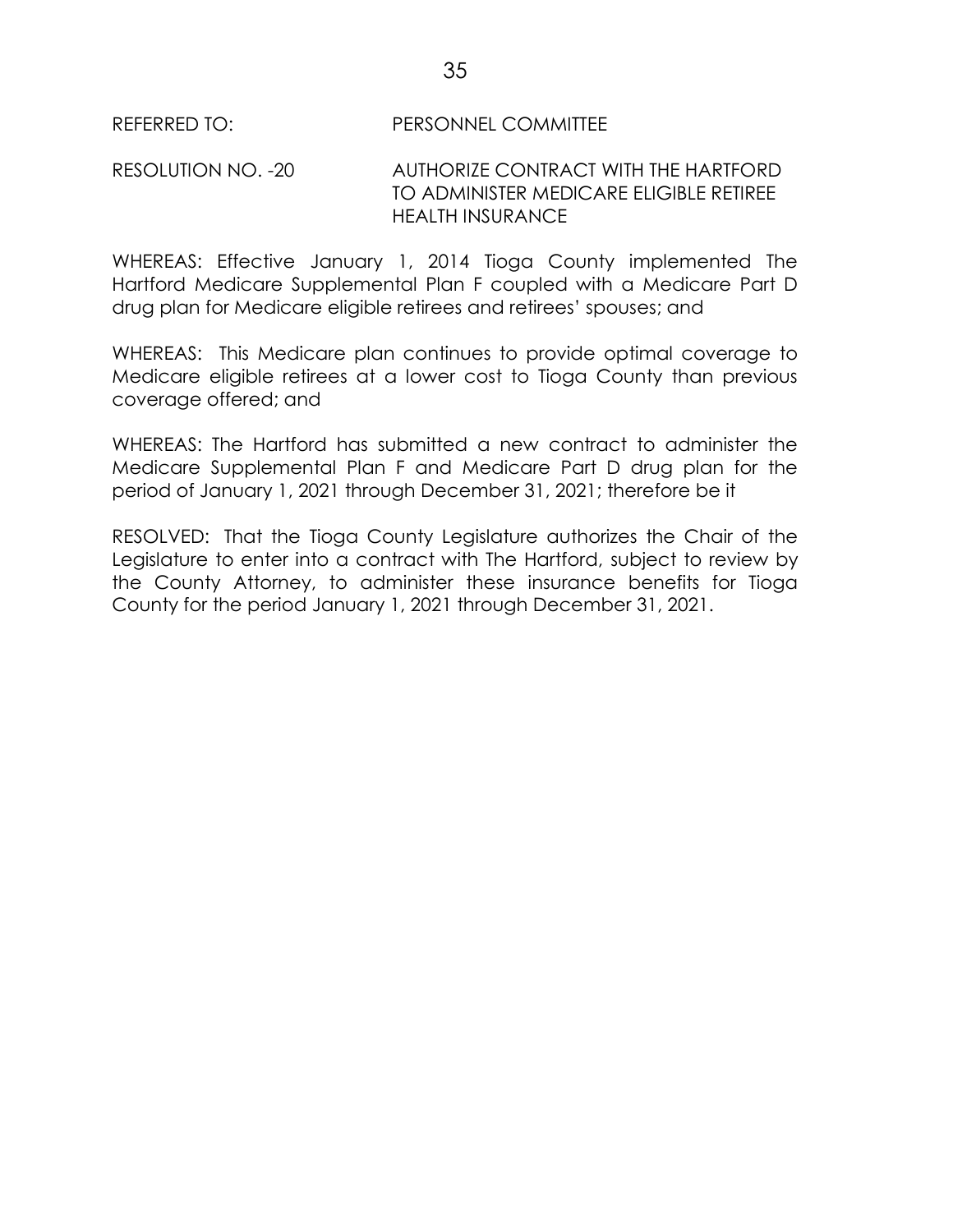REFERRED TO: PERSONNEL COMMITTEE

RESOLUTION NO. -20 AUTHORIZE CONTRACT WITH THE HARTFORD TO ADMINISTER MEDICARE ELIGIBLE RETIREE HEALTH INSURANCE

WHEREAS: Effective January 1, 2014 Tioga County implemented The Hartford Medicare Supplemental Plan F coupled with a Medicare Part D drug plan for Medicare eligible retirees and retirees' spouses; and

WHEREAS: This Medicare plan continues to provide optimal coverage to Medicare eligible retirees at a lower cost to Tioga County than previous coverage offered; and

WHEREAS: The Hartford has submitted a new contract to administer the Medicare Supplemental Plan F and Medicare Part D drug plan for the period of January 1, 2021 through December 31, 2021; therefore be it

RESOLVED: That the Tioga County Legislature authorizes the Chair of the Legislature to enter into a contract with The Hartford, subject to review by the County Attorney, to administer these insurance benefits for Tioga County for the period January 1, 2021 through December 31, 2021.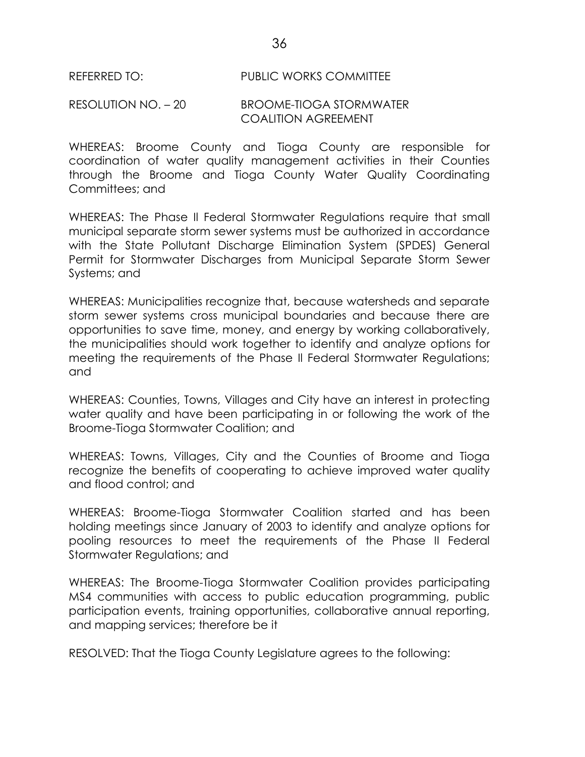REFERRED TO: PUBLIC WORKS COMMITTEE

RESOLUTION NO. – 20 BROOME-TIOGA STORMWATER COALITION AGREEMENT

WHEREAS: Broome County and Tioga County are responsible for coordination of water quality management activities in their Counties through the Broome and Tioga County Water Quality Coordinating Committees; and

WHEREAS: The Phase II Federal Stormwater Regulations require that small municipal separate storm sewer systems must be authorized in accordance with the State Pollutant Discharge Elimination System (SPDES) General Permit for Stormwater Discharges from Municipal Separate Storm Sewer Systems; and

WHEREAS: Municipalities recognize that, because watersheds and separate storm sewer systems cross municipal boundaries and because there are opportunities to save time, money, and energy by working collaboratively, the municipalities should work together to identify and analyze options for meeting the requirements of the Phase II Federal Stormwater Regulations; and

WHEREAS: Counties, Towns, Villages and City have an interest in protecting water quality and have been participating in or following the work of the Broome-Tioga Stormwater Coalition; and

WHEREAS: Towns, Villages, City and the Counties of Broome and Tioga recognize the benefits of cooperating to achieve improved water quality and flood control; and

WHEREAS: Broome-Tioga Stormwater Coalition started and has been holding meetings since January of 2003 to identify and analyze options for pooling resources to meet the requirements of the Phase II Federal Stormwater Regulations; and

WHEREAS: The Broome-Tioga Stormwater Coalition provides participating MS4 communities with access to public education programming, public participation events, training opportunities, collaborative annual reporting, and mapping services; therefore be it

RESOLVED: That the Tioga County Legislature agrees to the following: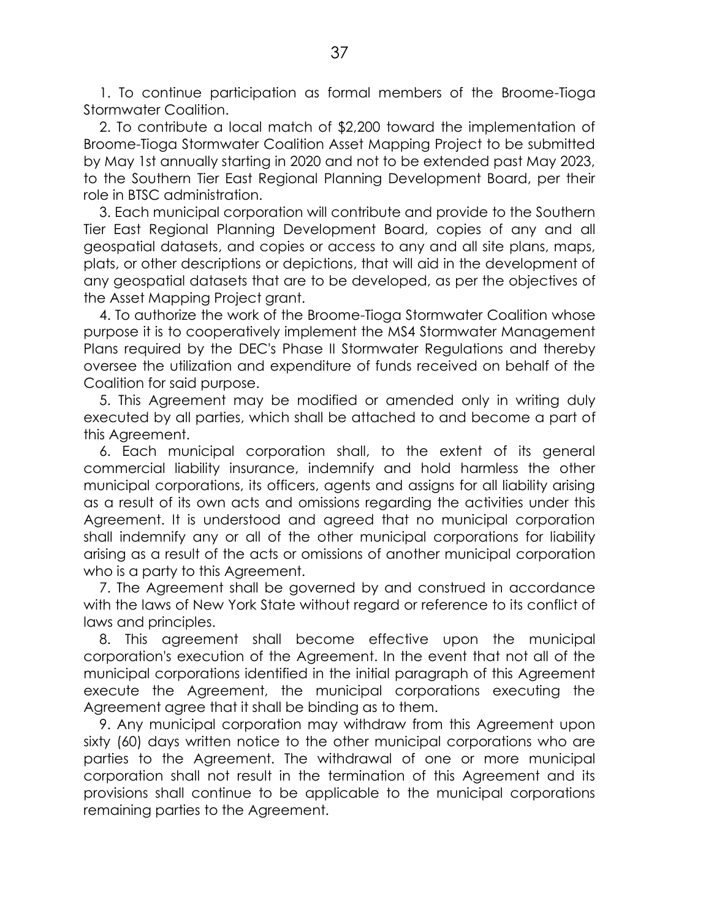1. To continue participation as formal members of the Broome-Tioga Stormwater Coalition.

2. To contribute a local match of $2,200 toward the implementation of Broome-Tioga Stormwater Coalition Asset Mapping Project to be submitted by May 1st annually starting in 2020 and not to be extended past May 2023, to the Southern Tier East Regional Planning Development Board, per their role in BTSC administration.

3. Each municipal corporation will contribute and provide to the Southern Tier East Regional Planning Development Board, copies of any and all geospatial datasets, and copies or access to any and all site plans, maps, plats, or other descriptions or depictions, that will aid in the development of any geospatial datasets that are to be developed, as per the objectives of the Asset Mapping Project grant.

4. To authorize the work of the Broome-Tioga Stormwater Coalition whose purpose it is to cooperatively implement the MS4 Stormwater Management Plans required by the DEC's Phase II Stormwater Regulations and thereby oversee the utilization and expenditure of funds received on behalf of the Coalition for said purpose.

5. This Agreement may be modified or amended only in writing duly executed by all parties, which shall be attached to and become a part of this Agreement.

6. Each municipal corporation shall, to the extent of its general commercial liability insurance, indemnify and hold harmless the other municipal corporations, its officers, agents and assigns for all liability arising as a result of its own acts and omissions regarding the activities under this Agreement. It is understood and agreed that no municipal corporation shall indemnify any or all of the other municipal corporations for liability arising as a result of the acts or omissions of another municipal corporation who is a party to this Agreement.

7. The Agreement shall be governed by and construed in accordance with the laws of New York State without regard or reference to its conflict of laws and principles.

8. This agreement shall become effective upon the municipal corporation's execution of the Agreement. In the event that not all of the municipal corporations identified in the initial paragraph of this Agreement execute the Agreement, the municipal corporations executing the Agreement agree that it shall be binding as to them.

9. Any municipal corporation may withdraw from this Agreement upon sixty (60) days written notice to the other municipal corporations who are parties to the Agreement. The withdrawal of one or more municipal corporation shall not result in the termination of this Agreement and its provisions shall continue to be applicable to the municipal corporations remaining parties to the Agreement.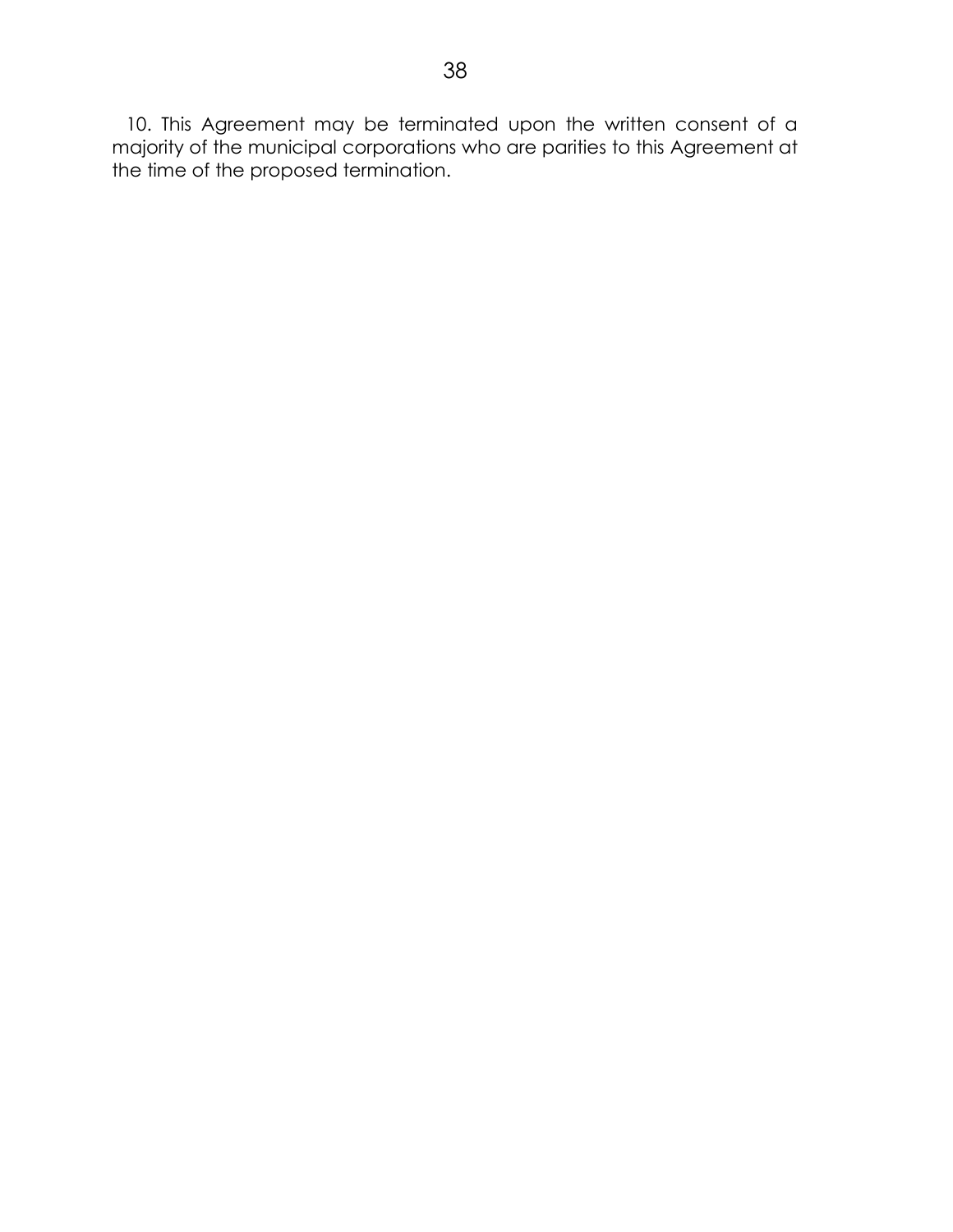10. This Agreement may be terminated upon the written consent of a majority of the municipal corporations who are parities to this Agreement at the time of the proposed termination.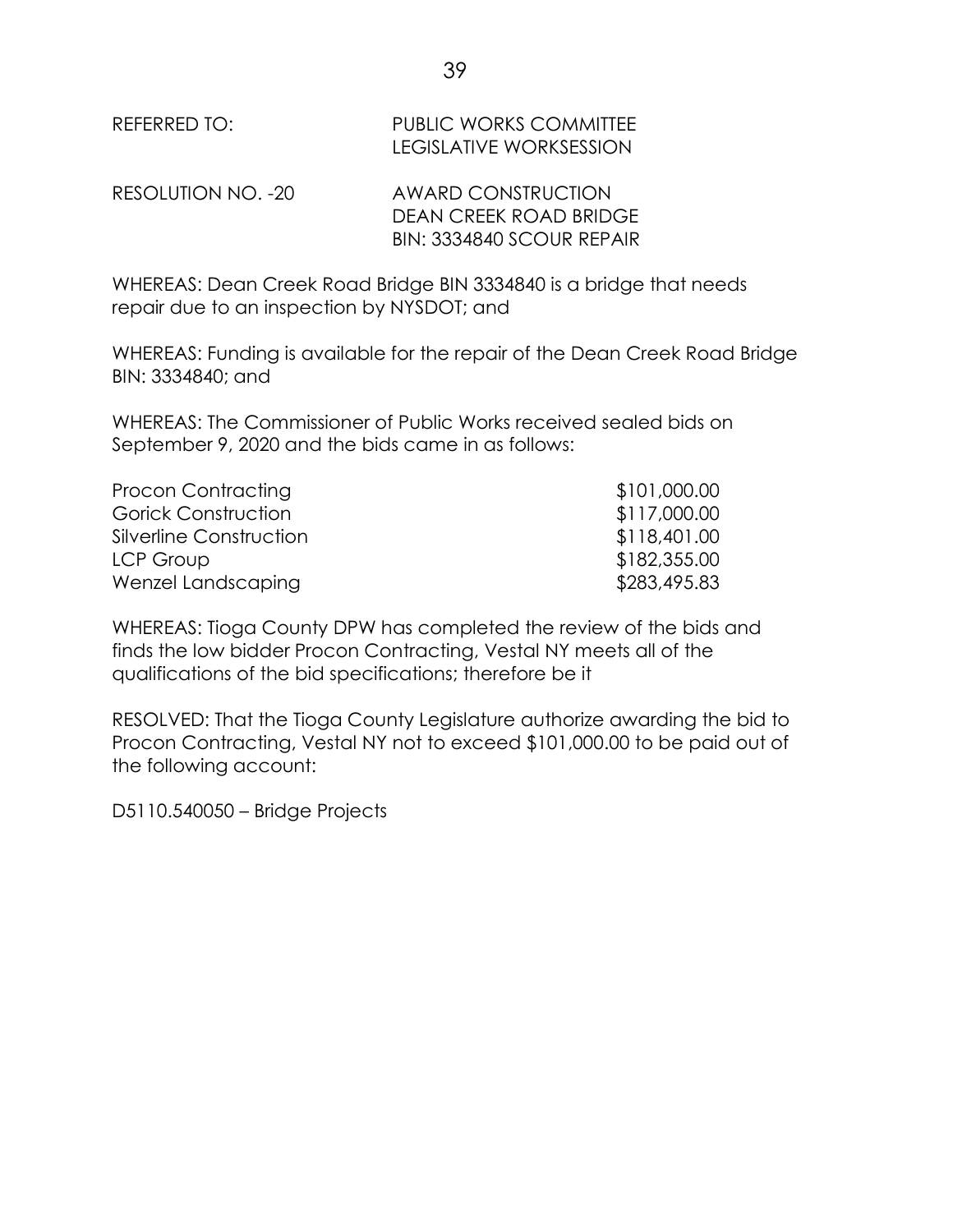REFERRED TO: PUBLIC WORKS COMMITTEE
LEGISLATIVE WORKSESSION

RESOLUTION NO. -20 AWARD CONSTRUCTION
DEAN CREEK ROAD BRIDGE
BIN: 3334840 SCOUR REPAIR

WHEREAS: Dean Creek Road Bridge BIN 3334840 is a bridge that needs repair due to an inspection by NYSDOT; and

WHEREAS: Funding is available for the repair of the Dean Creek Road Bridge BIN: 3334840; and

WHEREAS: The Commissioner of Public Works received sealed bids on September 9, 2020 and the bids came in as follows:

| | |
|---|---|
| Procon Contracting | \$101,000.00 |
| Gorick Construction | \$117,000.00 |
| Silverline Construction | \$118,401.00 |
| LCP Group | \$182,355.00 |
| Wenzel Landscaping | \$283,495.83 |

WHEREAS: Tioga County DPW has completed the review of the bids and finds the low bidder Procon Contracting, Vestal NY meets all of the qualifications of the bid specifications; therefore be it

RESOLVED: That the Tioga County Legislature authorize awarding the bid to Procon Contracting, Vestal NY not to exceed \$101,000.00 to be paid out of the following account:

D5110.540050 – Bridge Projects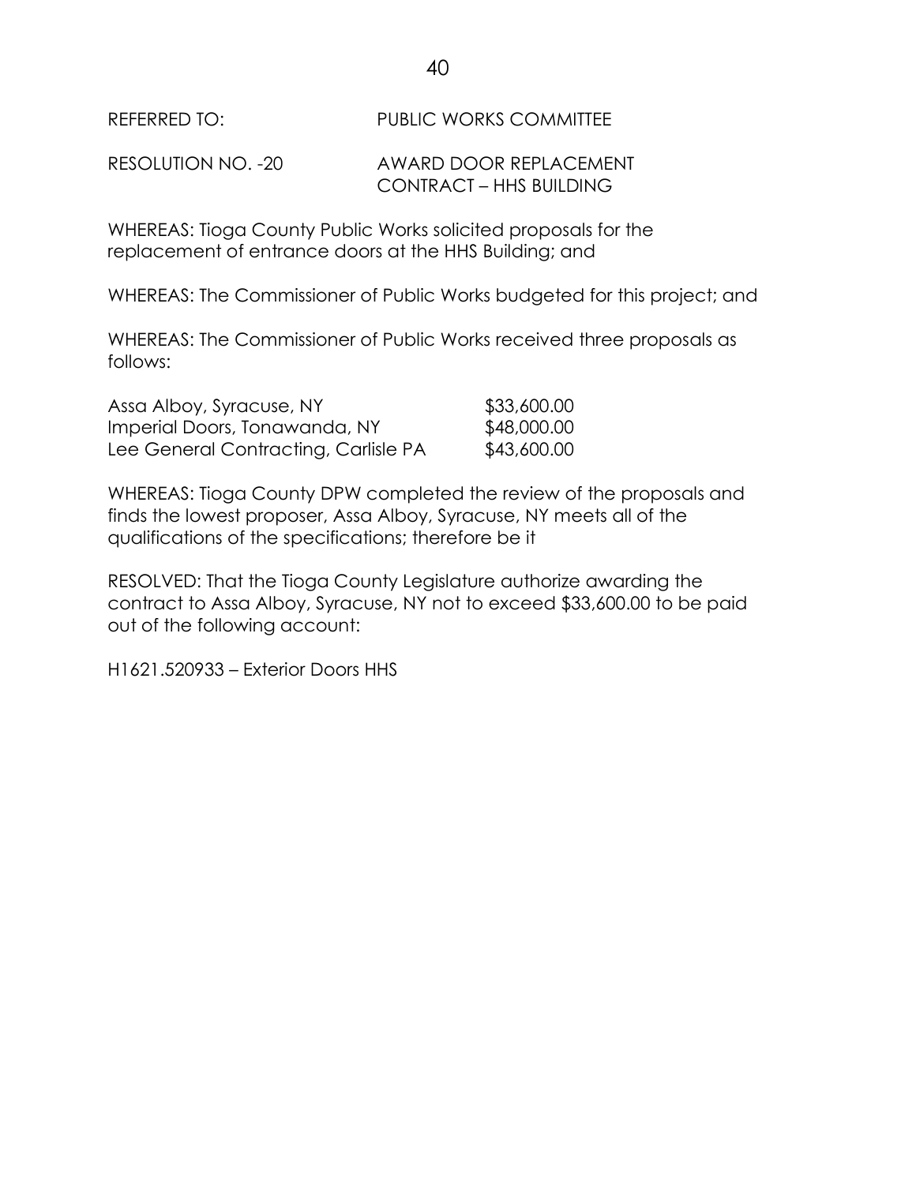REFERRED TO: PUBLIC WORKS COMMITTEE

RESOLUTION NO. -20 AWARD DOOR REPLACEMENT CONTRACT – HHS BUILDING

WHEREAS: Tioga County Public Works solicited proposals for the replacement of entrance doors at the HHS Building; and

WHEREAS: The Commissioner of Public Works budgeted for this project; and

WHEREAS: The Commissioner of Public Works received three proposals as follows:

| | |
|---|---|
| Assa Alboy, Syracuse, NY | $33,600.00 |
| Imperial Doors, Tonawanda, NY | $48,000.00 |
| Lee General Contracting, Carlisle PA | $43,600.00 |

WHEREAS: Tioga County DPW completed the review of the proposals and finds the lowest proposer, Assa Alboy, Syracuse, NY meets all of the qualifications of the specifications; therefore be it

RESOLVED: That the Tioga County Legislature authorize awarding the contract to Assa Alboy, Syracuse, NY not to exceed $33,600.00 to be paid out of the following account:

H1621.520933 – Exterior Doors HHS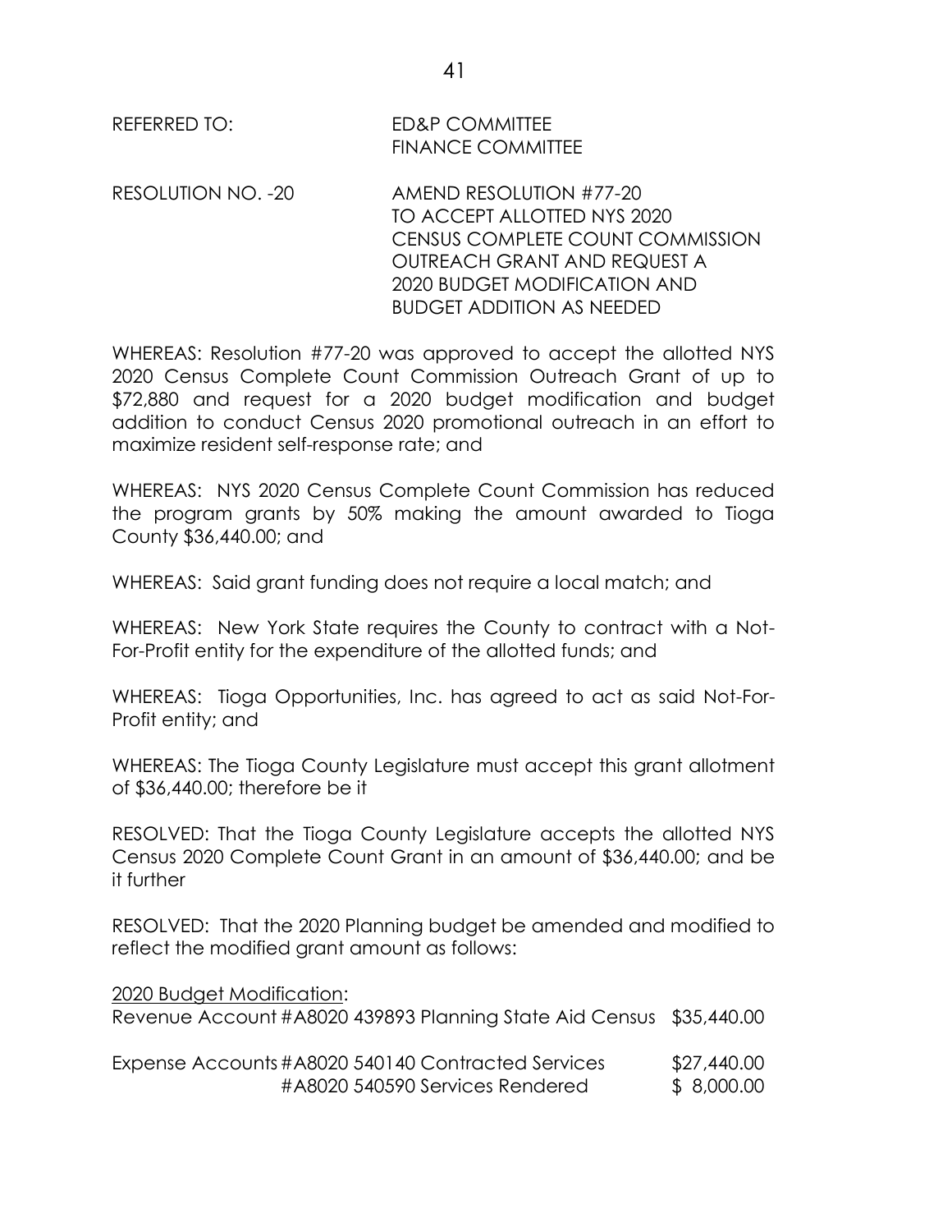REFERRED TO: ED&P COMMITTEE
FINANCE COMMITTEE

RESOLUTION NO. -20 AMEND RESOLUTION #77-20 TO ACCEPT ALLOTTED NYS 2020 CENSUS COMPLETE COUNT COMMISSION OUTREACH GRANT AND REQUEST A 2020 BUDGET MODIFICATION AND BUDGET ADDITION AS NEEDED

WHEREAS: Resolution #77-20 was approved to accept the allotted NYS 2020 Census Complete Count Commission Outreach Grant of up to $72,880 and request for a 2020 budget modification and budget addition to conduct Census 2020 promotional outreach in an effort to maximize resident self-response rate; and

WHEREAS: NYS 2020 Census Complete Count Commission has reduced the program grants by 50% making the amount awarded to Tioga County $36,440.00; and

WHEREAS: Said grant funding does not require a local match; and

WHEREAS: New York State requires the County to contract with a Not-For-Profit entity for the expenditure of the allotted funds; and

WHEREAS: Tioga Opportunities, Inc. has agreed to act as said Not-For-Profit entity; and

WHEREAS: The Tioga County Legislature must accept this grant allotment of $36,440.00; therefore be it

RESOLVED: That the Tioga County Legislature accepts the allotted NYS Census 2020 Complete Count Grant in an amount of $36,440.00; and be it further

RESOLVED: That the 2020 Planning budget be amended and modified to reflect the modified grant amount as follows:

2020 Budget Modification:

| | | |
|---|---|---|
| Revenue Account | #A8020 439893 Planning State Aid Census | $35,440.00 |
| Expense Accounts | #A8020 540140 Contracted Services | $27,440.00 |
| | #A8020 540590 Services Rendered | $ 8,000.00 |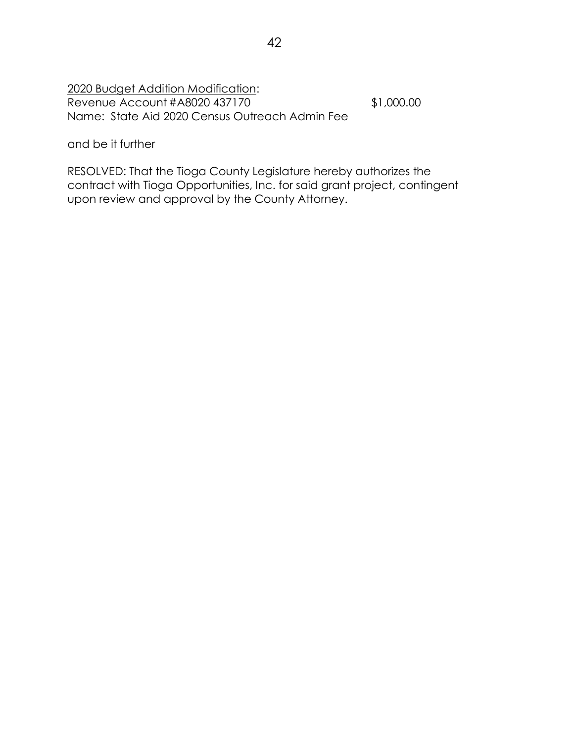<u>2020 Budget Addition Modification</u>:
Revenue Account #A8020 437170 $1,000.00
Name: State Aid 2020 Census Outreach Admin Fee

and be it further

RESOLVED: That the Tioga County Legislature hereby authorizes the contract with Tioga Opportunities, Inc. for said grant project, contingent upon review and approval by the County Attorney.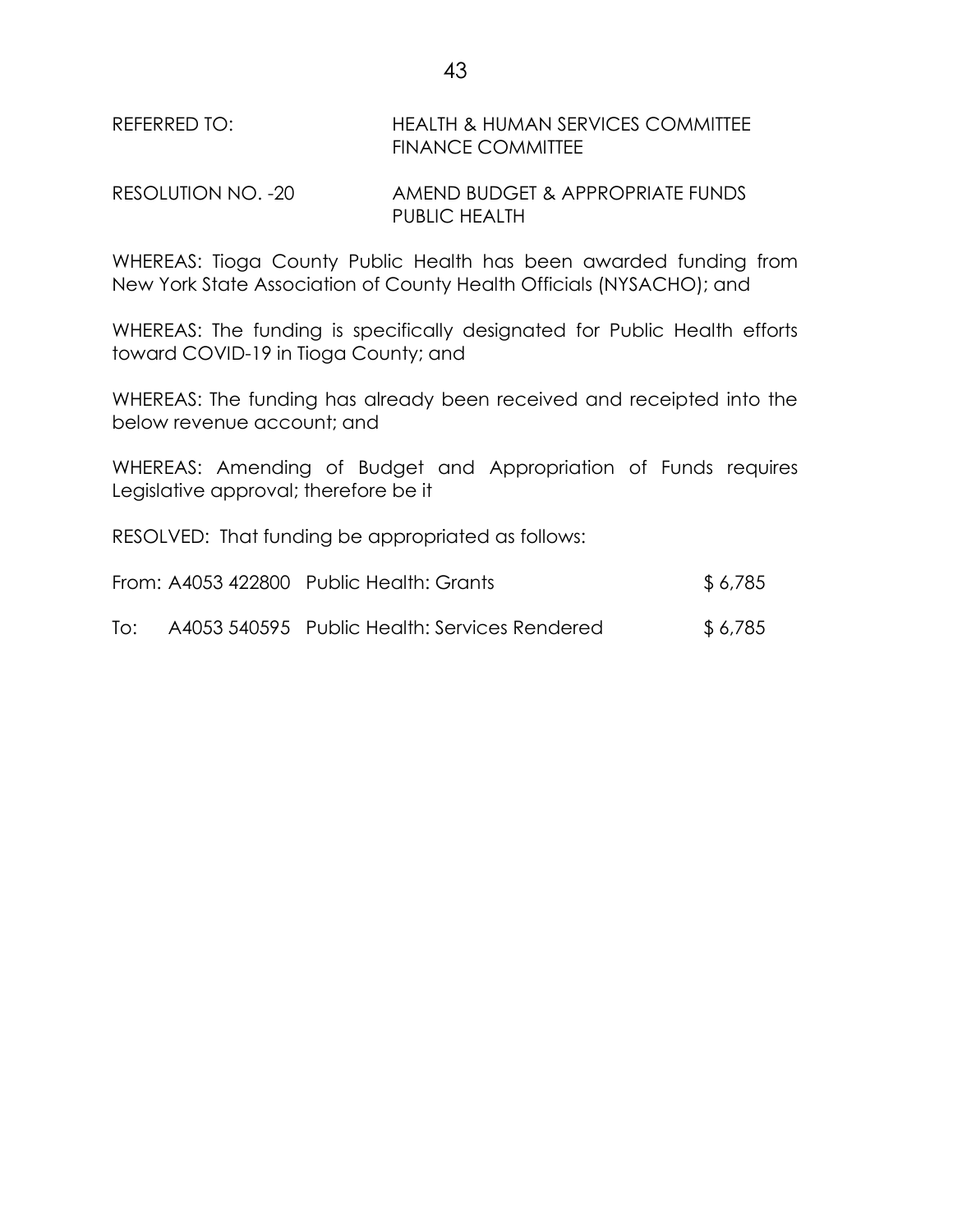REFERRED TO: HEALTH & HUMAN SERVICES COMMITTEE
FINANCE COMMITTEE

RESOLUTION NO. -20 AMEND BUDGET & APPROPRIATE FUNDS
PUBLIC HEALTH

WHEREAS: Tioga County Public Health has been awarded funding from New York State Association of County Health Officials (NYSACHO); and

WHEREAS: The funding is specifically designated for Public Health efforts toward COVID-19 in Tioga County; and

WHEREAS: The funding has already been received and receipted into the below revenue account; and

WHEREAS: Amending of Budget and Appropriation of Funds requires Legislative approval; therefore be it

RESOLVED: That funding be appropriated as follows:

| | | | |
|---|---|---|---|
| From: | A4053 422800 | Public Health: Grants | $ 6,785 |
| To: | A4053 540595 | Public Health: Services Rendered | $ 6,785 |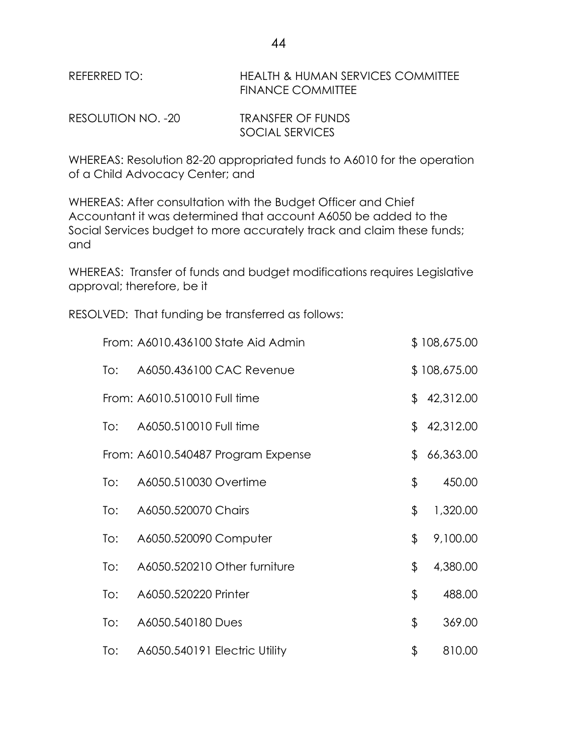REFERRED TO: HEALTH & HUMAN SERVICES COMMITTEE
FINANCE COMMITTEE

RESOLUTION NO. -20 TRANSFER OF FUNDS
SOCIAL SERVICES

WHEREAS: Resolution 82-20 appropriated funds to A6010 for the operation of a Child Advocacy Center; and

WHEREAS: After consultation with the Budget Officer and Chief Accountant it was determined that account A6050 be added to the Social Services budget to more accurately track and claim these funds; and

WHEREAS: Transfer of funds and budget modifications requires Legislative approval; therefore, be it

RESOLVED: That funding be transferred as follows:

| | | |
|---|---|---|
| From: | A6010.436100 State Aid Admin | $ 108,675.00 |
| To: | A6050.436100 CAC Revenue | $ 108,675.00 |
| From: | A6010.510010 Full time | $ 42,312.00 |
| To: | A6050.510010 Full time | $ 42,312.00 |
| From: | A6010.540487 Program Expense | $ 66,363.00 |
| To: | A6050.510030 Overtime | $ 450.00 |
| To: | A6050.520070 Chairs | $ 1,320.00 |
| To: | A6050.520090 Computer | $ 9,100.00 |
| To: | A6050.520210 Other furniture | $ 4,380.00 |
| To: | A6050.520220 Printer | $ 488.00 |
| To: | A6050.540180 Dues | $ 369.00 |
| To: | A6050.540191 Electric Utility | $ 810.00 |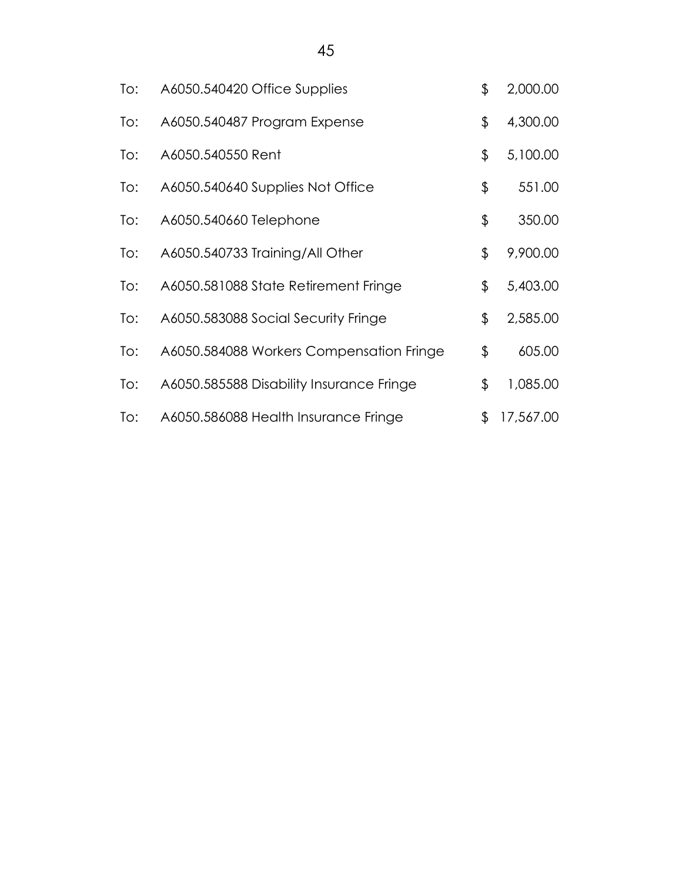| | | | |
|---|---|---|---|
| To: | A6050.540420 Office Supplies | $ | 2,000.00 |
| To: | A6050.540487 Program Expense | $ | 4,300.00 |
| To: | A6050.540550 Rent | $ | 5,100.00 |
| To: | A6050.540640 Supplies Not Office | $ | 551.00 |
| To: | A6050.540660 Telephone | $ | 350.00 |
| To: | A6050.540733 Training/All Other | $ | 9,900.00 |
| To: | A6050.581088 State Retirement Fringe | $ | 5,403.00 |
| To: | A6050.583088 Social Security Fringe | $ | 2,585.00 |
| To: | A6050.584088 Workers Compensation Fringe | $ | 605.00 |
| To: | A6050.585588 Disability Insurance Fringe | $ | 1,085.00 |
| To: | A6050.586088 Health Insurance Fringe | $ | 17,567.00 |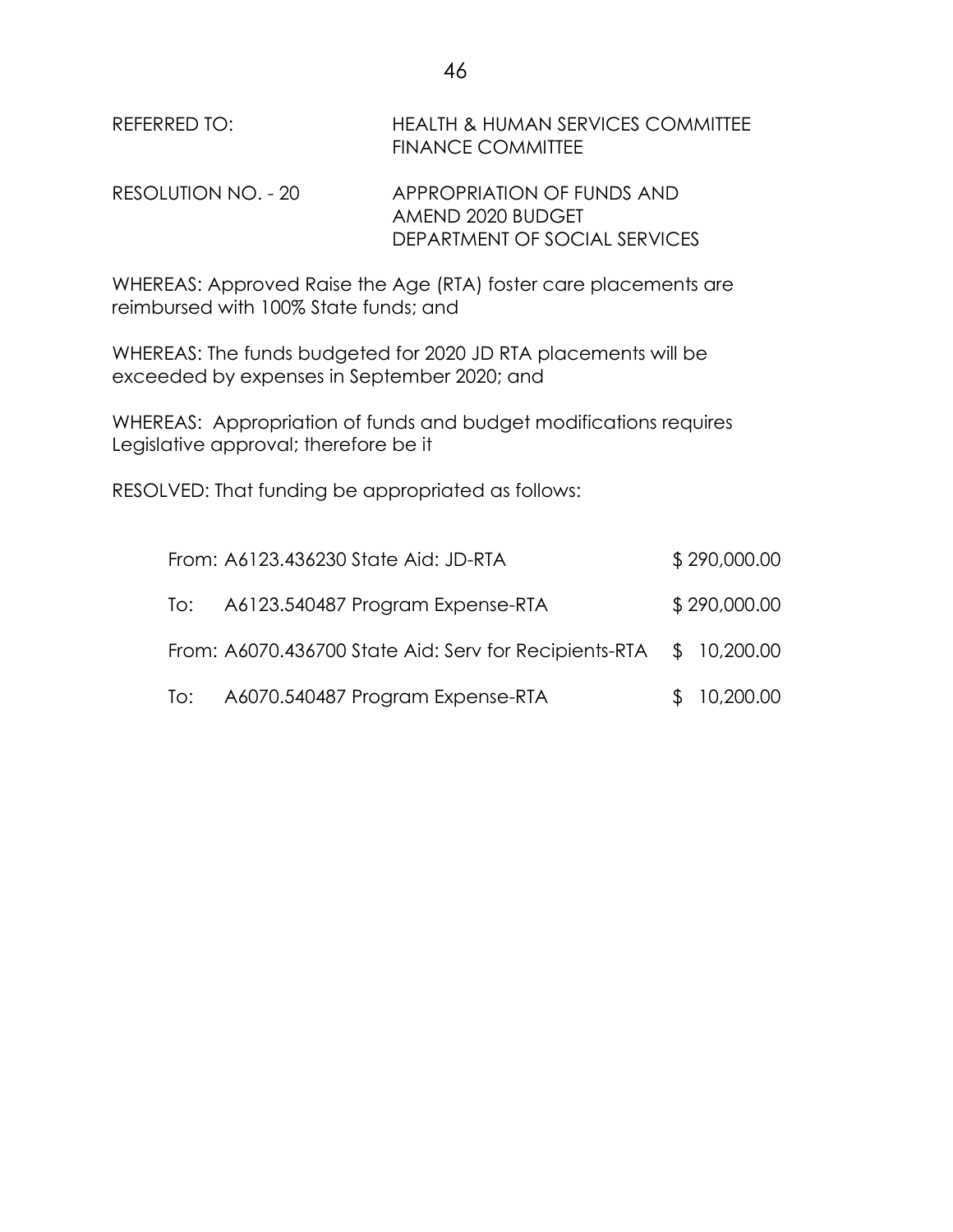REFERRED TO: HEALTH & HUMAN SERVICES COMMITTEE
FINANCE COMMITTEE

RESOLUTION NO. - 20 APPROPRIATION OF FUNDS AND
AMEND 2020 BUDGET
DEPARTMENT OF SOCIAL SERVICES

WHEREAS: Approved Raise the Age (RTA) foster care placements are reimbursed with 100% State funds; and

WHEREAS: The funds budgeted for 2020 JD RTA placements will be exceeded by expenses in September 2020; and

WHEREAS: Appropriation of funds and budget modifications requires Legislative approval; therefore be it

RESOLVED: That funding be appropriated as follows:

| | | |
|---|---|---|
| From: | A6123.436230 State Aid: JD-RTA | $ 290,000.00 |
| To: | A6123.540487 Program Expense-RTA | $ 290,000.00 |
| From: | A6070.436700 State Aid: Serv for Recipients-RTA | $ 10,200.00 |
| To: | A6070.540487 Program Expense-RTA | $ 10,200.00 |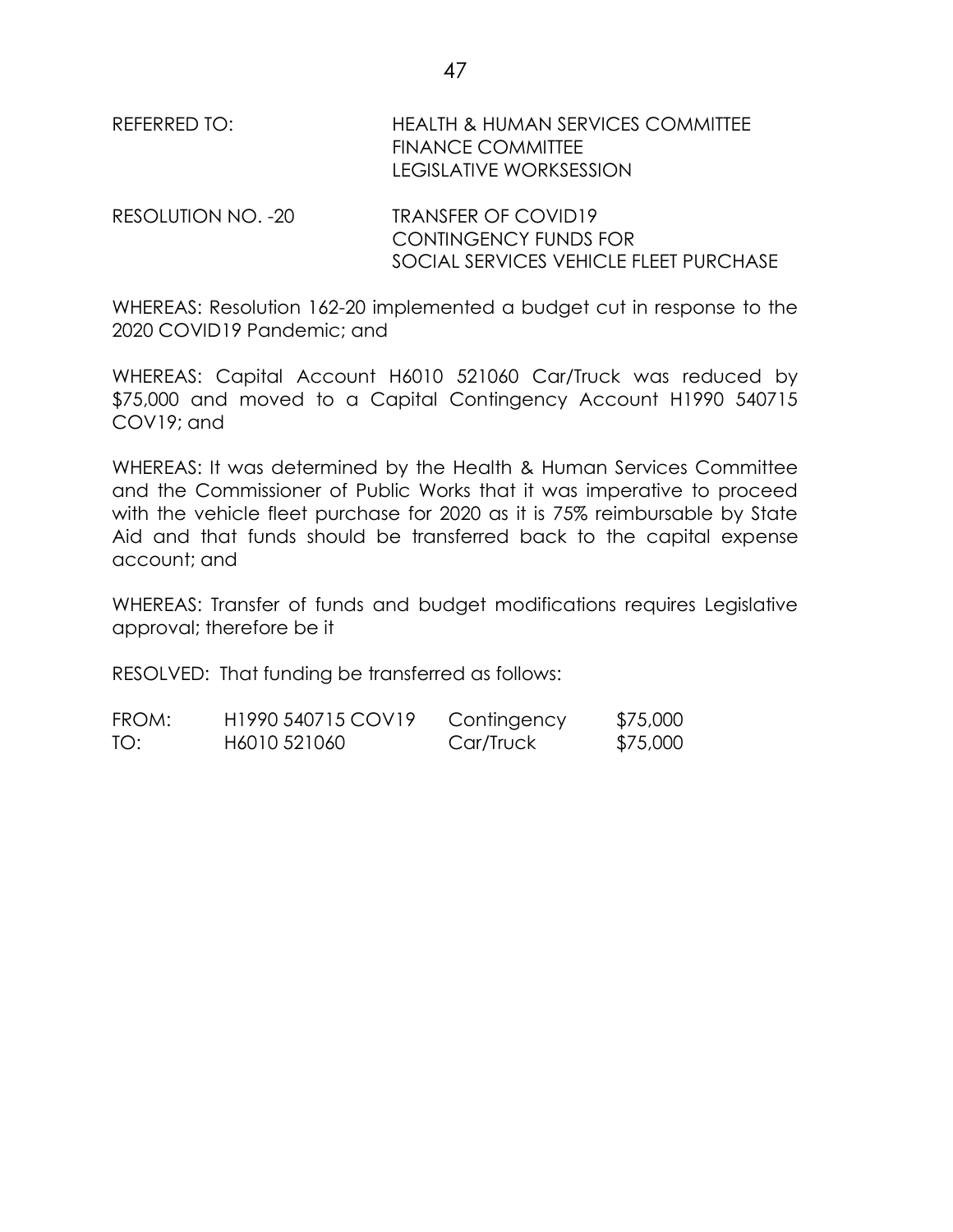REFERRED TO: HEALTH & HUMAN SERVICES COMMITTEE
FINANCE COMMITTEE
LEGISLATIVE WORKSESSION

RESOLUTION NO. -20 TRANSFER OF COVID19
CONTINGENCY FUNDS FOR
SOCIAL SERVICES VEHICLE FLEET PURCHASE

WHEREAS: Resolution 162-20 implemented a budget cut in response to the 2020 COVID19 Pandemic; and

WHEREAS: Capital Account H6010 521060 Car/Truck was reduced by $75,000 and moved to a Capital Contingency Account H1990 540715 COV19; and

WHEREAS: It was determined by the Health & Human Services Committee and the Commissioner of Public Works that it was imperative to proceed with the vehicle fleet purchase for 2020 as it is 75% reimbursable by State Aid and that funds should be transferred back to the capital expense account; and

WHEREAS: Transfer of funds and budget modifications requires Legislative approval; therefore be it

RESOLVED: That funding be transferred as follows:

| | | | |
|---|---|---|---|
| FROM: | H1990 540715 COV19 | Contingency | $75,000 |
| TO: | H6010 521060 | Car/Truck | $75,000 |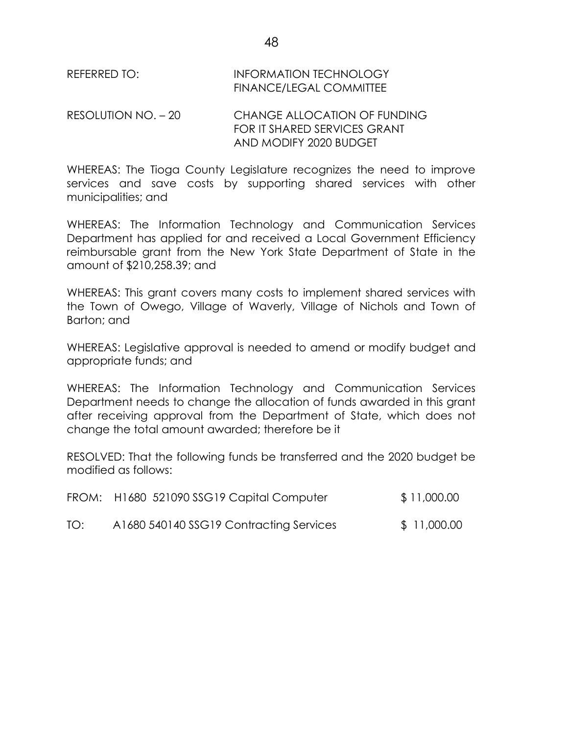REFERRED TO: INFORMATION TECHNOLOGY
FINANCE/LEGAL COMMITTEE

RESOLUTION NO. – 20 CHANGE ALLOCATION OF FUNDING FOR IT SHARED SERVICES GRANT AND MODIFY 2020 BUDGET

WHEREAS: The Tioga County Legislature recognizes the need to improve services and save costs by supporting shared services with other municipalities; and

WHEREAS: The Information Technology and Communication Services Department has applied for and received a Local Government Efficiency reimbursable grant from the New York State Department of State in the amount of $210,258.39; and

WHEREAS: This grant covers many costs to implement shared services with the Town of Owego, Village of Waverly, Village of Nichols and Town of Barton; and

WHEREAS: Legislative approval is needed to amend or modify budget and appropriate funds; and

WHEREAS: The Information Technology and Communication Services Department needs to change the allocation of funds awarded in this grant after receiving approval from the Department of State, which does not change the total amount awarded; therefore be it

RESOLVED: That the following funds be transferred and the 2020 budget be modified as follows:

| | | |
|---|---|---|
| FROM: | H1680 521090 SSG19 Capital Computer | $ 11,000.00 |
| TO: | A1680 540140 SSG19 Contracting Services | $ 11,000.00 |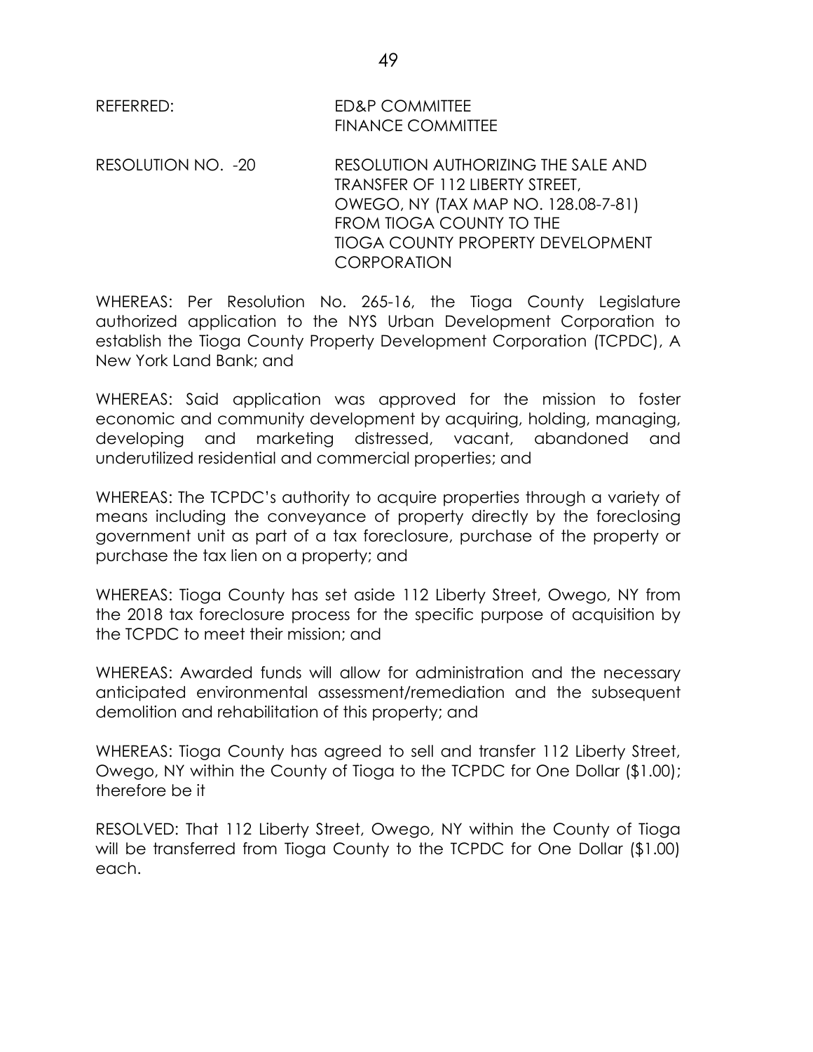REFERRED: ED&P COMMITTEE
FINANCE COMMITTEE

RESOLUTION NO. -20 RESOLUTION AUTHORIZING THE SALE AND TRANSFER OF 112 LIBERTY STREET, OWEGO, NY (TAX MAP NO. 128.08-7-81) FROM TIOGA COUNTY TO THE TIOGA COUNTY PROPERTY DEVELOPMENT CORPORATION

WHEREAS: Per Resolution No. 265-16, the Tioga County Legislature authorized application to the NYS Urban Development Corporation to establish the Tioga County Property Development Corporation (TCPDC), A New York Land Bank; and

WHEREAS: Said application was approved for the mission to foster economic and community development by acquiring, holding, managing, developing and marketing distressed, vacant, abandoned and underutilized residential and commercial properties; and

WHEREAS: The TCPDC's authority to acquire properties through a variety of means including the conveyance of property directly by the foreclosing government unit as part of a tax foreclosure, purchase of the property or purchase the tax lien on a property; and

WHEREAS: Tioga County has set aside 112 Liberty Street, Owego, NY from the 2018 tax foreclosure process for the specific purpose of acquisition by the TCPDC to meet their mission; and

WHEREAS: Awarded funds will allow for administration and the necessary anticipated environmental assessment/remediation and the subsequent demolition and rehabilitation of this property; and

WHEREAS: Tioga County has agreed to sell and transfer 112 Liberty Street, Owego, NY within the County of Tioga to the TCPDC for One Dollar ($1.00); therefore be it

RESOLVED: That 112 Liberty Street, Owego, NY within the County of Tioga will be transferred from Tioga County to the TCPDC for One Dollar ($1.00) each.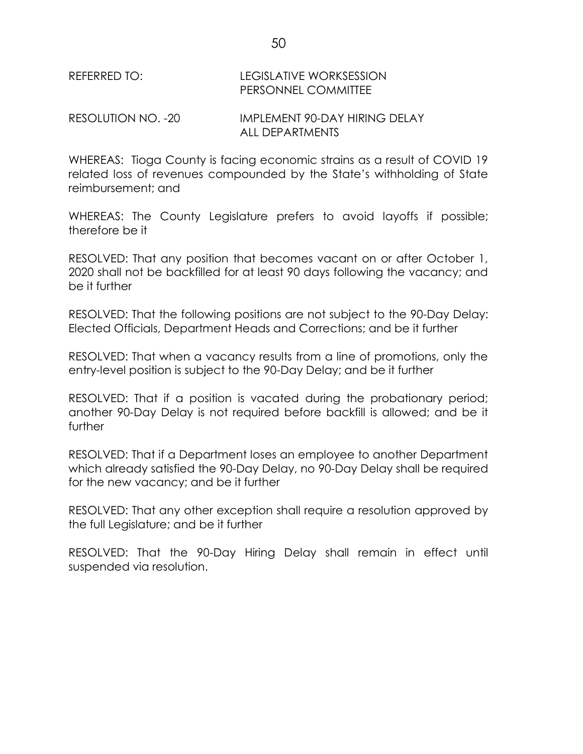REFERRED TO: LEGISLATIVE WORKSESSION
PERSONNEL COMMITTEE

RESOLUTION NO. -20 IMPLEMENT 90-DAY HIRING DELAY
ALL DEPARTMENTS

WHEREAS: Tioga County is facing economic strains as a result of COVID 19 related loss of revenues compounded by the State's withholding of State reimbursement; and

WHEREAS: The County Legislature prefers to avoid layoffs if possible; therefore be it

RESOLVED: That any position that becomes vacant on or after October 1, 2020 shall not be backfilled for at least 90 days following the vacancy; and be it further

RESOLVED: That the following positions are not subject to the 90-Day Delay: Elected Officials, Department Heads and Corrections; and be it further

RESOLVED: That when a vacancy results from a line of promotions, only the entry-level position is subject to the 90-Day Delay; and be it further

RESOLVED: That if a position is vacated during the probationary period; another 90-Day Delay is not required before backfill is allowed; and be it further

RESOLVED: That if a Department loses an employee to another Department which already satisfied the 90-Day Delay, no 90-Day Delay shall be required for the new vacancy; and be it further

RESOLVED: That any other exception shall require a resolution approved by the full Legislature; and be it further

RESOLVED: That the 90-Day Hiring Delay shall remain in effect until suspended via resolution.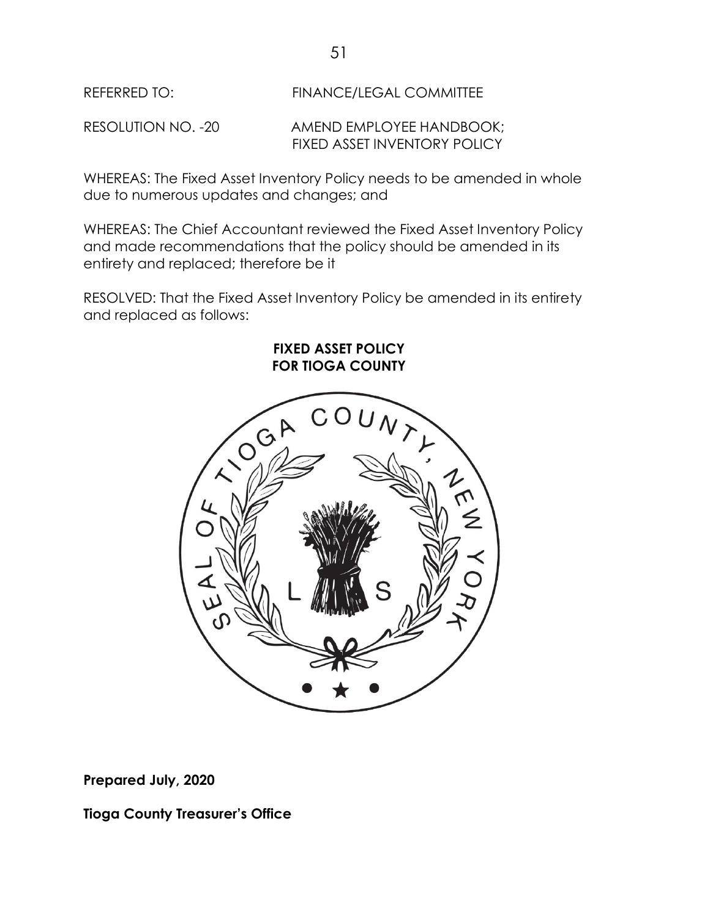REFERRED TO: FINANCE/LEGAL COMMITTEE

RESOLUTION NO. -20 AMEND EMPLOYEE HANDBOOK; FIXED ASSET INVENTORY POLICY

WHEREAS: The Fixed Asset Inventory Policy needs to be amended in whole due to numerous updates and changes; and

WHEREAS: The Chief Accountant reviewed the Fixed Asset Inventory Policy and made recommendations that the policy should be amended in its entirety and replaced; therefore be it

RESOLVED: That the Fixed Asset Inventory Policy be amended in its entirety and replaced as follows:

**FIXED ASSET POLICY**
**FOR TIOGA COUNTY**

**Prepared July, 2020**

**Tioga County Treasurer's Office**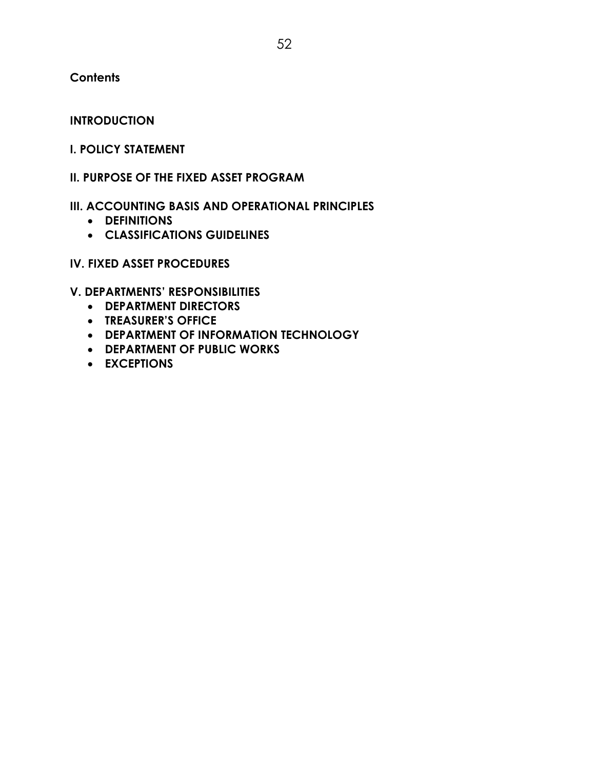**Contents**

**INTRODUCTION**

**I. POLICY STATEMENT**

**II. PURPOSE OF THE FIXED ASSET PROGRAM**

**III. ACCOUNTING BASIS AND OPERATIONAL PRINCIPLES**

- **DEFINITIONS**
- **CLASSIFICATIONS GUIDELINES**

**IV. FIXED ASSET PROCEDURES**

**V. DEPARTMENTS' RESPONSIBILITIES**

- **DEPARTMENT DIRECTORS**
- **TREASURER'S OFFICE**
- **DEPARTMENT OF INFORMATION TECHNOLOGY**
- **DEPARTMENT OF PUBLIC WORKS**
- **EXCEPTIONS**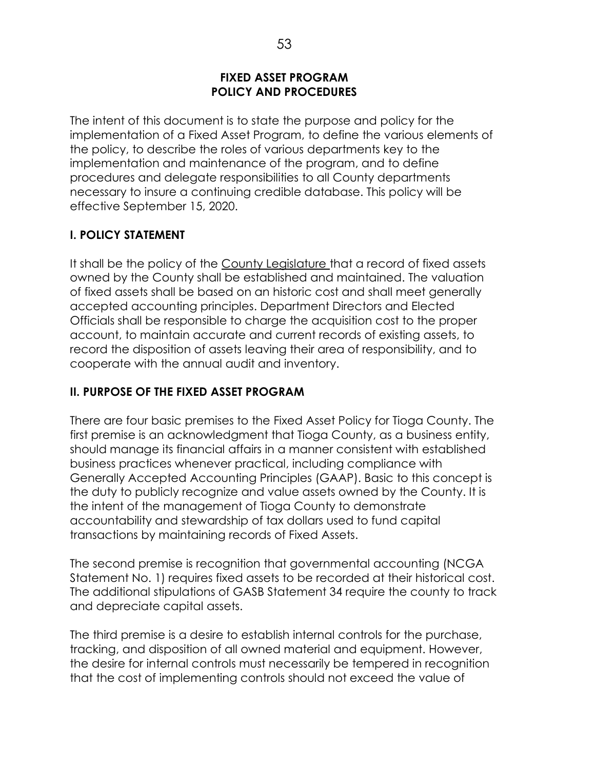## FIXED ASSET PROGRAM
## POLICY AND PROCEDURES

The intent of this document is to state the purpose and policy for the implementation of a Fixed Asset Program, to define the various elements of the policy, to describe the roles of various departments key to the implementation and maintenance of the program, and to define procedures and delegate responsibilities to all County departments necessary to insure a continuing credible database. This policy will be effective September 15, 2020.

### I. POLICY STATEMENT

It shall be the policy of the County Legislature that a record of fixed assets owned by the County shall be established and maintained. The valuation of fixed assets shall be based on an historic cost and shall meet generally accepted accounting principles. Department Directors and Elected Officials shall be responsible to charge the acquisition cost to the proper account, to maintain accurate and current records of existing assets, to record the disposition of assets leaving their area of responsibility, and to cooperate with the annual audit and inventory.

### II. PURPOSE OF THE FIXED ASSET PROGRAM

There are four basic premises to the Fixed Asset Policy for Tioga County. The first premise is an acknowledgment that Tioga County, as a business entity, should manage its financial affairs in a manner consistent with established business practices whenever practical, including compliance with Generally Accepted Accounting Principles (GAAP). Basic to this concept is the duty to publicly recognize and value assets owned by the County. It is the intent of the management of Tioga County to demonstrate accountability and stewardship of tax dollars used to fund capital transactions by maintaining records of Fixed Assets.

The second premise is recognition that governmental accounting (NCGA Statement No. 1) requires fixed assets to be recorded at their historical cost. The additional stipulations of GASB Statement 34 require the county to track and depreciate capital assets.

The third premise is a desire to establish internal controls for the purchase, tracking, and disposition of all owned material and equipment. However, the desire for internal controls must necessarily be tempered in recognition that the cost of implementing controls should not exceed the value of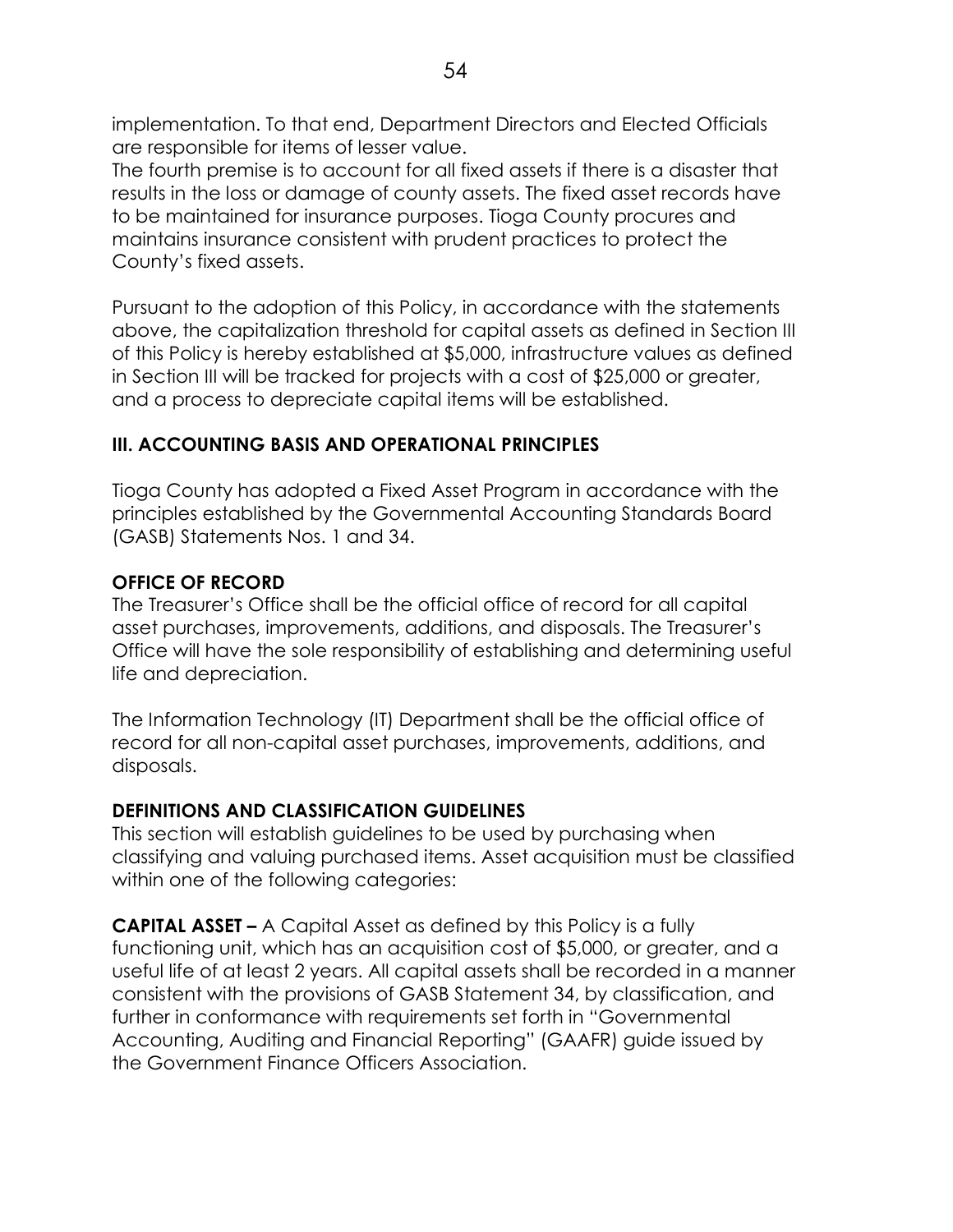implementation. To that end, Department Directors and Elected Officials are responsible for items of lesser value.

The fourth premise is to account for all fixed assets if there is a disaster that results in the loss or damage of county assets. The fixed asset records have to be maintained for insurance purposes. Tioga County procures and maintains insurance consistent with prudent practices to protect the County's fixed assets.

Pursuant to the adoption of this Policy, in accordance with the statements above, the capitalization threshold for capital assets as defined in Section III of this Policy is hereby established at $5,000, infrastructure values as defined in Section III will be tracked for projects with a cost of $25,000 or greater, and a process to depreciate capital items will be established.

## III. ACCOUNTING BASIS AND OPERATIONAL PRINCIPLES

Tioga County has adopted a Fixed Asset Program in accordance with the principles established by the Governmental Accounting Standards Board (GASB) Statements Nos. 1 and 34.

### OFFICE OF RECORD

The Treasurer's Office shall be the official office of record for all capital asset purchases, improvements, additions, and disposals. The Treasurer's Office will have the sole responsibility of establishing and determining useful life and depreciation.

The Information Technology (IT) Department shall be the official office of record for all non-capital asset purchases, improvements, additions, and disposals.

### DEFINITIONS AND CLASSIFICATION GUIDELINES

This section will establish guidelines to be used by purchasing when classifying and valuing purchased items. Asset acquisition must be classified within one of the following categories:

**CAPITAL ASSET –** A Capital Asset as defined by this Policy is a fully functioning unit, which has an acquisition cost of $5,000, or greater, and a useful life of at least 2 years. All capital assets shall be recorded in a manner consistent with the provisions of GASB Statement 34, by classification, and further in conformance with requirements set forth in "Governmental Accounting, Auditing and Financial Reporting" (GAAFR) guide issued by the Government Finance Officers Association.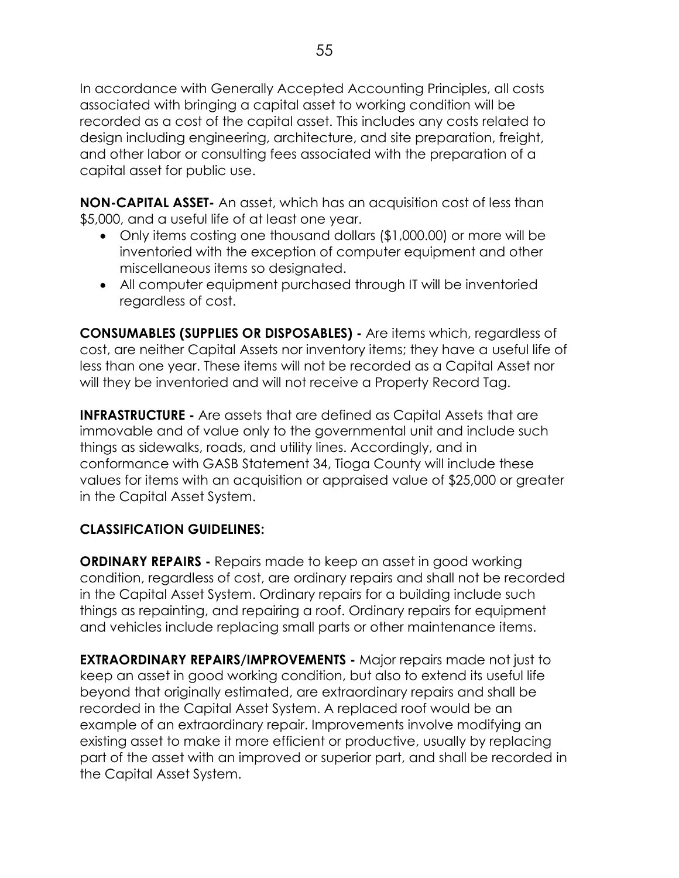In accordance with Generally Accepted Accounting Principles, all costs associated with bringing a capital asset to working condition will be recorded as a cost of the capital asset. This includes any costs related to design including engineering, architecture, and site preparation, freight, and other labor or consulting fees associated with the preparation of a capital asset for public use.

**NON-CAPITAL ASSET-** An asset, which has an acquisition cost of less than $5,000, and a useful life of at least one year.

- Only items costing one thousand dollars ($1,000.00) or more will be inventoried with the exception of computer equipment and other miscellaneous items so designated.
- All computer equipment purchased through IT will be inventoried regardless of cost.

**CONSUMABLES (SUPPLIES OR DISPOSABLES) -** Are items which, regardless of cost, are neither Capital Assets nor inventory items; they have a useful life of less than one year. These items will not be recorded as a Capital Asset nor will they be inventoried and will not receive a Property Record Tag.

**INFRASTRUCTURE -** Are assets that are defined as Capital Assets that are immovable and of value only to the governmental unit and include such things as sidewalks, roads, and utility lines. Accordingly, and in conformance with GASB Statement 34, Tioga County will include these values for items with an acquisition or appraised value of $25,000 or greater in the Capital Asset System.

**CLASSIFICATION GUIDELINES:**

**ORDINARY REPAIRS -** Repairs made to keep an asset in good working condition, regardless of cost, are ordinary repairs and shall not be recorded in the Capital Asset System. Ordinary repairs for a building include such things as repainting, and repairing a roof. Ordinary repairs for equipment and vehicles include replacing small parts or other maintenance items.

**EXTRAORDINARY REPAIRS/IMPROVEMENTS -** Major repairs made not just to keep an asset in good working condition, but also to extend its useful life beyond that originally estimated, are extraordinary repairs and shall be recorded in the Capital Asset System. A replaced roof would be an example of an extraordinary repair. Improvements involve modifying an existing asset to make it more efficient or productive, usually by replacing part of the asset with an improved or superior part, and shall be recorded in the Capital Asset System.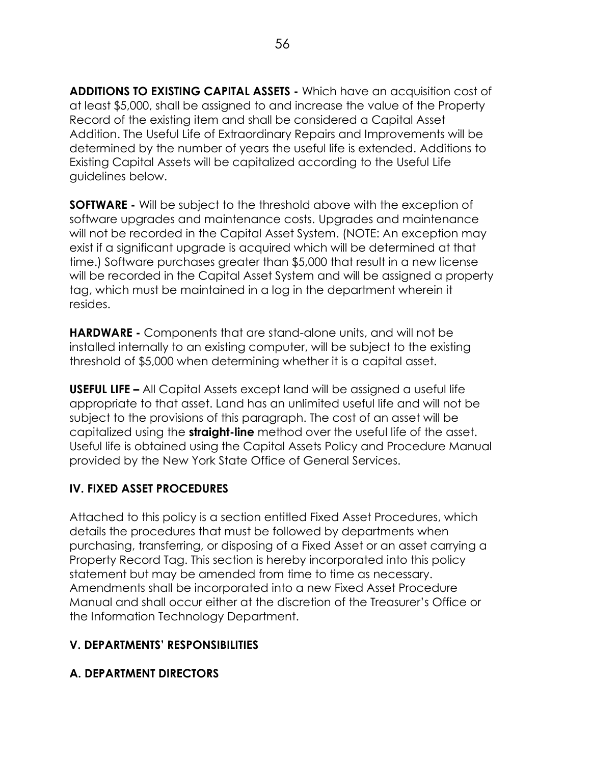**ADDITIONS TO EXISTING CAPITAL ASSETS -** Which have an acquisition cost of at least $5,000, shall be assigned to and increase the value of the Property Record of the existing item and shall be considered a Capital Asset Addition. The Useful Life of Extraordinary Repairs and Improvements will be determined by the number of years the useful life is extended. Additions to Existing Capital Assets will be capitalized according to the Useful Life guidelines below.

**SOFTWARE -** Will be subject to the threshold above with the exception of software upgrades and maintenance costs. Upgrades and maintenance will not be recorded in the Capital Asset System. (NOTE: An exception may exist if a significant upgrade is acquired which will be determined at that time.) Software purchases greater than $5,000 that result in a new license will be recorded in the Capital Asset System and will be assigned a property tag, which must be maintained in a log in the department wherein it resides.

**HARDWARE -** Components that are stand-alone units, and will not be installed internally to an existing computer, will be subject to the existing threshold of $5,000 when determining whether it is a capital asset.

**USEFUL LIFE –** All Capital Assets except land will be assigned a useful life appropriate to that asset. Land has an unlimited useful life and will not be subject to the provisions of this paragraph. The cost of an asset will be capitalized using the **straight-line** method over the useful life of the asset. Useful life is obtained using the Capital Assets Policy and Procedure Manual provided by the New York State Office of General Services.

## IV. FIXED ASSET PROCEDURES

Attached to this policy is a section entitled Fixed Asset Procedures, which details the procedures that must be followed by departments when purchasing, transferring, or disposing of a Fixed Asset or an asset carrying a Property Record Tag. This section is hereby incorporated into this policy statement but may be amended from time to time as necessary. Amendments shall be incorporated into a new Fixed Asset Procedure Manual and shall occur either at the discretion of the Treasurer's Office or the Information Technology Department.

## V. DEPARTMENTS' RESPONSIBILITIES

### A. DEPARTMENT DIRECTORS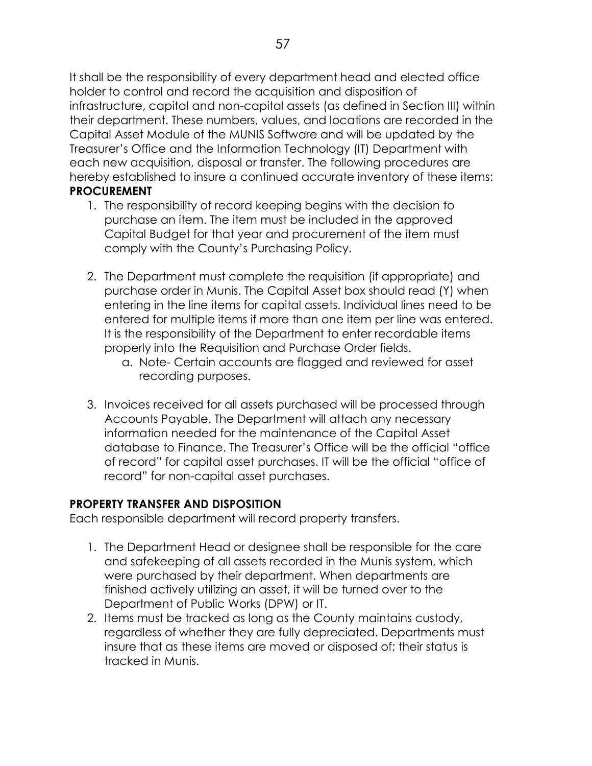It shall be the responsibility of every department head and elected office holder to control and record the acquisition and disposition of infrastructure, capital and non-capital assets (as defined in Section III) within their department. These numbers, values, and locations are recorded in the Capital Asset Module of the MUNIS Software and will be updated by the Treasurer's Office and the Information Technology (IT) Department with each new acquisition, disposal or transfer. The following procedures are hereby established to insure a continued accurate inventory of these items:

**PROCUREMENT**

1. The responsibility of record keeping begins with the decision to purchase an item. The item must be included in the approved Capital Budget for that year and procurement of the item must comply with the County's Purchasing Policy.

2. The Department must complete the requisition (if appropriate) and purchase order in Munis. The Capital Asset box should read (Y) when entering in the line items for capital assets. Individual lines need to be entered for multiple items if more than one item per line was entered. It is the responsibility of the Department to enter recordable items properly into the Requisition and Purchase Order fields.
   a. Note- Certain accounts are flagged and reviewed for asset recording purposes.

3. Invoices received for all assets purchased will be processed through Accounts Payable. The Department will attach any necessary information needed for the maintenance of the Capital Asset database to Finance. The Treasurer's Office will be the official "office of record" for capital asset purchases. IT will be the official "office of record" for non-capital asset purchases.

**PROPERTY TRANSFER AND DISPOSITION**

Each responsible department will record property transfers.

1. The Department Head or designee shall be responsible for the care and safekeeping of all assets recorded in the Munis system, which were purchased by their department. When departments are finished actively utilizing an asset, it will be turned over to the Department of Public Works (DPW) or IT.
2. Items must be tracked as long as the County maintains custody, regardless of whether they are fully depreciated. Departments must insure that as these items are moved or disposed of; their status is tracked in Munis.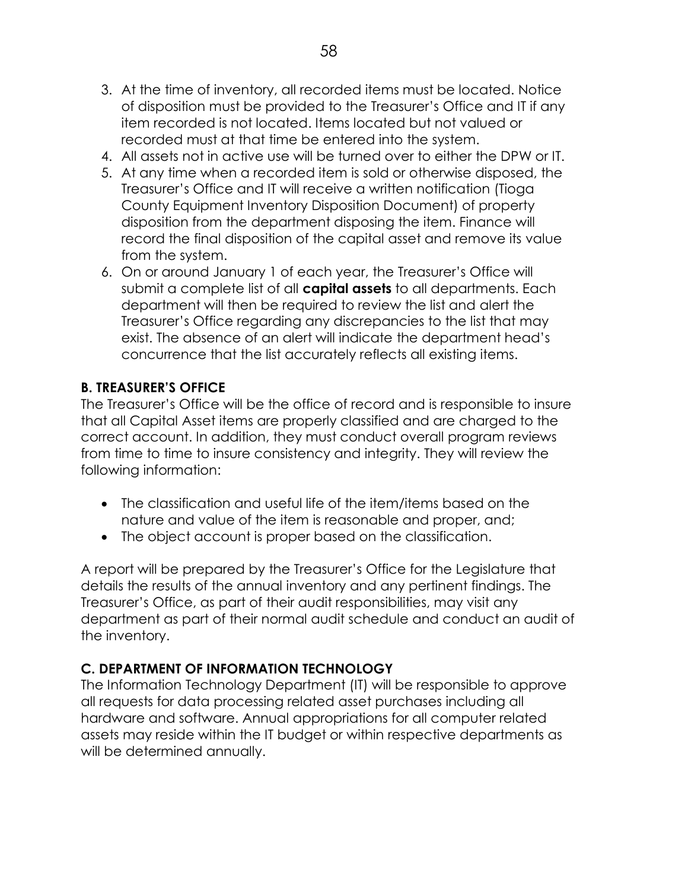3. At the time of inventory, all recorded items must be located. Notice of disposition must be provided to the Treasurer's Office and IT if any item recorded is not located. Items located but not valued or recorded must at that time be entered into the system.
4. All assets not in active use will be turned over to either the DPW or IT.
5. At any time when a recorded item is sold or otherwise disposed, the Treasurer's Office and IT will receive a written notification (Tioga County Equipment Inventory Disposition Document) of property disposition from the department disposing the item. Finance will record the final disposition of the capital asset and remove its value from the system.
6. On or around January 1 of each year, the Treasurer's Office will submit a complete list of all **capital assets** to all departments. Each department will then be required to review the list and alert the Treasurer's Office regarding any discrepancies to the list that may exist. The absence of an alert will indicate the department head's concurrence that the list accurately reflects all existing items.

### B. TREASURER'S OFFICE

The Treasurer's Office will be the office of record and is responsible to insure that all Capital Asset items are properly classified and are charged to the correct account. In addition, they must conduct overall program reviews from time to time to insure consistency and integrity. They will review the following information:

- The classification and useful life of the item/items based on the nature and value of the item is reasonable and proper, and;
- The object account is proper based on the classification.

A report will be prepared by the Treasurer's Office for the Legislature that details the results of the annual inventory and any pertinent findings. The Treasurer's Office, as part of their audit responsibilities, may visit any department as part of their normal audit schedule and conduct an audit of the inventory.

### C. DEPARTMENT OF INFORMATION TECHNOLOGY

The Information Technology Department (IT) will be responsible to approve all requests for data processing related asset purchases including all hardware and software. Annual appropriations for all computer related assets may reside within the IT budget or within respective departments as will be determined annually.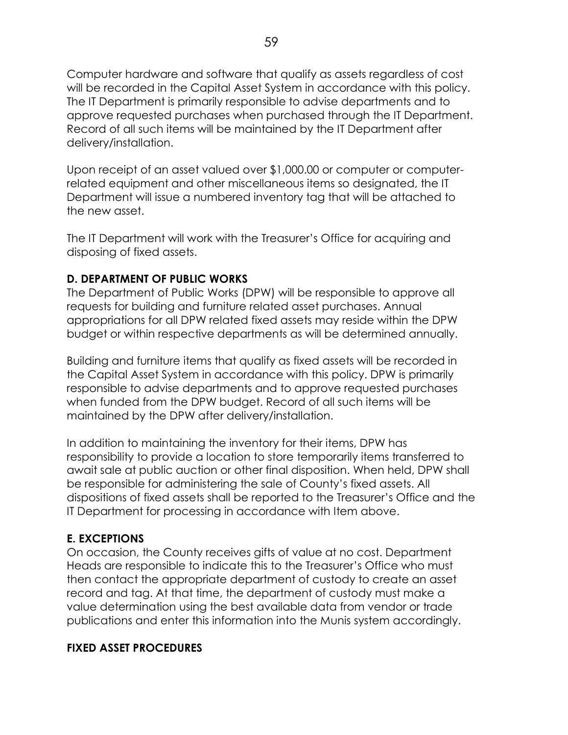Computer hardware and software that qualify as assets regardless of cost will be recorded in the Capital Asset System in accordance with this policy. The IT Department is primarily responsible to advise departments and to approve requested purchases when purchased through the IT Department. Record of all such items will be maintained by the IT Department after delivery/installation.

Upon receipt of an asset valued over $1,000.00 or computer or computer-related equipment and other miscellaneous items so designated, the IT Department will issue a numbered inventory tag that will be attached to the new asset.

The IT Department will work with the Treasurer's Office for acquiring and disposing of fixed assets.

**D. DEPARTMENT OF PUBLIC WORKS**

The Department of Public Works (DPW) will be responsible to approve all requests for building and furniture related asset purchases. Annual appropriations for all DPW related fixed assets may reside within the DPW budget or within respective departments as will be determined annually.

Building and furniture items that qualify as fixed assets will be recorded in the Capital Asset System in accordance with this policy. DPW is primarily responsible to advise departments and to approve requested purchases when funded from the DPW budget. Record of all such items will be maintained by the DPW after delivery/installation.

In addition to maintaining the inventory for their items, DPW has responsibility to provide a location to store temporarily items transferred to await sale at public auction or other final disposition. When held, DPW shall be responsible for administering the sale of County's fixed assets. All dispositions of fixed assets shall be reported to the Treasurer's Office and the IT Department for processing in accordance with Item above.

**E. EXCEPTIONS**

On occasion, the County receives gifts of value at no cost. Department Heads are responsible to indicate this to the Treasurer's Office who must then contact the appropriate department of custody to create an asset record and tag. At that time, the department of custody must make a value determination using the best available data from vendor or trade publications and enter this information into the Munis system accordingly.

**FIXED ASSET PROCEDURES**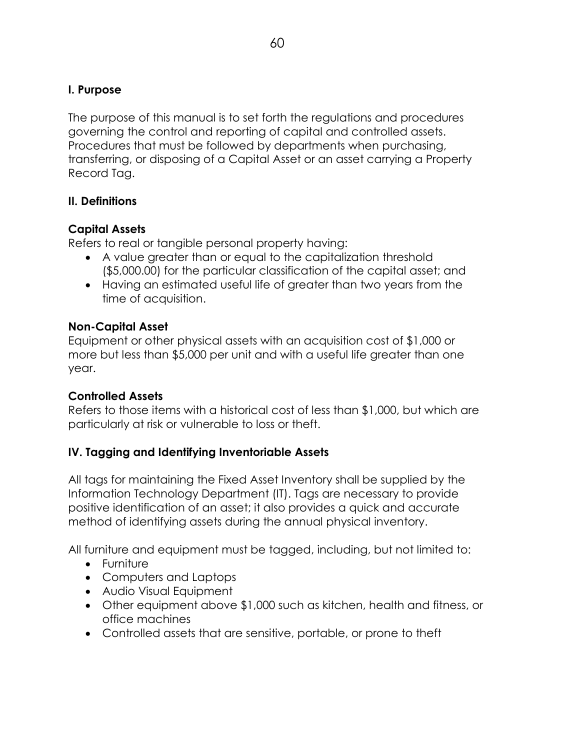## I. Purpose

The purpose of this manual is to set forth the regulations and procedures governing the control and reporting of capital and controlled assets. Procedures that must be followed by departments when purchasing, transferring, or disposing of a Capital Asset or an asset carrying a Property Record Tag.

## II. Definitions

### Capital Assets

Refers to real or tangible personal property having:

- A value greater than or equal to the capitalization threshold ($5,000.00) for the particular classification of the capital asset; and
- Having an estimated useful life of greater than two years from the time of acquisition.

### Non-Capital Asset

Equipment or other physical assets with an acquisition cost of $1,000 or more but less than $5,000 per unit and with a useful life greater than one year.

### Controlled Assets

Refers to those items with a historical cost of less than $1,000, but which are particularly at risk or vulnerable to loss or theft.

## IV. Tagging and Identifying Inventoriable Assets

All tags for maintaining the Fixed Asset Inventory shall be supplied by the Information Technology Department (IT). Tags are necessary to provide positive identification of an asset; it also provides a quick and accurate method of identifying assets during the annual physical inventory.

All furniture and equipment must be tagged, including, but not limited to:

- Furniture
- Computers and Laptops
- Audio Visual Equipment
- Other equipment above $1,000 such as kitchen, health and fitness, or office machines
- Controlled assets that are sensitive, portable, or prone to theft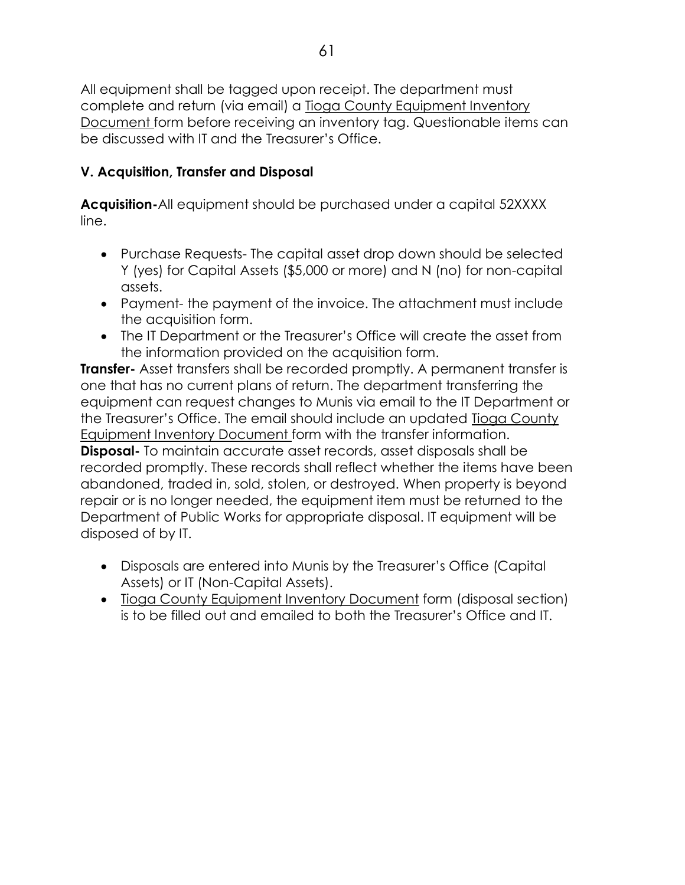All equipment shall be tagged upon receipt. The department must complete and return (via email) a Tioga County Equipment Inventory Document form before receiving an inventory tag. Questionable items can be discussed with IT and the Treasurer's Office.

### V. Acquisition, Transfer and Disposal

**Acquisition-**All equipment should be purchased under a capital 52XXXX line.

- Purchase Requests- The capital asset drop down should be selected Y (yes) for Capital Assets ($5,000 or more) and N (no) for non-capital assets.
- Payment- the payment of the invoice. The attachment must include the acquisition form.
- The IT Department or the Treasurer's Office will create the asset from the information provided on the acquisition form.

**Transfer-** Asset transfers shall be recorded promptly. A permanent transfer is one that has no current plans of return. The department transferring the equipment can request changes to Munis via email to the IT Department or the Treasurer's Office. The email should include an updated Tioga County Equipment Inventory Document form with the transfer information.

**Disposal-** To maintain accurate asset records, asset disposals shall be recorded promptly. These records shall reflect whether the items have been abandoned, traded in, sold, stolen, or destroyed. When property is beyond repair or is no longer needed, the equipment item must be returned to the Department of Public Works for appropriate disposal. IT equipment will be disposed of by IT.

- Disposals are entered into Munis by the Treasurer's Office (Capital Assets) or IT (Non-Capital Assets).
- Tioga County Equipment Inventory Document form (disposal section) is to be filled out and emailed to both the Treasurer's Office and IT.